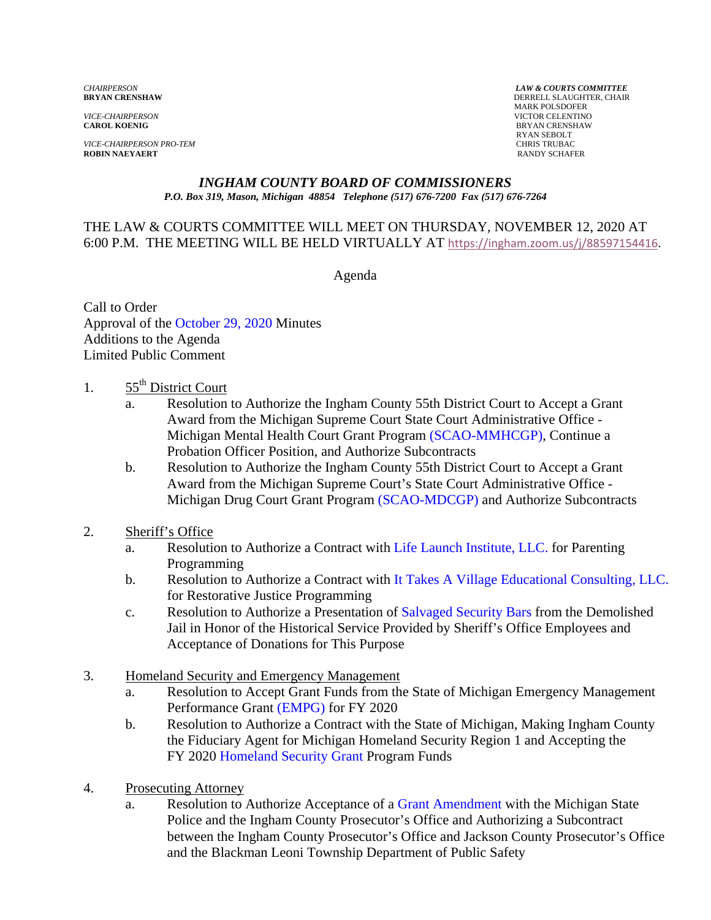*CHAIRPERSON*
**BRYAN CRENSHAW**

*VICE-CHAIRPERSON*
**CAROL KOENIG**

*VICE-CHAIRPERSON PRO-TEM*
**ROBIN NAEYAERT**

***LAW & COURTS COMMITTEE***
DERRELL SLAUGHTER, CHAIR
MARK POLSDOFER
VICTOR CELENTINO
BRYAN CRENSHAW
RYAN SEBOLT
CHRIS TRUBAC
RANDY SCHAFER

## *INGHAM COUNTY BOARD OF COMMISSIONERS*

***P.O. Box 319, Mason, Michigan 48854 Telephone (517) 676-7200 Fax (517) 676-7264***

THE LAW & COURTS COMMITTEE WILL MEET ON THURSDAY, NOVEMBER 12, 2020 AT 6:00 P.M. THE MEETING WILL BE HELD VIRTUALLY AT https://ingham.zoom.us/j/88597154416.

Agenda

Call to Order
Approval of the October 29, 2020 Minutes
Additions to the Agenda
Limited Public Comment

1. 55th District Court
   a. Resolution to Authorize the Ingham County 55th District Court to Accept a Grant Award from the Michigan Supreme Court State Court Administrative Office - Michigan Mental Health Court Grant Program (SCAO-MMHCGP), Continue a Probation Officer Position, and Authorize Subcontracts
   b. Resolution to Authorize the Ingham County 55th District Court to Accept a Grant Award from the Michigan Supreme Court's State Court Administrative Office - Michigan Drug Court Grant Program (SCAO-MDCGP) and Authorize Subcontracts

2. Sheriff's Office
   a. Resolution to Authorize a Contract with Life Launch Institute, LLC. for Parenting Programming
   b. Resolution to Authorize a Contract with It Takes A Village Educational Consulting, LLC. for Restorative Justice Programming
   c. Resolution to Authorize a Presentation of Salvaged Security Bars from the Demolished Jail in Honor of the Historical Service Provided by Sheriff's Office Employees and Acceptance of Donations for This Purpose

3. Homeland Security and Emergency Management
   a. Resolution to Accept Grant Funds from the State of Michigan Emergency Management Performance Grant (EMPG) for FY 2020
   b. Resolution to Authorize a Contract with the State of Michigan, Making Ingham County the Fiduciary Agent for Michigan Homeland Security Region 1 and Accepting the FY 2020 Homeland Security Grant Program Funds

4. Prosecuting Attorney
   a. Resolution to Authorize Acceptance of a Grant Amendment with the Michigan State Police and the Ingham County Prosecutor's Office and Authorizing a Subcontract between the Ingham County Prosecutor's Office and Jackson County Prosecutor's Office and the Blackman Leoni Township Department of Public Safety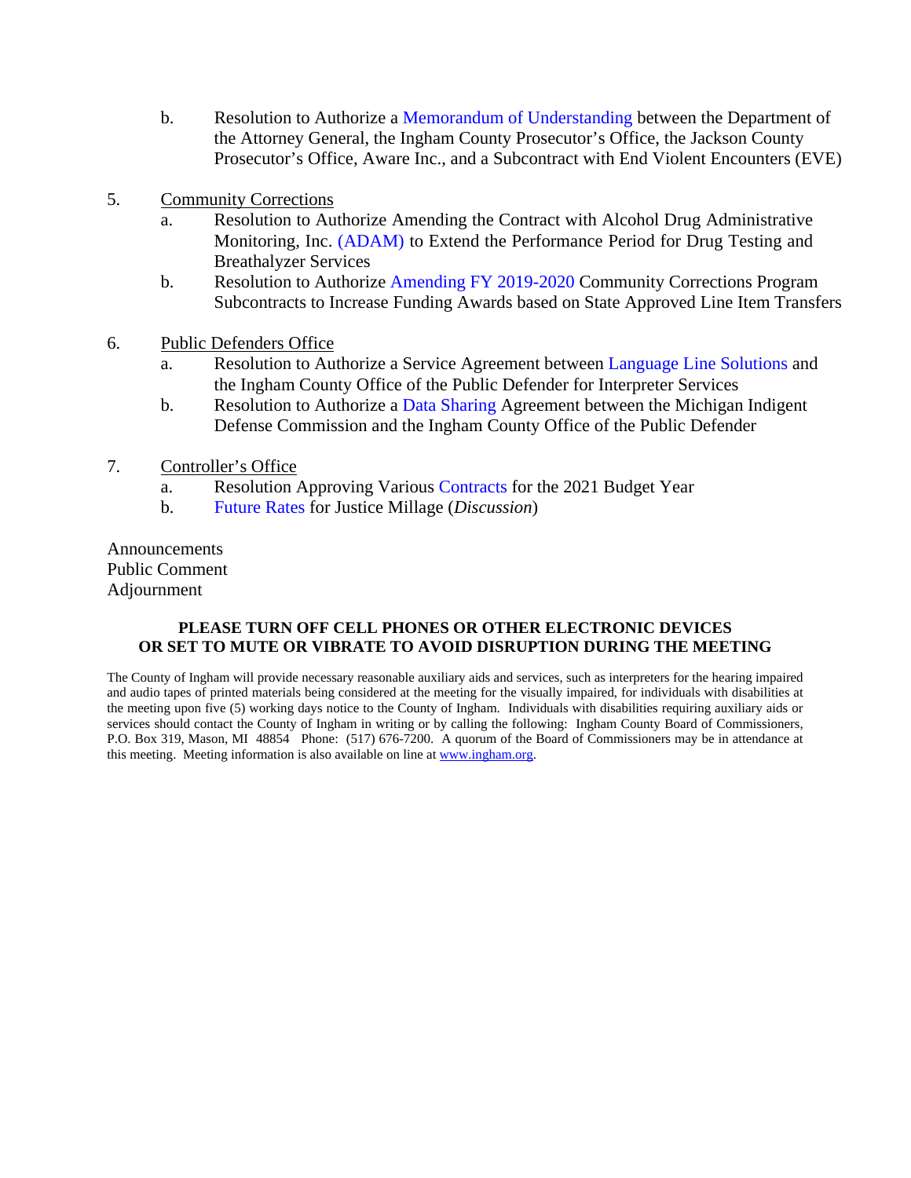b. Resolution to Authorize a Memorandum of Understanding between the Department of the Attorney General, the Ingham County Prosecutor's Office, the Jackson County Prosecutor's Office, Aware Inc., and a Subcontract with End Violent Encounters (EVE)

5. Community Corrections
    a. Resolution to Authorize Amending the Contract with Alcohol Drug Administrative Monitoring, Inc. (ADAM) to Extend the Performance Period for Drug Testing and Breathalyzer Services
    b. Resolution to Authorize Amending FY 2019-2020 Community Corrections Program Subcontracts to Increase Funding Awards based on State Approved Line Item Transfers

6. Public Defenders Office
    a. Resolution to Authorize a Service Agreement between Language Line Solutions and the Ingham County Office of the Public Defender for Interpreter Services
    b. Resolution to Authorize a Data Sharing Agreement between the Michigan Indigent Defense Commission and the Ingham County Office of the Public Defender

7. Controller's Office
    a. Resolution Approving Various Contracts for the 2021 Budget Year
    b. Future Rates for Justice Millage (*Discussion*)

Announcements
Public Comment
Adjournment

**PLEASE TURN OFF CELL PHONES OR OTHER ELECTRONIC DEVICES OR SET TO MUTE OR VIBRATE TO AVOID DISRUPTION DURING THE MEETING**

The County of Ingham will provide necessary reasonable auxiliary aids and services, such as interpreters for the hearing impaired and audio tapes of printed materials being considered at the meeting for the visually impaired, for individuals with disabilities at the meeting upon five (5) working days notice to the County of Ingham. Individuals with disabilities requiring auxiliary aids or services should contact the County of Ingham in writing or by calling the following: Ingham County Board of Commissioners, P.O. Box 319, Mason, MI 48854 Phone: (517) 676-7200. A quorum of the Board of Commissioners may be in attendance at this meeting. Meeting information is also available on line at www.ingham.org.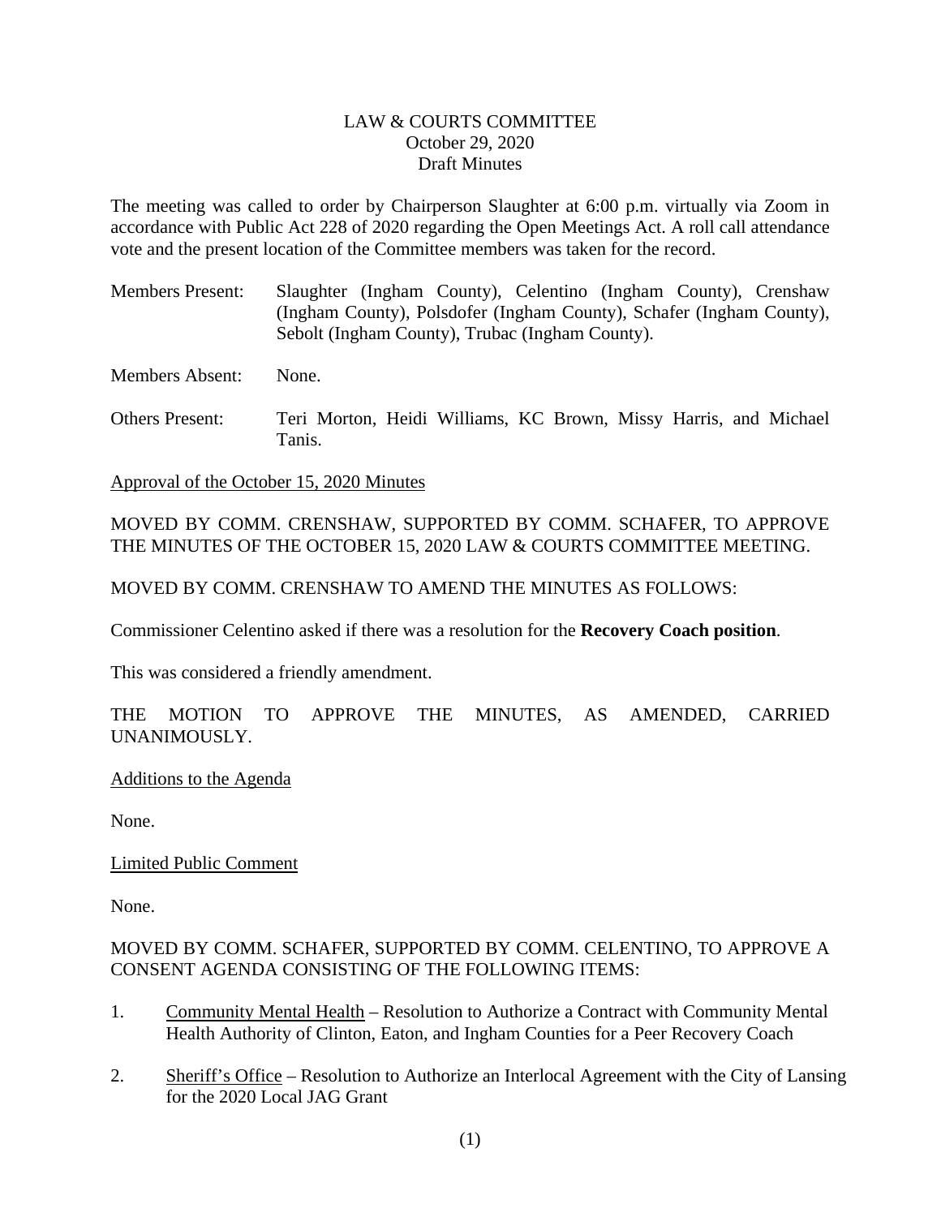LAW & COURTS COMMITTEE
October 29, 2020
Draft Minutes

The meeting was called to order by Chairperson Slaughter at 6:00 p.m. virtually via Zoom in accordance with Public Act 228 of 2020 regarding the Open Meetings Act. A roll call attendance vote and the present location of the Committee members was taken for the record.

Members Present: Slaughter (Ingham County), Celentino (Ingham County), Crenshaw (Ingham County), Polsdofer (Ingham County), Schafer (Ingham County), Sebolt (Ingham County), Trubac (Ingham County).

Members Absent: None.

Others Present: Teri Morton, Heidi Williams, KC Brown, Missy Harris, and Michael Tanis.

Approval of the October 15, 2020 Minutes

MOVED BY COMM. CRENSHAW, SUPPORTED BY COMM. SCHAFER, TO APPROVE THE MINUTES OF THE OCTOBER 15, 2020 LAW & COURTS COMMITTEE MEETING.

MOVED BY COMM. CRENSHAW TO AMEND THE MINUTES AS FOLLOWS:

Commissioner Celentino asked if there was a resolution for the **Recovery Coach position**.

This was considered a friendly amendment.

THE MOTION TO APPROVE THE MINUTES, AS AMENDED, CARRIED UNANIMOUSLY.

Additions to the Agenda

None.

Limited Public Comment

None.

MOVED BY COMM. SCHAFER, SUPPORTED BY COMM. CELENTINO, TO APPROVE A CONSENT AGENDA CONSISTING OF THE FOLLOWING ITEMS:

1. Community Mental Health – Resolution to Authorize a Contract with Community Mental Health Authority of Clinton, Eaton, and Ingham Counties for a Peer Recovery Coach

2. Sheriff's Office – Resolution to Authorize an Interlocal Agreement with the City of Lansing for the 2020 Local JAG Grant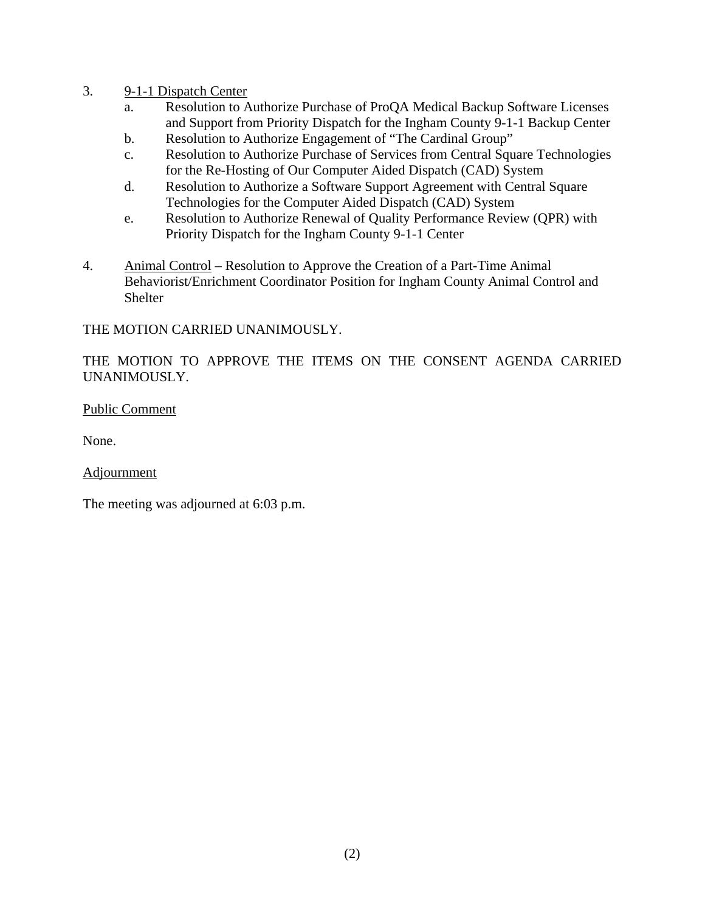3. <u>9-1-1 Dispatch Center</u>
   a. Resolution to Authorize Purchase of ProQA Medical Backup Software Licenses and Support from Priority Dispatch for the Ingham County 9-1-1 Backup Center
   b. Resolution to Authorize Engagement of "The Cardinal Group"
   c. Resolution to Authorize Purchase of Services from Central Square Technologies for the Re-Hosting of Our Computer Aided Dispatch (CAD) System
   d. Resolution to Authorize a Software Support Agreement with Central Square Technologies for the Computer Aided Dispatch (CAD) System
   e. Resolution to Authorize Renewal of Quality Performance Review (QPR) with Priority Dispatch for the Ingham County 9-1-1 Center

4. <u>Animal Control</u> – Resolution to Approve the Creation of a Part-Time Animal Behaviorist/Enrichment Coordinator Position for Ingham County Animal Control and Shelter

THE MOTION CARRIED UNANIMOUSLY.

THE MOTION TO APPROVE THE ITEMS ON THE CONSENT AGENDA CARRIED UNANIMOUSLY.

<u>Public Comment</u>

None.

<u>Adjournment</u>

The meeting was adjourned at 6:03 p.m.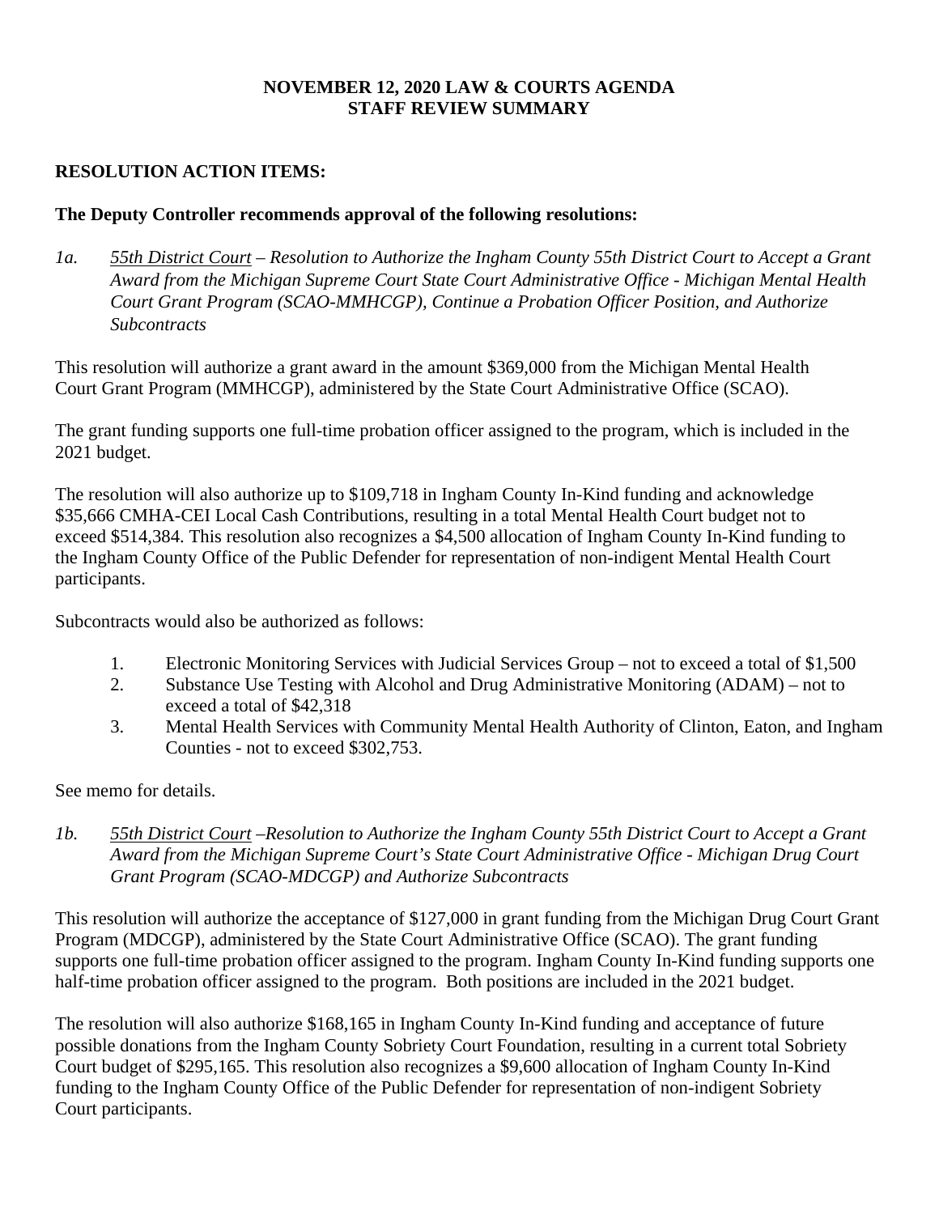**NOVEMBER 12, 2020 LAW & COURTS AGENDA**
**STAFF REVIEW SUMMARY**

**RESOLUTION ACTION ITEMS:**

**The Deputy Controller recommends approval of the following resolutions:**

*1a.* *55th District Court – Resolution to Authorize the Ingham County 55th District Court to Accept a Grant Award from the Michigan Supreme Court State Court Administrative Office - Michigan Mental Health Court Grant Program (SCAO-MMHCGP), Continue a Probation Officer Position, and Authorize Subcontracts*

This resolution will authorize a grant award in the amount $369,000 from the Michigan Mental Health Court Grant Program (MMHCGP), administered by the State Court Administrative Office (SCAO).

The grant funding supports one full-time probation officer assigned to the program, which is included in the 2021 budget.

The resolution will also authorize up to $109,718 in Ingham County In-Kind funding and acknowledge $35,666 CMHA-CEI Local Cash Contributions, resulting in a total Mental Health Court budget not to exceed $514,384. This resolution also recognizes a $4,500 allocation of Ingham County In-Kind funding to the Ingham County Office of the Public Defender for representation of non-indigent Mental Health Court participants.

Subcontracts would also be authorized as follows:

1. Electronic Monitoring Services with Judicial Services Group – not to exceed a total of $1,500
2. Substance Use Testing with Alcohol and Drug Administrative Monitoring (ADAM) – not to exceed a total of $42,318
3. Mental Health Services with Community Mental Health Authority of Clinton, Eaton, and Ingham Counties - not to exceed $302,753.

See memo for details.

*1b.* *55th District Court –Resolution to Authorize the Ingham County 55th District Court to Accept a Grant Award from the Michigan Supreme Court's State Court Administrative Office - Michigan Drug Court Grant Program (SCAO-MDCGP) and Authorize Subcontracts*

This resolution will authorize the acceptance of $127,000 in grant funding from the Michigan Drug Court Grant Program (MDCGP), administered by the State Court Administrative Office (SCAO). The grant funding supports one full-time probation officer assigned to the program. Ingham County In-Kind funding supports one half-time probation officer assigned to the program. Both positions are included in the 2021 budget.

The resolution will also authorize $168,165 in Ingham County In-Kind funding and acceptance of future possible donations from the Ingham County Sobriety Court Foundation, resulting in a current total Sobriety Court budget of $295,165. This resolution also recognizes a $9,600 allocation of Ingham County In-Kind funding to the Ingham County Office of the Public Defender for representation of non-indigent Sobriety Court participants.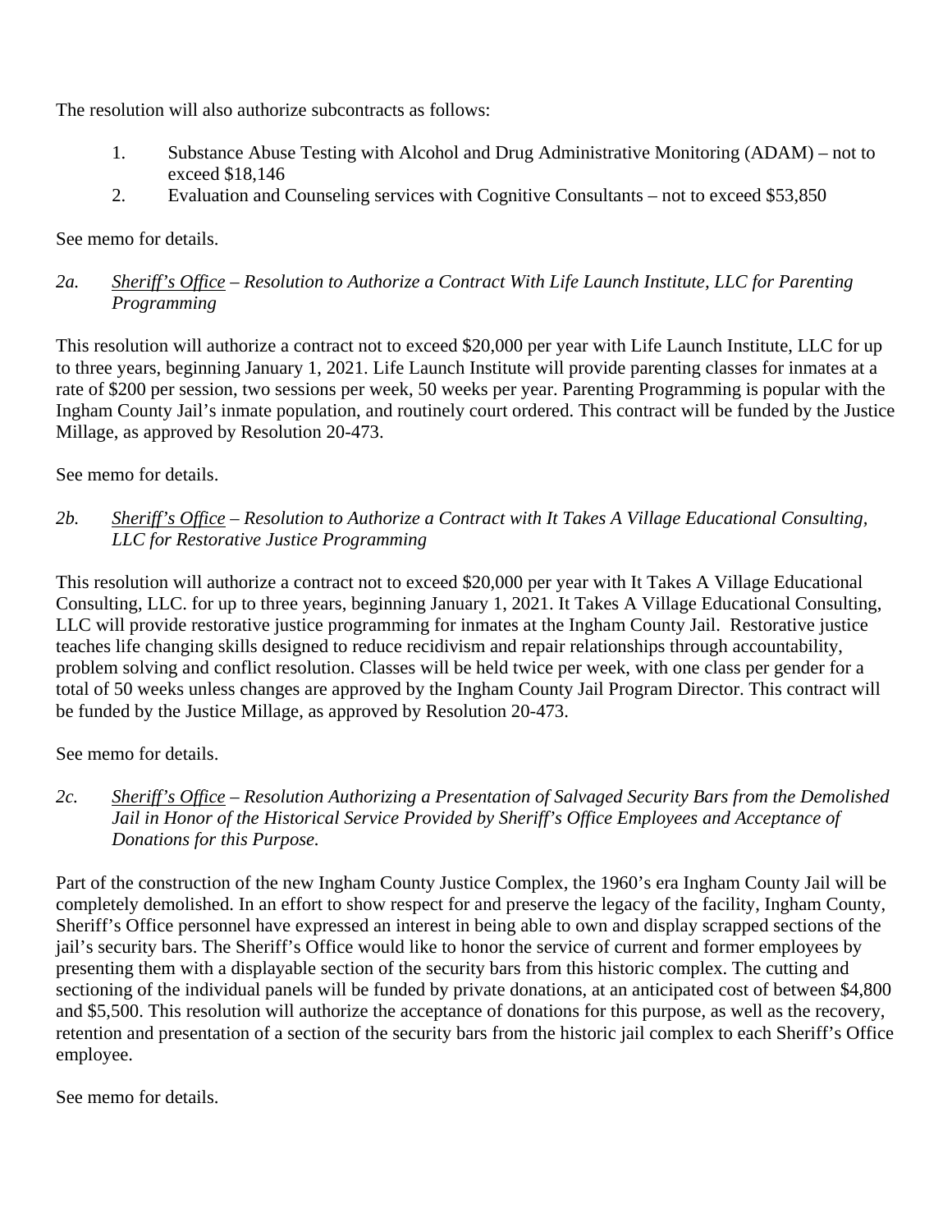The resolution will also authorize subcontracts as follows:

1. Substance Abuse Testing with Alcohol and Drug Administrative Monitoring (ADAM) – not to exceed $18,146
2. Evaluation and Counseling services with Cognitive Consultants – not to exceed $53,850

See memo for details.

*2a. <u>Sheriff's Office</u> – Resolution to Authorize a Contract With Life Launch Institute, LLC for Parenting Programming*

This resolution will authorize a contract not to exceed $20,000 per year with Life Launch Institute, LLC for up to three years, beginning January 1, 2021. Life Launch Institute will provide parenting classes for inmates at a rate of $200 per session, two sessions per week, 50 weeks per year. Parenting Programming is popular with the Ingham County Jail's inmate population, and routinely court ordered. This contract will be funded by the Justice Millage, as approved by Resolution 20-473.

See memo for details.

*2b. <u>Sheriff's Office</u> – Resolution to Authorize a Contract with It Takes A Village Educational Consulting, LLC for Restorative Justice Programming*

This resolution will authorize a contract not to exceed $20,000 per year with It Takes A Village Educational Consulting, LLC. for up to three years, beginning January 1, 2021. It Takes A Village Educational Consulting, LLC will provide restorative justice programming for inmates at the Ingham County Jail. Restorative justice teaches life changing skills designed to reduce recidivism and repair relationships through accountability, problem solving and conflict resolution. Classes will be held twice per week, with one class per gender for a total of 50 weeks unless changes are approved by the Ingham County Jail Program Director. This contract will be funded by the Justice Millage, as approved by Resolution 20-473.

See memo for details.

*2c. <u>Sheriff's Office</u> – Resolution Authorizing a Presentation of Salvaged Security Bars from the Demolished Jail in Honor of the Historical Service Provided by Sheriff's Office Employees and Acceptance of Donations for this Purpose.*

Part of the construction of the new Ingham County Justice Complex, the 1960's era Ingham County Jail will be completely demolished. In an effort to show respect for and preserve the legacy of the facility, Ingham County, Sheriff's Office personnel have expressed an interest in being able to own and display scrapped sections of the jail's security bars. The Sheriff's Office would like to honor the service of current and former employees by presenting them with a displayable section of the security bars from this historic complex. The cutting and sectioning of the individual panels will be funded by private donations, at an anticipated cost of between $4,800 and $5,500. This resolution will authorize the acceptance of donations for this purpose, as well as the recovery, retention and presentation of a section of the security bars from the historic jail complex to each Sheriff's Office employee.

See memo for details.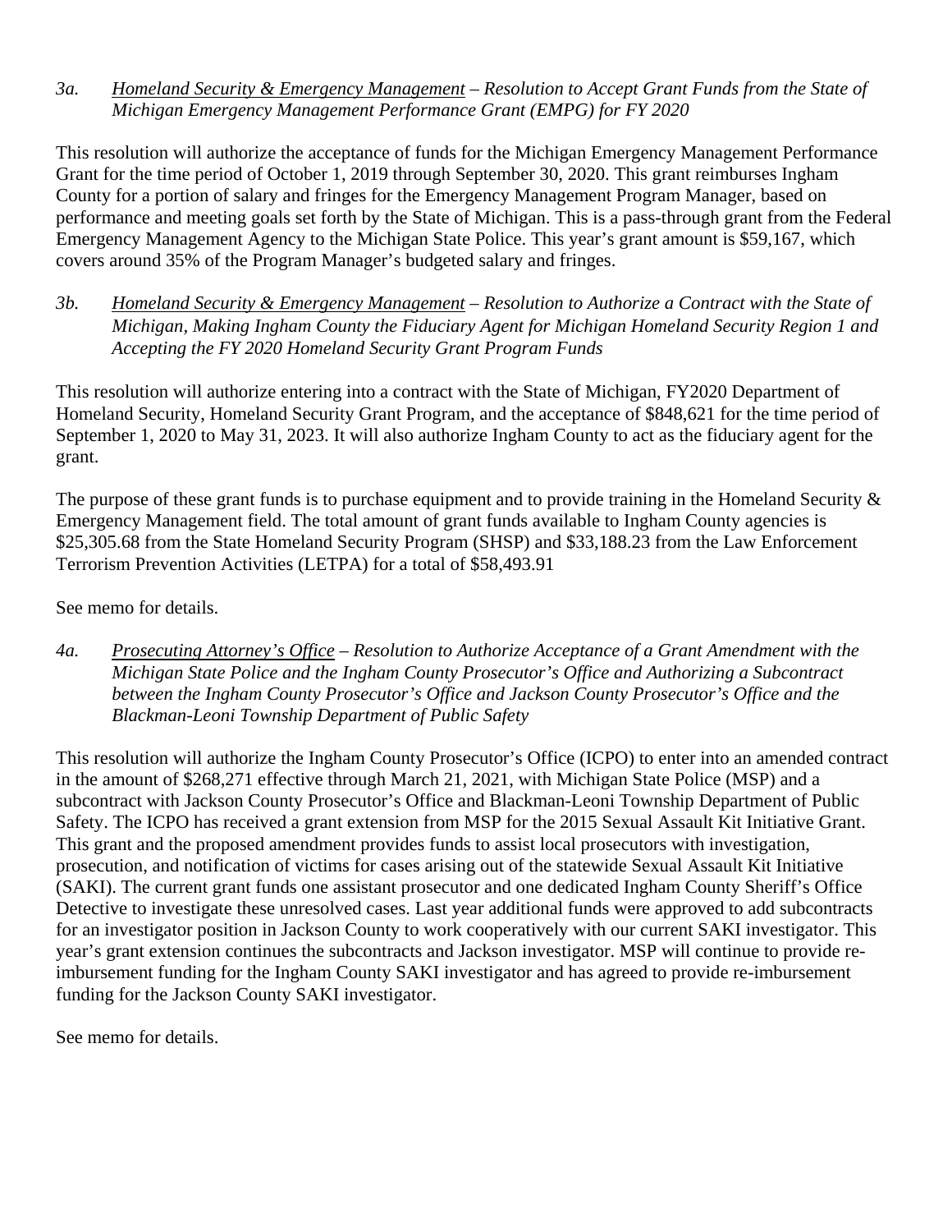*3a.* *<u>Homeland Security & Emergency Management</u> – Resolution to Accept Grant Funds from the State of Michigan Emergency Management Performance Grant (EMPG) for FY 2020*

This resolution will authorize the acceptance of funds for the Michigan Emergency Management Performance Grant for the time period of October 1, 2019 through September 30, 2020. This grant reimburses Ingham County for a portion of salary and fringes for the Emergency Management Program Manager, based on performance and meeting goals set forth by the State of Michigan. This is a pass-through grant from the Federal Emergency Management Agency to the Michigan State Police. This year's grant amount is $59,167, which covers around 35% of the Program Manager's budgeted salary and fringes.

*3b.* *<u>Homeland Security & Emergency Management</u> – Resolution to Authorize a Contract with the State of Michigan, Making Ingham County the Fiduciary Agent for Michigan Homeland Security Region 1 and Accepting the FY 2020 Homeland Security Grant Program Funds*

This resolution will authorize entering into a contract with the State of Michigan, FY2020 Department of Homeland Security, Homeland Security Grant Program, and the acceptance of $848,621 for the time period of September 1, 2020 to May 31, 2023. It will also authorize Ingham County to act as the fiduciary agent for the grant.

The purpose of these grant funds is to purchase equipment and to provide training in the Homeland Security & Emergency Management field. The total amount of grant funds available to Ingham County agencies is $25,305.68 from the State Homeland Security Program (SHSP) and $33,188.23 from the Law Enforcement Terrorism Prevention Activities (LETPA) for a total of $58,493.91

See memo for details.

*4a.* *<u>Prosecuting Attorney's Office</u> – Resolution to Authorize Acceptance of a Grant Amendment with the Michigan State Police and the Ingham County Prosecutor's Office and Authorizing a Subcontract between the Ingham County Prosecutor's Office and Jackson County Prosecutor's Office and the Blackman-Leoni Township Department of Public Safety*

This resolution will authorize the Ingham County Prosecutor's Office (ICPO) to enter into an amended contract in the amount of $268,271 effective through March 21, 2021, with Michigan State Police (MSP) and a subcontract with Jackson County Prosecutor's Office and Blackman-Leoni Township Department of Public Safety. The ICPO has received a grant extension from MSP for the 2015 Sexual Assault Kit Initiative Grant. This grant and the proposed amendment provides funds to assist local prosecutors with investigation, prosecution, and notification of victims for cases arising out of the statewide Sexual Assault Kit Initiative (SAKI). The current grant funds one assistant prosecutor and one dedicated Ingham County Sheriff's Office Detective to investigate these unresolved cases. Last year additional funds were approved to add subcontracts for an investigator position in Jackson County to work cooperatively with our current SAKI investigator. This year's grant extension continues the subcontracts and Jackson investigator. MSP will continue to provide re-imbursement funding for the Ingham County SAKI investigator and has agreed to provide re-imbursement funding for the Jackson County SAKI investigator.

See memo for details.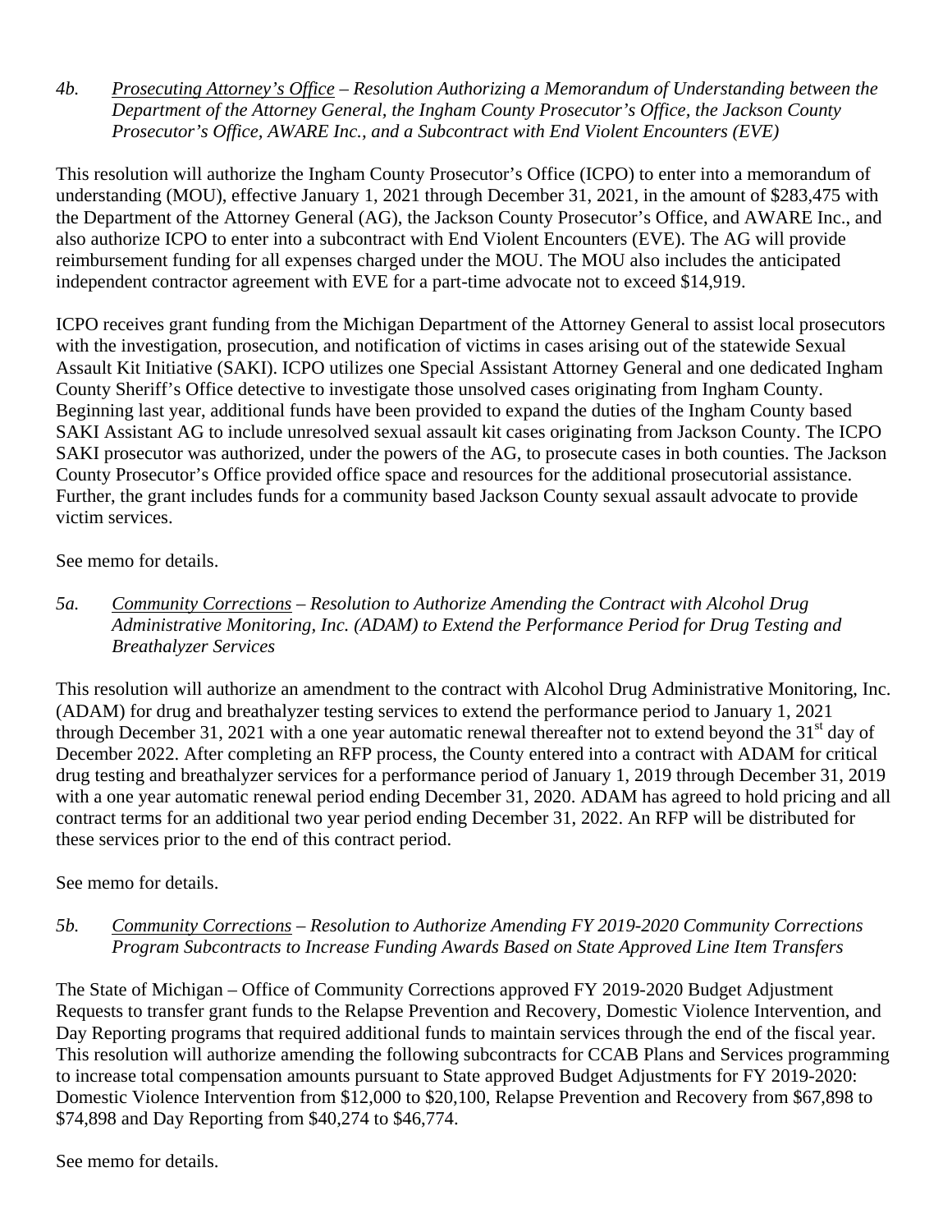*4b.* *<u>Prosecuting Attorney's Office</u> – Resolution Authorizing a Memorandum of Understanding between the Department of the Attorney General, the Ingham County Prosecutor's Office, the Jackson County Prosecutor's Office, AWARE Inc., and a Subcontract with End Violent Encounters (EVE)*

This resolution will authorize the Ingham County Prosecutor's Office (ICPO) to enter into a memorandum of understanding (MOU), effective January 1, 2021 through December 31, 2021, in the amount of $283,475 with the Department of the Attorney General (AG), the Jackson County Prosecutor's Office, and AWARE Inc., and also authorize ICPO to enter into a subcontract with End Violent Encounters (EVE). The AG will provide reimbursement funding for all expenses charged under the MOU. The MOU also includes the anticipated independent contractor agreement with EVE for a part-time advocate not to exceed $14,919.

ICPO receives grant funding from the Michigan Department of the Attorney General to assist local prosecutors with the investigation, prosecution, and notification of victims in cases arising out of the statewide Sexual Assault Kit Initiative (SAKI). ICPO utilizes one Special Assistant Attorney General and one dedicated Ingham County Sheriff's Office detective to investigate those unsolved cases originating from Ingham County. Beginning last year, additional funds have been provided to expand the duties of the Ingham County based SAKI Assistant AG to include unresolved sexual assault kit cases originating from Jackson County. The ICPO SAKI prosecutor was authorized, under the powers of the AG, to prosecute cases in both counties. The Jackson County Prosecutor's Office provided office space and resources for the additional prosecutorial assistance. Further, the grant includes funds for a community based Jackson County sexual assault advocate to provide victim services.

See memo for details.

*5a.* *<u>Community Corrections</u> – Resolution to Authorize Amending the Contract with Alcohol Drug Administrative Monitoring, Inc. (ADAM) to Extend the Performance Period for Drug Testing and Breathalyzer Services*

This resolution will authorize an amendment to the contract with Alcohol Drug Administrative Monitoring, Inc. (ADAM) for drug and breathalyzer testing services to extend the performance period to January 1, 2021 through December 31, 2021 with a one year automatic renewal thereafter not to extend beyond the 31st day of December 2022. After completing an RFP process, the County entered into a contract with ADAM for critical drug testing and breathalyzer services for a performance period of January 1, 2019 through December 31, 2019 with a one year automatic renewal period ending December 31, 2020. ADAM has agreed to hold pricing and all contract terms for an additional two year period ending December 31, 2022. An RFP will be distributed for these services prior to the end of this contract period.

See memo for details.

*5b.* *<u>Community Corrections</u> – Resolution to Authorize Amending FY 2019-2020 Community Corrections Program Subcontracts to Increase Funding Awards Based on State Approved Line Item Transfers*

The State of Michigan – Office of Community Corrections approved FY 2019-2020 Budget Adjustment Requests to transfer grant funds to the Relapse Prevention and Recovery, Domestic Violence Intervention, and Day Reporting programs that required additional funds to maintain services through the end of the fiscal year. This resolution will authorize amending the following subcontracts for CCAB Plans and Services programming to increase total compensation amounts pursuant to State approved Budget Adjustments for FY 2019-2020: Domestic Violence Intervention from $12,000 to $20,100, Relapse Prevention and Recovery from $67,898 to $74,898 and Day Reporting from $40,274 to $46,774.

See memo for details.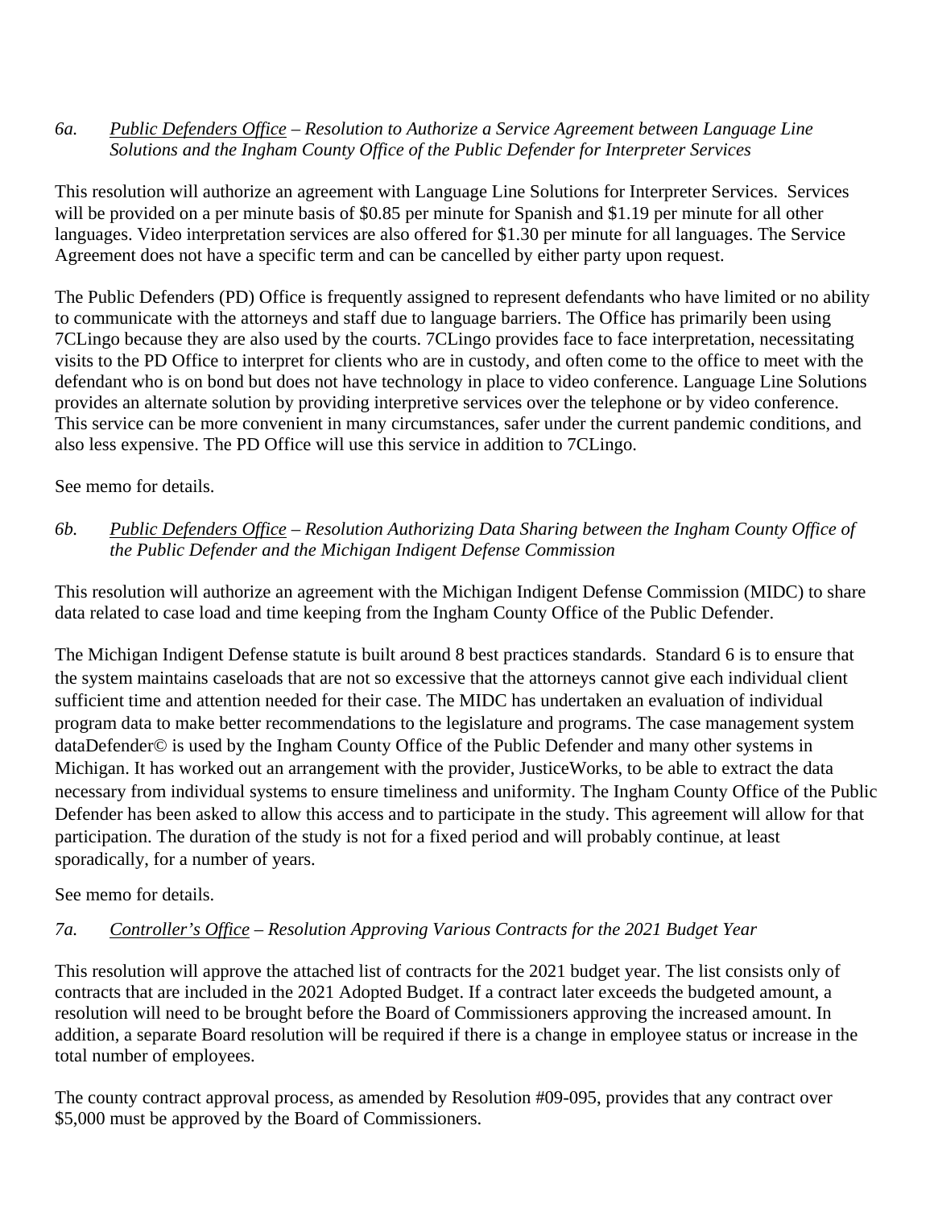*6a.* *Public Defenders Office – Resolution to Authorize a Service Agreement between Language Line Solutions and the Ingham County Office of the Public Defender for Interpreter Services*

This resolution will authorize an agreement with Language Line Solutions for Interpreter Services. Services will be provided on a per minute basis of $0.85 per minute for Spanish and $1.19 per minute for all other languages. Video interpretation services are also offered for $1.30 per minute for all languages. The Service Agreement does not have a specific term and can be cancelled by either party upon request.

The Public Defenders (PD) Office is frequently assigned to represent defendants who have limited or no ability to communicate with the attorneys and staff due to language barriers. The Office has primarily been using 7CLingo because they are also used by the courts. 7CLingo provides face to face interpretation, necessitating visits to the PD Office to interpret for clients who are in custody, and often come to the office to meet with the defendant who is on bond but does not have technology in place to video conference. Language Line Solutions provides an alternate solution by providing interpretive services over the telephone or by video conference. This service can be more convenient in many circumstances, safer under the current pandemic conditions, and also less expensive. The PD Office will use this service in addition to 7CLingo.

See memo for details.

*6b.* *Public Defenders Office – Resolution Authorizing Data Sharing between the Ingham County Office of the Public Defender and the Michigan Indigent Defense Commission*

This resolution will authorize an agreement with the Michigan Indigent Defense Commission (MIDC) to share data related to case load and time keeping from the Ingham County Office of the Public Defender.

The Michigan Indigent Defense statute is built around 8 best practices standards. Standard 6 is to ensure that the system maintains caseloads that are not so excessive that the attorneys cannot give each individual client sufficient time and attention needed for their case. The MIDC has undertaken an evaluation of individual program data to make better recommendations to the legislature and programs. The case management system dataDefender© is used by the Ingham County Office of the Public Defender and many other systems in Michigan. It has worked out an arrangement with the provider, JusticeWorks, to be able to extract the data necessary from individual systems to ensure timeliness and uniformity. The Ingham County Office of the Public Defender has been asked to allow this access and to participate in the study. This agreement will allow for that participation. The duration of the study is not for a fixed period and will probably continue, at least sporadically, for a number of years.

See memo for details.

*7a.* *Controller's Office – Resolution Approving Various Contracts for the 2021 Budget Year*

This resolution will approve the attached list of contracts for the 2021 budget year. The list consists only of contracts that are included in the 2021 Adopted Budget. If a contract later exceeds the budgeted amount, a resolution will need to be brought before the Board of Commissioners approving the increased amount. In addition, a separate Board resolution will be required if there is a change in employee status or increase in the total number of employees.

The county contract approval process, as amended by Resolution #09-095, provides that any contract over $5,000 must be approved by the Board of Commissioners.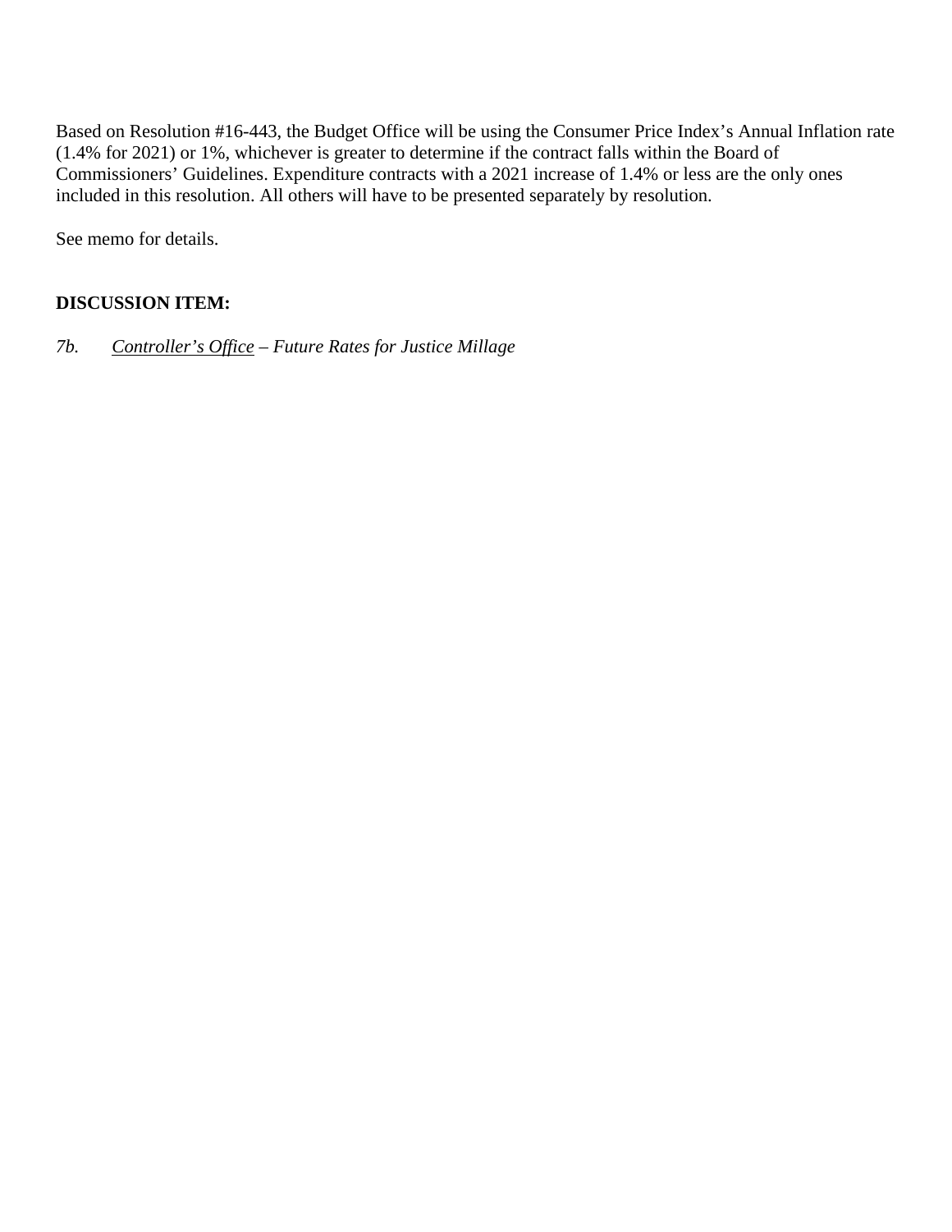Based on Resolution #16-443, the Budget Office will be using the Consumer Price Index's Annual Inflation rate (1.4% for 2021) or 1%, whichever is greater to determine if the contract falls within the Board of Commissioners' Guidelines. Expenditure contracts with a 2021 increase of 1.4% or less are the only ones included in this resolution. All others will have to be presented separately by resolution.

See memo for details.

**DISCUSSION ITEM:**

*7b.* *Controller's Office – Future Rates for Justice Millage*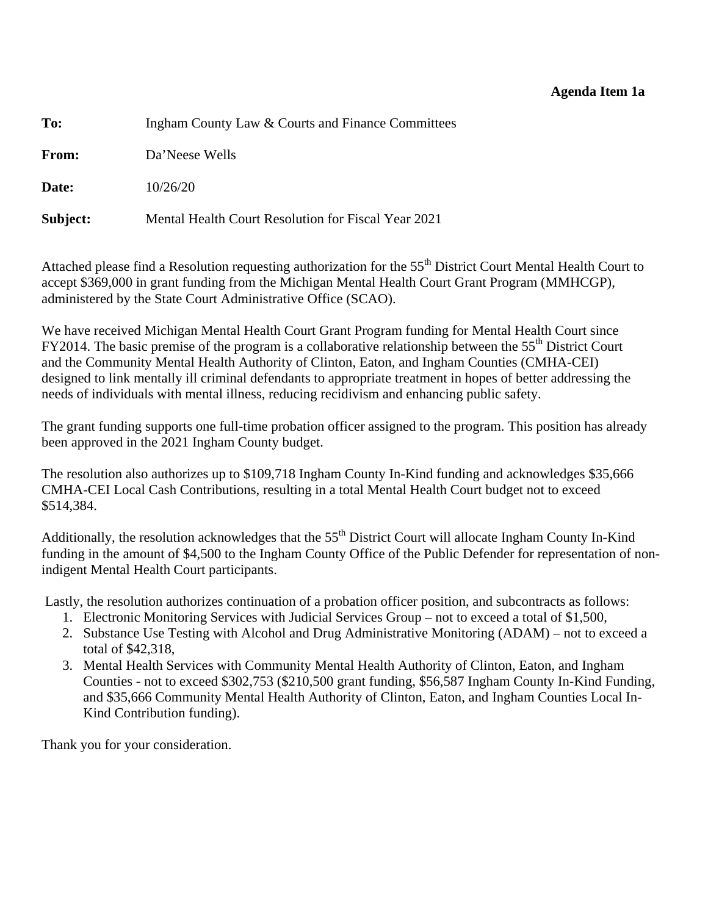**Agenda Item 1a**

**To:** Ingham County Law & Courts and Finance Committees

**From:** Da'Neese Wells

**Date:** 10/26/20

**Subject:** Mental Health Court Resolution for Fiscal Year 2021

Attached please find a Resolution requesting authorization for the 55th District Court Mental Health Court to accept $369,000 in grant funding from the Michigan Mental Health Court Grant Program (MMHCGP), administered by the State Court Administrative Office (SCAO).

We have received Michigan Mental Health Court Grant Program funding for Mental Health Court since FY2014. The basic premise of the program is a collaborative relationship between the 55th District Court and the Community Mental Health Authority of Clinton, Eaton, and Ingham Counties (CMHA-CEI) designed to link mentally ill criminal defendants to appropriate treatment in hopes of better addressing the needs of individuals with mental illness, reducing recidivism and enhancing public safety.

The grant funding supports one full-time probation officer assigned to the program. This position has already been approved in the 2021 Ingham County budget.

The resolution also authorizes up to $109,718 Ingham County In-Kind funding and acknowledges $35,666 CMHA-CEI Local Cash Contributions, resulting in a total Mental Health Court budget not to exceed $514,384.

Additionally, the resolution acknowledges that the 55th District Court will allocate Ingham County In-Kind funding in the amount of $4,500 to the Ingham County Office of the Public Defender for representation of non-indigent Mental Health Court participants.

Lastly, the resolution authorizes continuation of a probation officer position, and subcontracts as follows:

1. Electronic Monitoring Services with Judicial Services Group – not to exceed a total of $1,500,
2. Substance Use Testing with Alcohol and Drug Administrative Monitoring (ADAM) – not to exceed a total of $42,318,
3. Mental Health Services with Community Mental Health Authority of Clinton, Eaton, and Ingham Counties - not to exceed $302,753 ($210,500 grant funding, $56,587 Ingham County In-Kind Funding, and $35,666 Community Mental Health Authority of Clinton, Eaton, and Ingham Counties Local In-Kind Contribution funding).

Thank you for your consideration.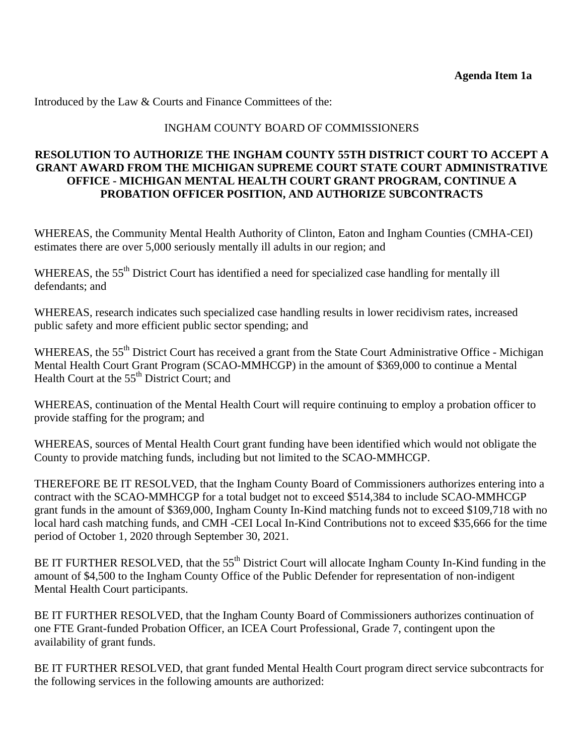**Agenda Item 1a**

Introduced by the Law & Courts and Finance Committees of the:

INGHAM COUNTY BOARD OF COMMISSIONERS

**RESOLUTION TO AUTHORIZE THE INGHAM COUNTY 55TH DISTRICT COURT TO ACCEPT A GRANT AWARD FROM THE MICHIGAN SUPREME COURT STATE COURT ADMINISTRATIVE OFFICE - MICHIGAN MENTAL HEALTH COURT GRANT PROGRAM, CONTINUE A PROBATION OFFICER POSITION, AND AUTHORIZE SUBCONTRACTS**

WHEREAS, the Community Mental Health Authority of Clinton, Eaton and Ingham Counties (CMHA-CEI) estimates there are over 5,000 seriously mentally ill adults in our region; and

WHEREAS, the 55th District Court has identified a need for specialized case handling for mentally ill defendants; and

WHEREAS, research indicates such specialized case handling results in lower recidivism rates, increased public safety and more efficient public sector spending; and

WHEREAS, the 55th District Court has received a grant from the State Court Administrative Office - Michigan Mental Health Court Grant Program (SCAO-MMHCGP) in the amount of $369,000 to continue a Mental Health Court at the 55th District Court; and

WHEREAS, continuation of the Mental Health Court will require continuing to employ a probation officer to provide staffing for the program; and

WHEREAS, sources of Mental Health Court grant funding have been identified which would not obligate the County to provide matching funds, including but not limited to the SCAO-MMHCGP.

THEREFORE BE IT RESOLVED, that the Ingham County Board of Commissioners authorizes entering into a contract with the SCAO-MMHCGP for a total budget not to exceed $514,384 to include SCAO-MMHCGP grant funds in the amount of $369,000, Ingham County In-Kind matching funds not to exceed $109,718 with no local hard cash matching funds, and CMH -CEI Local In-Kind Contributions not to exceed $35,666 for the time period of October 1, 2020 through September 30, 2021.

BE IT FURTHER RESOLVED, that the 55th District Court will allocate Ingham County In-Kind funding in the amount of $4,500 to the Ingham County Office of the Public Defender for representation of non-indigent Mental Health Court participants.

BE IT FURTHER RESOLVED, that the Ingham County Board of Commissioners authorizes continuation of one FTE Grant-funded Probation Officer, an ICEA Court Professional, Grade 7, contingent upon the availability of grant funds.

BE IT FURTHER RESOLVED, that grant funded Mental Health Court program direct service subcontracts for the following services in the following amounts are authorized: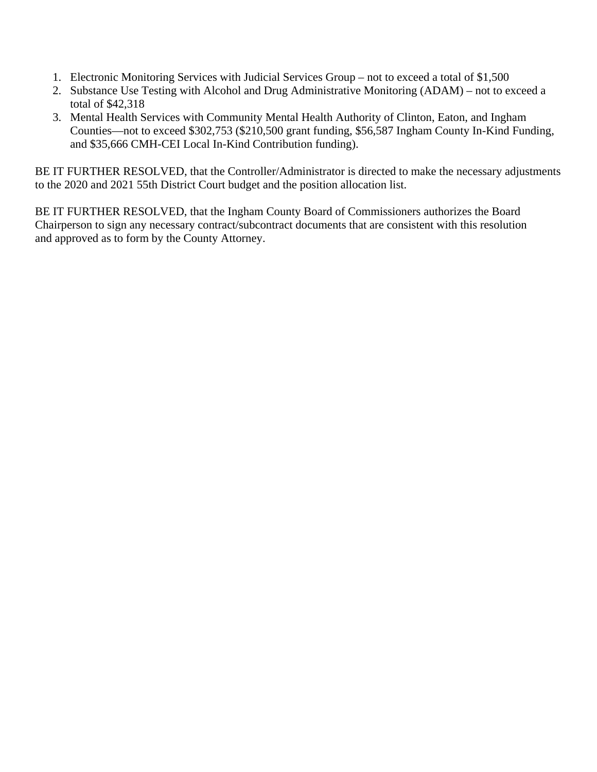1. Electronic Monitoring Services with Judicial Services Group – not to exceed a total of $1,500
2. Substance Use Testing with Alcohol and Drug Administrative Monitoring (ADAM) – not to exceed a total of $42,318
3. Mental Health Services with Community Mental Health Authority of Clinton, Eaton, and Ingham Counties—not to exceed $302,753 ($210,500 grant funding, $56,587 Ingham County In-Kind Funding, and $35,666 CMH-CEI Local In-Kind Contribution funding).

BE IT FURTHER RESOLVED, that the Controller/Administrator is directed to make the necessary adjustments to the 2020 and 2021 55th District Court budget and the position allocation list.

BE IT FURTHER RESOLVED, that the Ingham County Board of Commissioners authorizes the Board Chairperson to sign any necessary contract/subcontract documents that are consistent with this resolution and approved as to form by the County Attorney.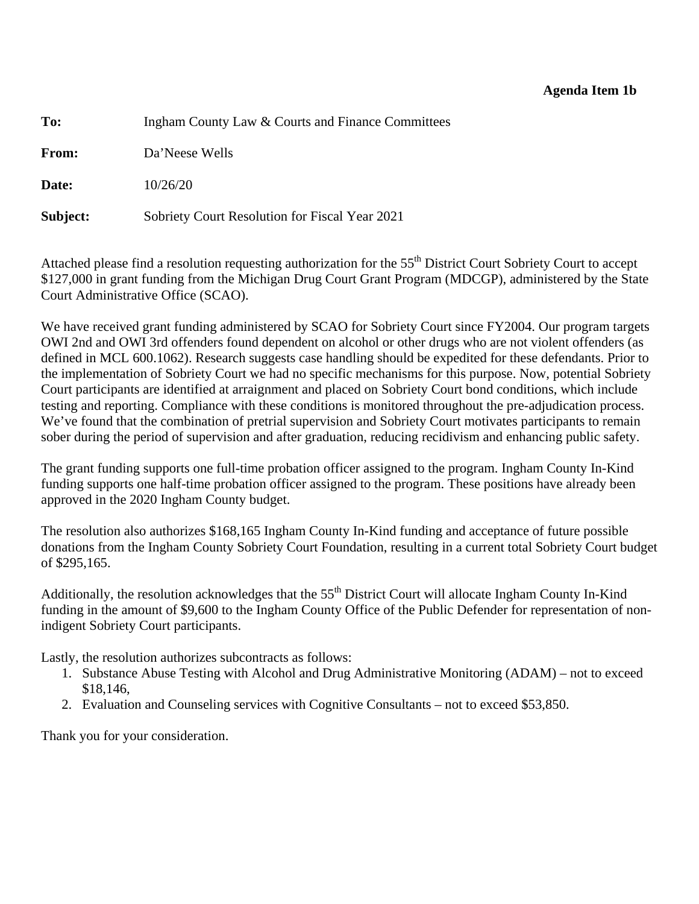**Agenda Item 1b**

**To:** Ingham County Law & Courts and Finance Committees

**From:** Da'Neese Wells

**Date:** 10/26/20

**Subject:** Sobriety Court Resolution for Fiscal Year 2021

Attached please find a resolution requesting authorization for the 55th District Court Sobriety Court to accept $127,000 in grant funding from the Michigan Drug Court Grant Program (MDCGP), administered by the State Court Administrative Office (SCAO).

We have received grant funding administered by SCAO for Sobriety Court since FY2004. Our program targets OWI 2nd and OWI 3rd offenders found dependent on alcohol or other drugs who are not violent offenders (as defined in MCL 600.1062). Research suggests case handling should be expedited for these defendants. Prior to the implementation of Sobriety Court we had no specific mechanisms for this purpose. Now, potential Sobriety Court participants are identified at arraignment and placed on Sobriety Court bond conditions, which include testing and reporting. Compliance with these conditions is monitored throughout the pre-adjudication process. We've found that the combination of pretrial supervision and Sobriety Court motivates participants to remain sober during the period of supervision and after graduation, reducing recidivism and enhancing public safety.

The grant funding supports one full-time probation officer assigned to the program. Ingham County In-Kind funding supports one half-time probation officer assigned to the program. These positions have already been approved in the 2020 Ingham County budget.

The resolution also authorizes $168,165 Ingham County In-Kind funding and acceptance of future possible donations from the Ingham County Sobriety Court Foundation, resulting in a current total Sobriety Court budget of $295,165.

Additionally, the resolution acknowledges that the 55th District Court will allocate Ingham County In-Kind funding in the amount of $9,600 to the Ingham County Office of the Public Defender for representation of non-indigent Sobriety Court participants.

Lastly, the resolution authorizes subcontracts as follows:

1. Substance Abuse Testing with Alcohol and Drug Administrative Monitoring (ADAM) – not to exceed $18,146,
2. Evaluation and Counseling services with Cognitive Consultants – not to exceed $53,850.

Thank you for your consideration.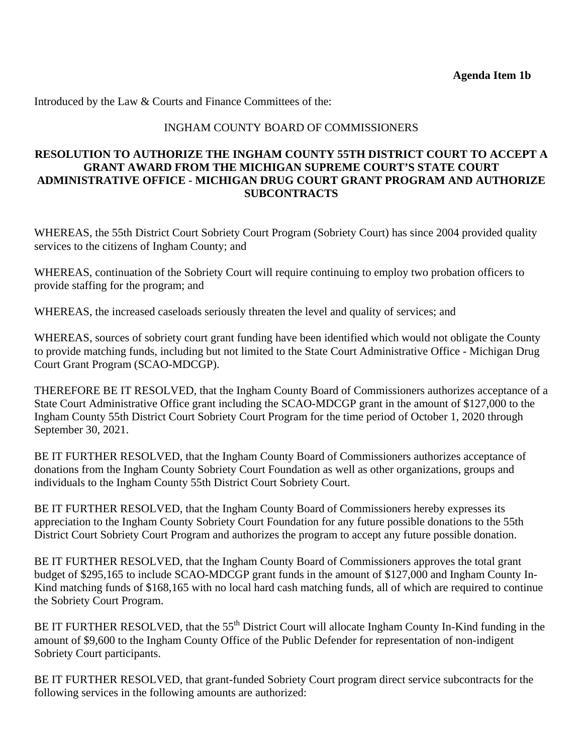**Agenda Item 1b**

Introduced by the Law & Courts and Finance Committees of the:

INGHAM COUNTY BOARD OF COMMISSIONERS

**RESOLUTION TO AUTHORIZE THE INGHAM COUNTY 55TH DISTRICT COURT TO ACCEPT A GRANT AWARD FROM THE MICHIGAN SUPREME COURT'S STATE COURT ADMINISTRATIVE OFFICE - MICHIGAN DRUG COURT GRANT PROGRAM AND AUTHORIZE SUBCONTRACTS**

WHEREAS, the 55th District Court Sobriety Court Program (Sobriety Court) has since 2004 provided quality services to the citizens of Ingham County; and

WHEREAS, continuation of the Sobriety Court will require continuing to employ two probation officers to provide staffing for the program; and

WHEREAS, the increased caseloads seriously threaten the level and quality of services; and

WHEREAS, sources of sobriety court grant funding have been identified which would not obligate the County to provide matching funds, including but not limited to the State Court Administrative Office - Michigan Drug Court Grant Program (SCAO-MDCGP).

THEREFORE BE IT RESOLVED, that the Ingham County Board of Commissioners authorizes acceptance of a State Court Administrative Office grant including the SCAO-MDCGP grant in the amount of $127,000 to the Ingham County 55th District Court Sobriety Court Program for the time period of October 1, 2020 through September 30, 2021.

BE IT FURTHER RESOLVED, that the Ingham County Board of Commissioners authorizes acceptance of donations from the Ingham County Sobriety Court Foundation as well as other organizations, groups and individuals to the Ingham County 55th District Court Sobriety Court.

BE IT FURTHER RESOLVED, that the Ingham County Board of Commissioners hereby expresses its appreciation to the Ingham County Sobriety Court Foundation for any future possible donations to the 55th District Court Sobriety Court Program and authorizes the program to accept any future possible donation.

BE IT FURTHER RESOLVED, that the Ingham County Board of Commissioners approves the total grant budget of $295,165 to include SCAO-MDCGP grant funds in the amount of $127,000 and Ingham County In-Kind matching funds of $168,165 with no local hard cash matching funds, all of which are required to continue the Sobriety Court Program.

BE IT FURTHER RESOLVED, that the 55th District Court will allocate Ingham County In-Kind funding in the amount of $9,600 to the Ingham County Office of the Public Defender for representation of non-indigent Sobriety Court participants.

BE IT FURTHER RESOLVED, that grant-funded Sobriety Court program direct service subcontracts for the following services in the following amounts are authorized: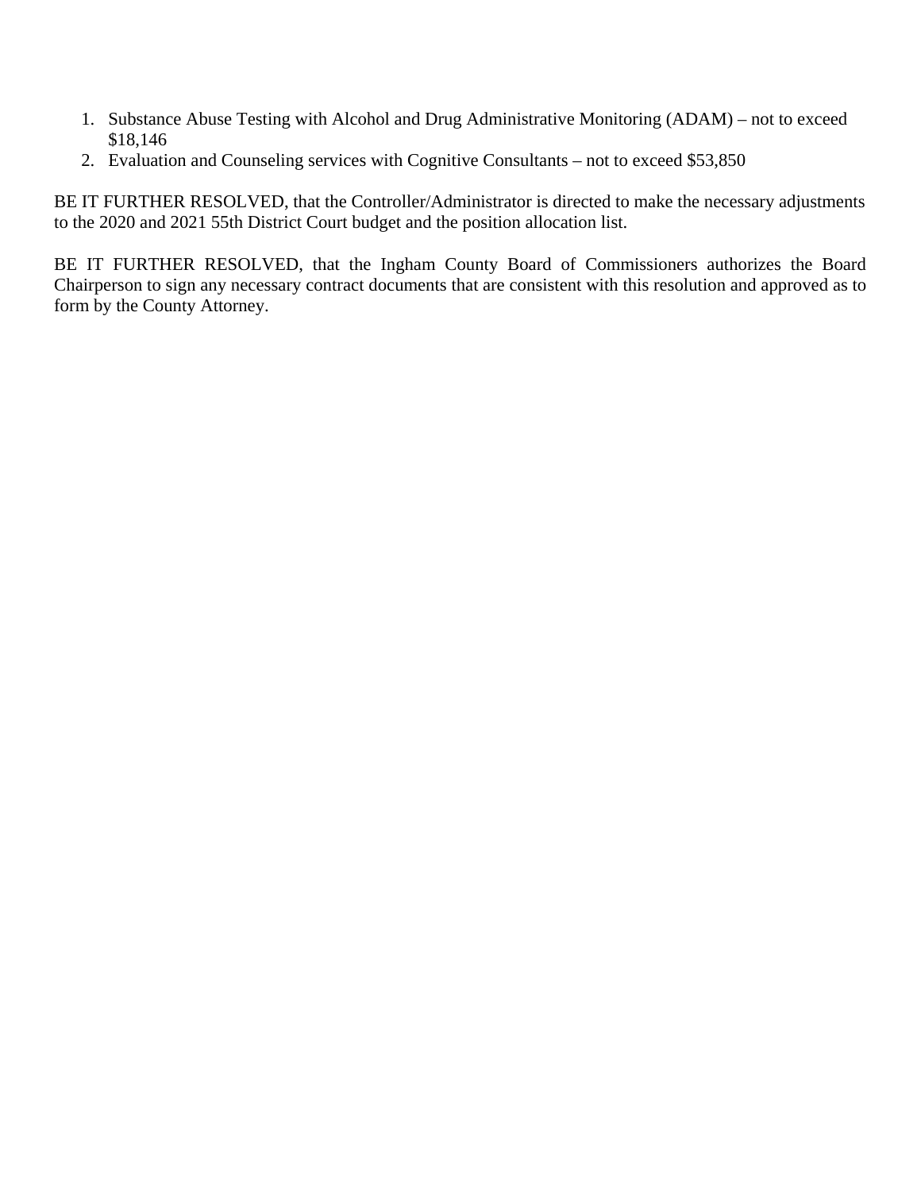1. Substance Abuse Testing with Alcohol and Drug Administrative Monitoring (ADAM) – not to exceed $18,146
2. Evaluation and Counseling services with Cognitive Consultants – not to exceed $53,850

BE IT FURTHER RESOLVED, that the Controller/Administrator is directed to make the necessary adjustments to the 2020 and 2021 55th District Court budget and the position allocation list.

BE IT FURTHER RESOLVED, that the Ingham County Board of Commissioners authorizes the Board Chairperson to sign any necessary contract documents that are consistent with this resolution and approved as to form by the County Attorney.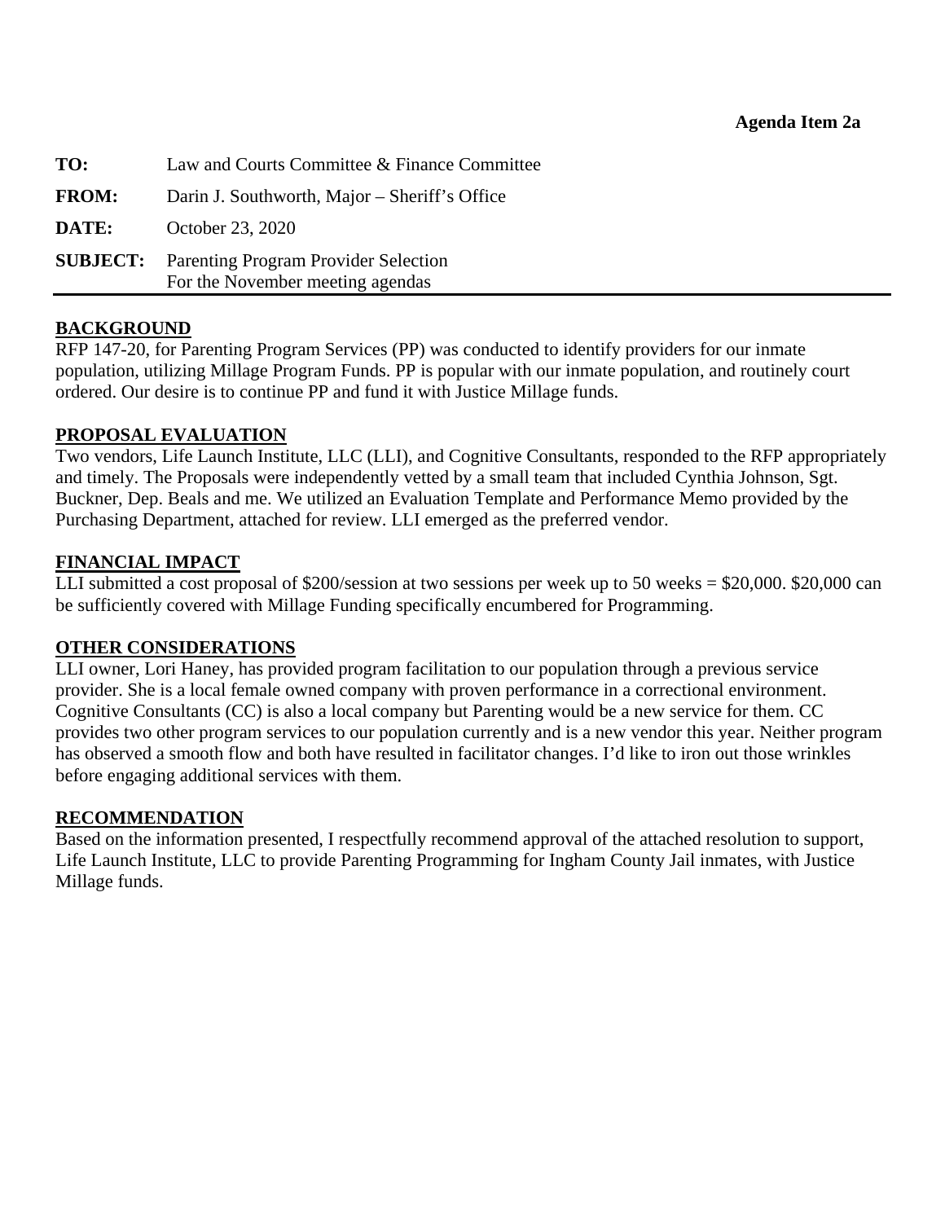**Agenda Item 2a**

| | |
|---|---|
| **TO:** | Law and Courts Committee & Finance Committee |
| **FROM:** | Darin J. Southworth, Major – Sheriff's Office |
| **DATE:** | October 23, 2020 |
| **SUBJECT:** | Parenting Program Provider Selection<br>For the November meeting agendas |

## BACKGROUND

RFP 147-20, for Parenting Program Services (PP) was conducted to identify providers for our inmate population, utilizing Millage Program Funds. PP is popular with our inmate population, and routinely court ordered. Our desire is to continue PP and fund it with Justice Millage funds.

## PROPOSAL EVALUATION

Two vendors, Life Launch Institute, LLC (LLI), and Cognitive Consultants, responded to the RFP appropriately and timely. The Proposals were independently vetted by a small team that included Cynthia Johnson, Sgt. Buckner, Dep. Beals and me. We utilized an Evaluation Template and Performance Memo provided by the Purchasing Department, attached for review. LLI emerged as the preferred vendor.

## FINANCIAL IMPACT

LLI submitted a cost proposal of $200/session at two sessions per week up to 50 weeks = $20,000. $20,000 can be sufficiently covered with Millage Funding specifically encumbered for Programming.

## OTHER CONSIDERATIONS

LLI owner, Lori Haney, has provided program facilitation to our population through a previous service provider. She is a local female owned company with proven performance in a correctional environment. Cognitive Consultants (CC) is also a local company but Parenting would be a new service for them. CC provides two other program services to our population currently and is a new vendor this year. Neither program has observed a smooth flow and both have resulted in facilitator changes. I'd like to iron out those wrinkles before engaging additional services with them.

## RECOMMENDATION

Based on the information presented, I respectfully recommend approval of the attached resolution to support, Life Launch Institute, LLC to provide Parenting Programming for Ingham County Jail inmates, with Justice Millage funds.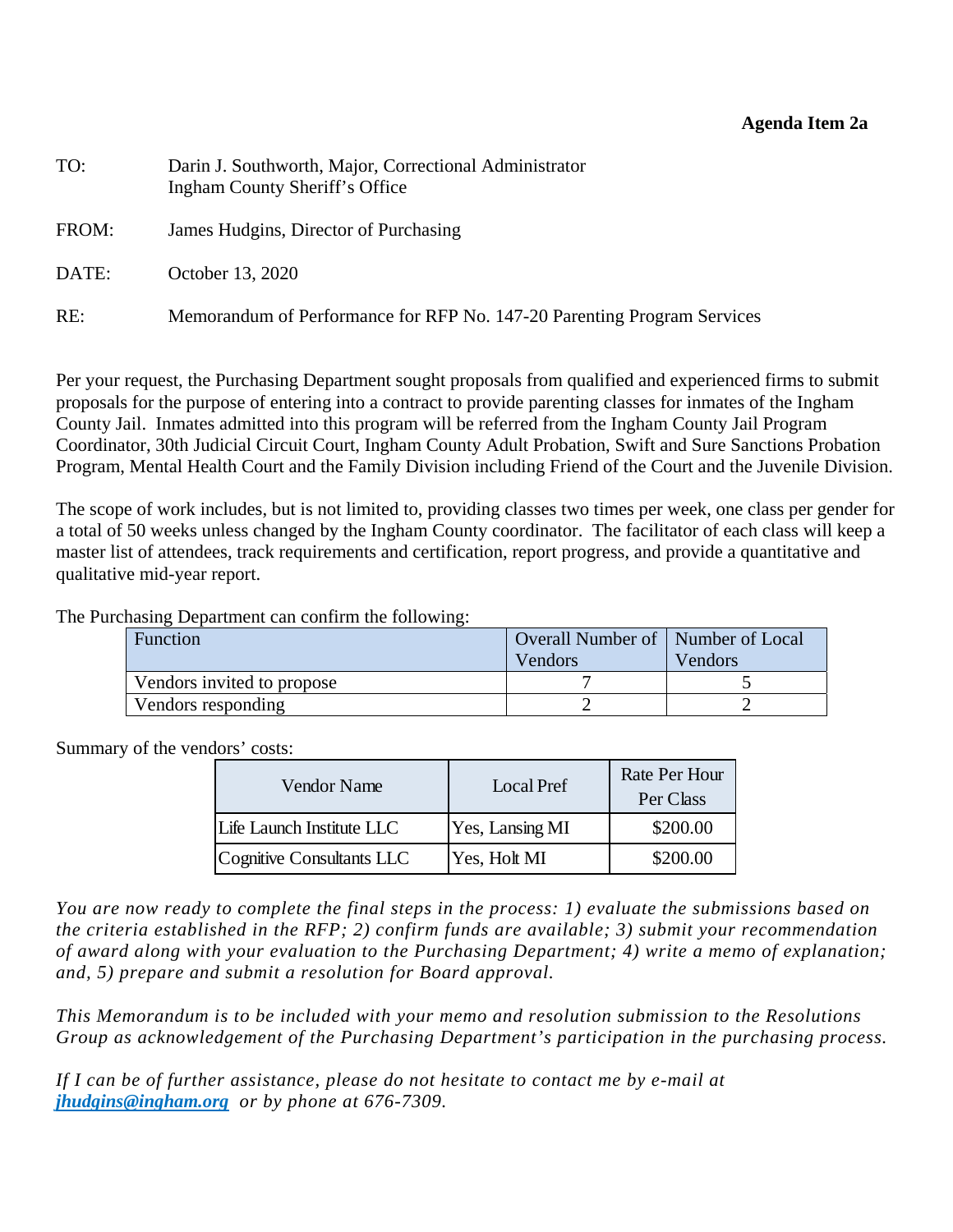**Agenda Item 2a**

TO: Darin J. Southworth, Major, Correctional Administrator
Ingham County Sheriff's Office

FROM: James Hudgins, Director of Purchasing

DATE: October 13, 2020

RE: Memorandum of Performance for RFP No. 147-20 Parenting Program Services

Per your request, the Purchasing Department sought proposals from qualified and experienced firms to submit proposals for the purpose of entering into a contract to provide parenting classes for inmates of the Ingham County Jail. Inmates admitted into this program will be referred from the Ingham County Jail Program Coordinator, 30th Judicial Circuit Court, Ingham County Adult Probation, Swift and Sure Sanctions Probation Program, Mental Health Court and the Family Division including Friend of the Court and the Juvenile Division.

The scope of work includes, but is not limited to, providing classes two times per week, one class per gender for a total of 50 weeks unless changed by the Ingham County coordinator. The facilitator of each class will keep a master list of attendees, track requirements and certification, report progress, and provide a quantitative and qualitative mid-year report.

The Purchasing Department can confirm the following:

| Function | Overall Number of Vendors | Number of Local Vendors |
|---|---|---|
| Vendors invited to propose | 7 | 5 |
| Vendors responding | 2 | 2 |

Summary of the vendors' costs:

| Vendor Name | Local Pref | Rate Per Hour Per Class |
|---|---|---|
| Life Launch Institute LLC | Yes, Lansing MI | $200.00 |
| Cognitive Consultants LLC | Yes, Holt MI | $200.00 |

*You are now ready to complete the final steps in the process: 1) evaluate the submissions based on the criteria established in the RFP; 2) confirm funds are available; 3) submit your recommendation of award along with your evaluation to the Purchasing Department; 4) write a memo of explanation; and, 5) prepare and submit a resolution for Board approval.*

*This Memorandum is to be included with your memo and resolution submission to the Resolutions Group as acknowledgement of the Purchasing Department's participation in the purchasing process.*

*If I can be of further assistance, please do not hesitate to contact me by e-mail at* ***jhudgins@ingham.org*** *or by phone at 676-7309.*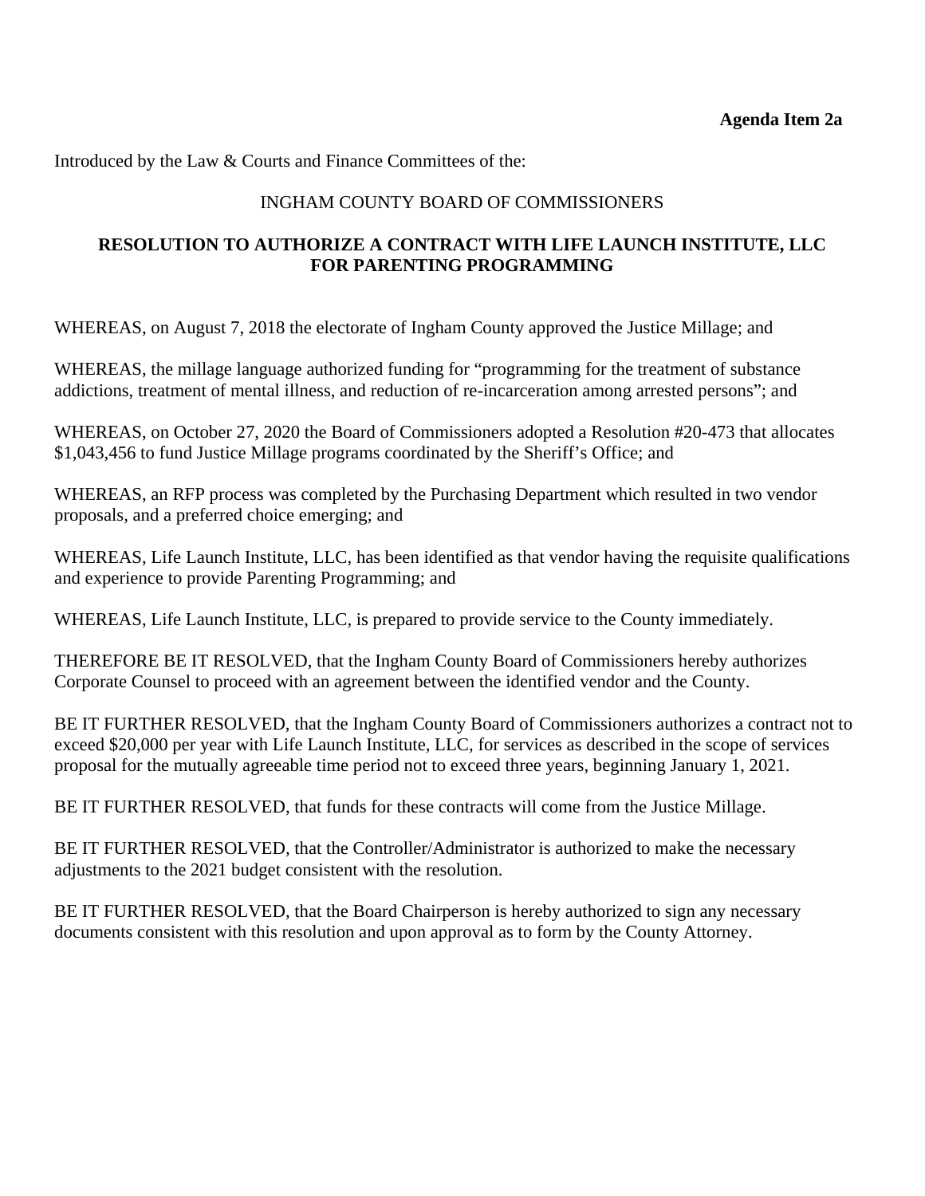**Agenda Item 2a**

Introduced by the Law & Courts and Finance Committees of the:

INGHAM COUNTY BOARD OF COMMISSIONERS

**RESOLUTION TO AUTHORIZE A CONTRACT WITH LIFE LAUNCH INSTITUTE, LLC FOR PARENTING PROGRAMMING**

WHEREAS, on August 7, 2018 the electorate of Ingham County approved the Justice Millage; and

WHEREAS, the millage language authorized funding for "programming for the treatment of substance addictions, treatment of mental illness, and reduction of re-incarceration among arrested persons"; and

WHEREAS, on October 27, 2020 the Board of Commissioners adopted a Resolution #20-473 that allocates $1,043,456 to fund Justice Millage programs coordinated by the Sheriff's Office; and

WHEREAS, an RFP process was completed by the Purchasing Department which resulted in two vendor proposals, and a preferred choice emerging; and

WHEREAS, Life Launch Institute, LLC, has been identified as that vendor having the requisite qualifications and experience to provide Parenting Programming; and

WHEREAS, Life Launch Institute, LLC, is prepared to provide service to the County immediately.

THEREFORE BE IT RESOLVED, that the Ingham County Board of Commissioners hereby authorizes Corporate Counsel to proceed with an agreement between the identified vendor and the County.

BE IT FURTHER RESOLVED, that the Ingham County Board of Commissioners authorizes a contract not to exceed $20,000 per year with Life Launch Institute, LLC, for services as described in the scope of services proposal for the mutually agreeable time period not to exceed three years, beginning January 1, 2021.

BE IT FURTHER RESOLVED, that funds for these contracts will come from the Justice Millage.

BE IT FURTHER RESOLVED, that the Controller/Administrator is authorized to make the necessary adjustments to the 2021 budget consistent with the resolution.

BE IT FURTHER RESOLVED, that the Board Chairperson is hereby authorized to sign any necessary documents consistent with this resolution and upon approval as to form by the County Attorney.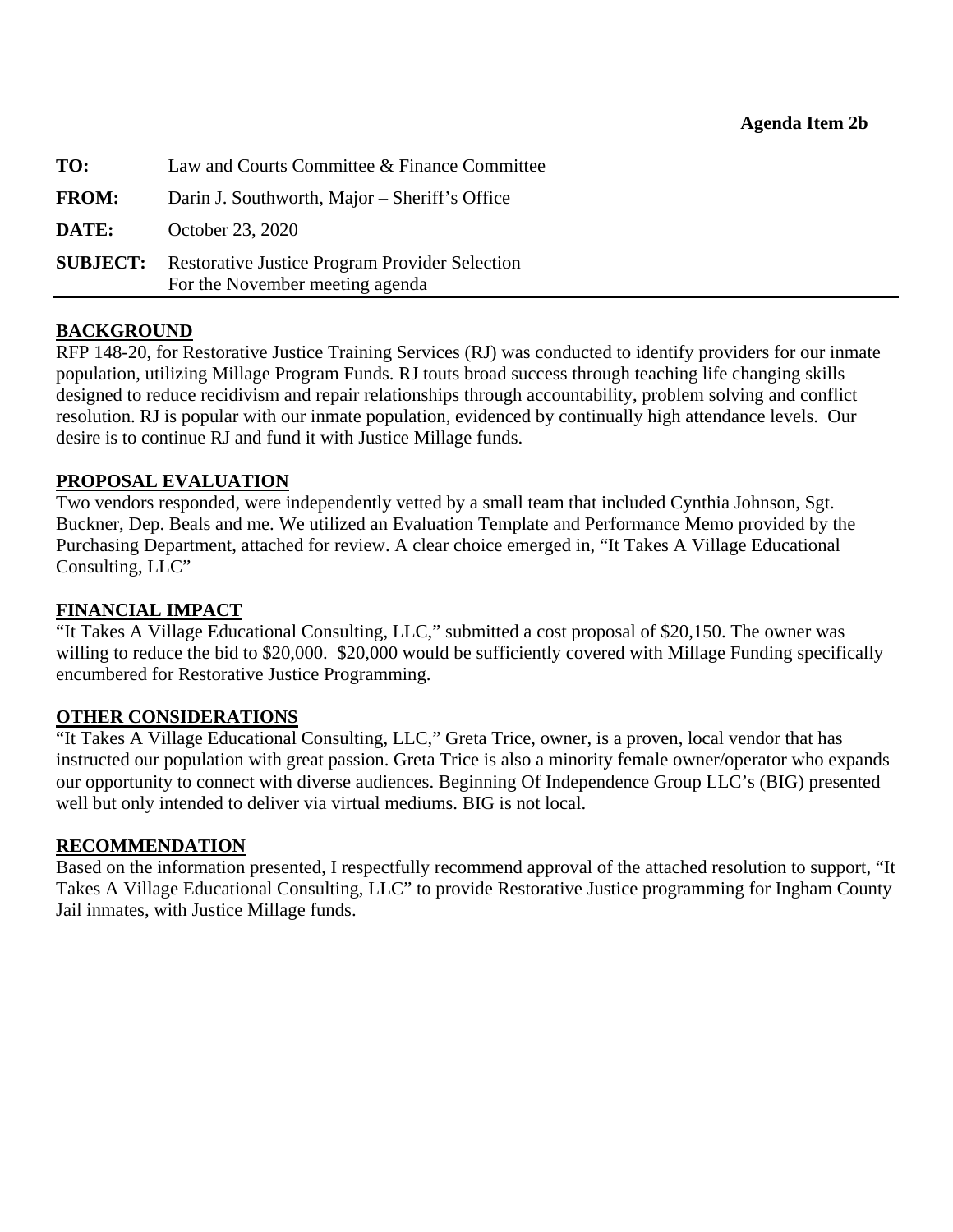**Agenda Item 2b**

| | |
|---|---|
| **TO:** | Law and Courts Committee & Finance Committee |
| **FROM:** | Darin J. Southworth, Major – Sheriff's Office |
| **DATE:** | October 23, 2020 |
| **SUBJECT:** | Restorative Justice Program Provider Selection For the November meeting agenda |

**BACKGROUND**

RFP 148-20, for Restorative Justice Training Services (RJ) was conducted to identify providers for our inmate population, utilizing Millage Program Funds. RJ touts broad success through teaching life changing skills designed to reduce recidivism and repair relationships through accountability, problem solving and conflict resolution. RJ is popular with our inmate population, evidenced by continually high attendance levels. Our desire is to continue RJ and fund it with Justice Millage funds.

**PROPOSAL EVALUATION**

Two vendors responded, were independently vetted by a small team that included Cynthia Johnson, Sgt. Buckner, Dep. Beals and me. We utilized an Evaluation Template and Performance Memo provided by the Purchasing Department, attached for review. A clear choice emerged in, "It Takes A Village Educational Consulting, LLC"

**FINANCIAL IMPACT**

"It Takes A Village Educational Consulting, LLC," submitted a cost proposal of $20,150. The owner was willing to reduce the bid to $20,000. $20,000 would be sufficiently covered with Millage Funding specifically encumbered for Restorative Justice Programming.

**OTHER CONSIDERATIONS**

"It Takes A Village Educational Consulting, LLC," Greta Trice, owner, is a proven, local vendor that has instructed our population with great passion. Greta Trice is also a minority female owner/operator who expands our opportunity to connect with diverse audiences. Beginning Of Independence Group LLC's (BIG) presented well but only intended to deliver via virtual mediums. BIG is not local.

**RECOMMENDATION**

Based on the information presented, I respectfully recommend approval of the attached resolution to support, "It Takes A Village Educational Consulting, LLC" to provide Restorative Justice programming for Ingham County Jail inmates, with Justice Millage funds.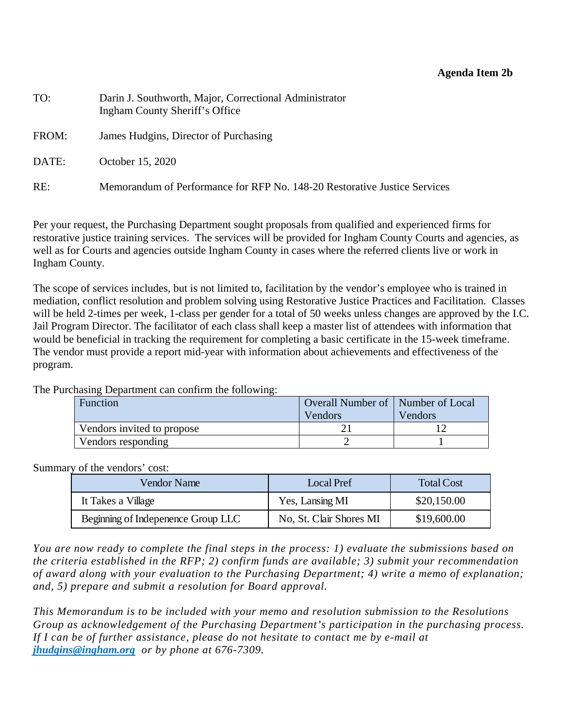**Agenda Item 2b**

TO: Darin J. Southworth, Major, Correctional Administrator
Ingham County Sheriff's Office

FROM: James Hudgins, Director of Purchasing

DATE: October 15, 2020

RE: Memorandum of Performance for RFP No. 148-20 Restorative Justice Services

Per your request, the Purchasing Department sought proposals from qualified and experienced firms for restorative justice training services. The services will be provided for Ingham County Courts and agencies, as well as for Courts and agencies outside Ingham County in cases where the referred clients live or work in Ingham County.

The scope of services includes, but is not limited to, facilitation by the vendor's employee who is trained in mediation, conflict resolution and problem solving using Restorative Justice Practices and Facilitation. Classes will be held 2-times per week, 1-class per gender for a total of 50 weeks unless changes are approved by the I.C. Jail Program Director. The facilitator of each class shall keep a master list of attendees with information that would be beneficial in tracking the requirement for completing a basic certificate in the 15-week timeframe. The vendor must provide a report mid-year with information about achievements and effectiveness of the program.

The Purchasing Department can confirm the following:

| Function | Overall Number of Vendors | Number of Local Vendors |
|---|---|---|
| Vendors invited to propose | 21 | 12 |
| Vendors responding | 2 | 1 |

Summary of the vendors' cost:

| Vendor Name | Local Pref | Total Cost |
|---|---|---|
| It Takes a Village | Yes, Lansing MI | $20,150.00 |
| Beginning of Indepenence Group LLC | No, St. Clair Shores MI | $19,600.00 |

*You are now ready to complete the final steps in the process: 1) evaluate the submissions based on the criteria established in the RFP; 2) confirm funds are available; 3) submit your recommendation of award along with your evaluation to the Purchasing Department; 4) write a memo of explanation; and, 5) prepare and submit a resolution for Board approval.*

*This Memorandum is to be included with your memo and resolution submission to the Resolutions Group as acknowledgement of the Purchasing Department's participation in the purchasing process. If I can be of further assistance, please do not hesitate to contact me by e-mail at* ***jhudgins@ingham.org*** *or by phone at 676-7309.*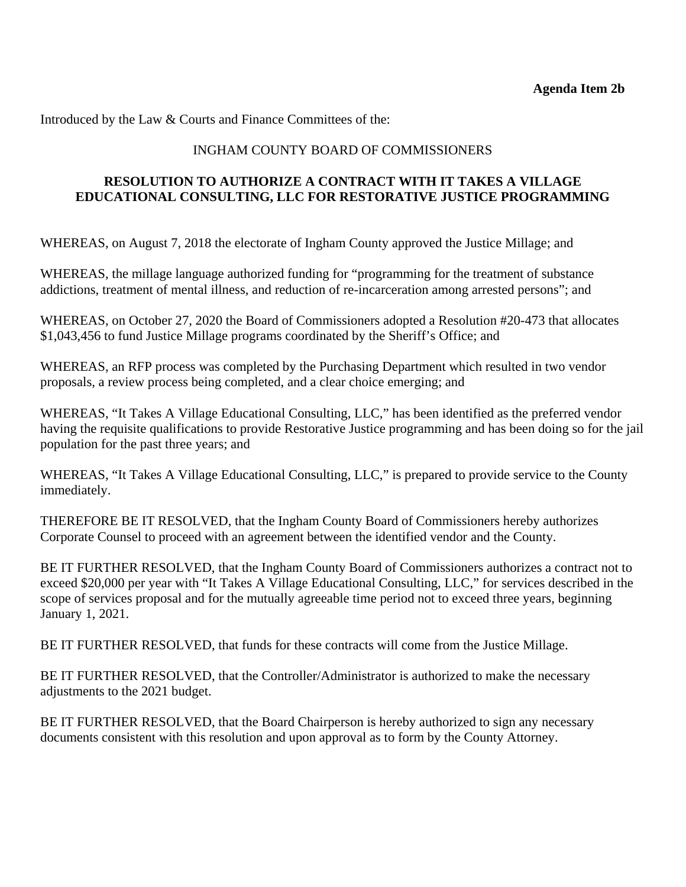**Agenda Item 2b**

Introduced by the Law & Courts and Finance Committees of the:

INGHAM COUNTY BOARD OF COMMISSIONERS

**RESOLUTION TO AUTHORIZE A CONTRACT WITH IT TAKES A VILLAGE EDUCATIONAL CONSULTING, LLC FOR RESTORATIVE JUSTICE PROGRAMMING**

WHEREAS, on August 7, 2018 the electorate of Ingham County approved the Justice Millage; and

WHEREAS, the millage language authorized funding for "programming for the treatment of substance addictions, treatment of mental illness, and reduction of re-incarceration among arrested persons"; and

WHEREAS, on October 27, 2020 the Board of Commissioners adopted a Resolution #20-473 that allocates $1,043,456 to fund Justice Millage programs coordinated by the Sheriff's Office; and

WHEREAS, an RFP process was completed by the Purchasing Department which resulted in two vendor proposals, a review process being completed, and a clear choice emerging; and

WHEREAS, "It Takes A Village Educational Consulting, LLC," has been identified as the preferred vendor having the requisite qualifications to provide Restorative Justice programming and has been doing so for the jail population for the past three years; and

WHEREAS, "It Takes A Village Educational Consulting, LLC," is prepared to provide service to the County immediately.

THEREFORE BE IT RESOLVED, that the Ingham County Board of Commissioners hereby authorizes Corporate Counsel to proceed with an agreement between the identified vendor and the County.

BE IT FURTHER RESOLVED, that the Ingham County Board of Commissioners authorizes a contract not to exceed $20,000 per year with "It Takes A Village Educational Consulting, LLC," for services described in the scope of services proposal and for the mutually agreeable time period not to exceed three years, beginning January 1, 2021.

BE IT FURTHER RESOLVED, that funds for these contracts will come from the Justice Millage.

BE IT FURTHER RESOLVED, that the Controller/Administrator is authorized to make the necessary adjustments to the 2021 budget.

BE IT FURTHER RESOLVED, that the Board Chairperson is hereby authorized to sign any necessary documents consistent with this resolution and upon approval as to form by the County Attorney.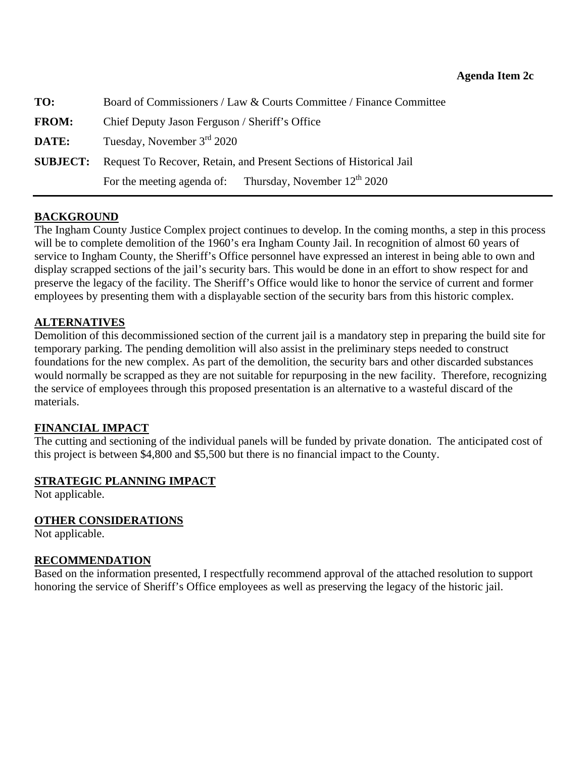**Agenda Item 2c**

| | |
|---|---|
| **TO:** | Board of Commissioners / Law & Courts Committee / Finance Committee |
| **FROM:** | Chief Deputy Jason Ferguson / Sheriff's Office |
| **DATE:** | Tuesday, November 3rd 2020 |
| **SUBJECT:** | Request To Recover, Retain, and Present Sections of Historical Jail |
| | For the meeting agenda of: Thursday, November 12th 2020 |

---

## BACKGROUND

The Ingham County Justice Complex project continues to develop. In the coming months, a step in this process will be to complete demolition of the 1960's era Ingham County Jail. In recognition of almost 60 years of service to Ingham County, the Sheriff's Office personnel have expressed an interest in being able to own and display scrapped sections of the jail's security bars. This would be done in an effort to show respect for and preserve the legacy of the facility. The Sheriff's Office would like to honor the service of current and former employees by presenting them with a displayable section of the security bars from this historic complex.

## ALTERNATIVES

Demolition of this decommissioned section of the current jail is a mandatory step in preparing the build site for temporary parking. The pending demolition will also assist in the preliminary steps needed to construct foundations for the new complex. As part of the demolition, the security bars and other discarded substances would normally be scrapped as they are not suitable for repurposing in the new facility. Therefore, recognizing the service of employees through this proposed presentation is an alternative to a wasteful discard of the materials.

## FINANCIAL IMPACT

The cutting and sectioning of the individual panels will be funded by private donation. The anticipated cost of this project is between $4,800 and $5,500 but there is no financial impact to the County.

## STRATEGIC PLANNING IMPACT

Not applicable.

## OTHER CONSIDERATIONS

Not applicable.

## RECOMMENDATION

Based on the information presented, I respectfully recommend approval of the attached resolution to support honoring the service of Sheriff's Office employees as well as preserving the legacy of the historic jail.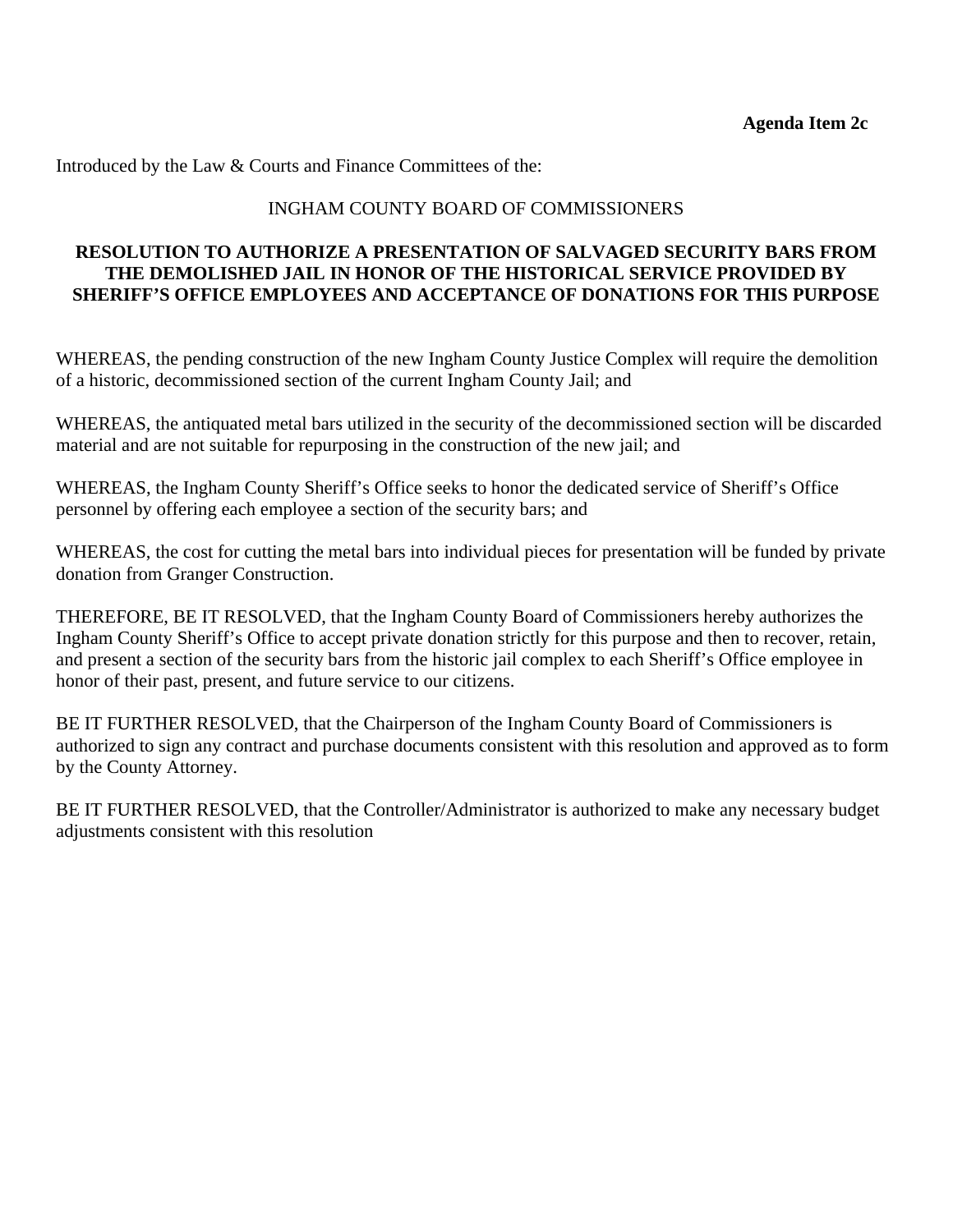**Agenda Item 2c**

Introduced by the Law & Courts and Finance Committees of the:

INGHAM COUNTY BOARD OF COMMISSIONERS

**RESOLUTION TO AUTHORIZE A PRESENTATION OF SALVAGED SECURITY BARS FROM THE DEMOLISHED JAIL IN HONOR OF THE HISTORICAL SERVICE PROVIDED BY SHERIFF'S OFFICE EMPLOYEES AND ACCEPTANCE OF DONATIONS FOR THIS PURPOSE**

WHEREAS, the pending construction of the new Ingham County Justice Complex will require the demolition of a historic, decommissioned section of the current Ingham County Jail; and

WHEREAS, the antiquated metal bars utilized in the security of the decommissioned section will be discarded material and are not suitable for repurposing in the construction of the new jail; and

WHEREAS, the Ingham County Sheriff's Office seeks to honor the dedicated service of Sheriff's Office personnel by offering each employee a section of the security bars; and

WHEREAS, the cost for cutting the metal bars into individual pieces for presentation will be funded by private donation from Granger Construction.

THEREFORE, BE IT RESOLVED, that the Ingham County Board of Commissioners hereby authorizes the Ingham County Sheriff's Office to accept private donation strictly for this purpose and then to recover, retain, and present a section of the security bars from the historic jail complex to each Sheriff's Office employee in honor of their past, present, and future service to our citizens.

BE IT FURTHER RESOLVED, that the Chairperson of the Ingham County Board of Commissioners is authorized to sign any contract and purchase documents consistent with this resolution and approved as to form by the County Attorney.

BE IT FURTHER RESOLVED, that the Controller/Administrator is authorized to make any necessary budget adjustments consistent with this resolution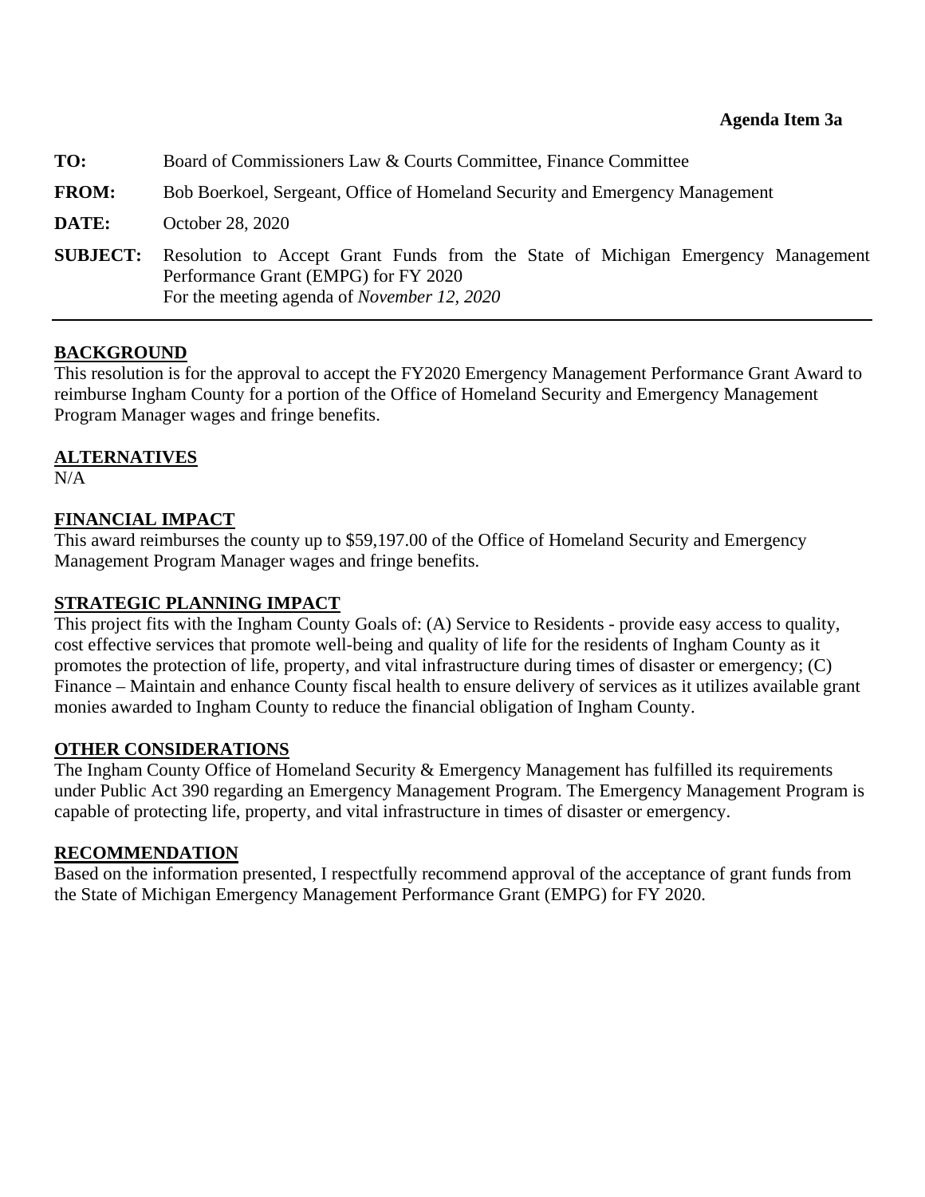**Agenda Item 3a**

**TO:** Board of Commissioners Law & Courts Committee, Finance Committee

**FROM:** Bob Boerkoel, Sergeant, Office of Homeland Security and Emergency Management

**DATE:** October 28, 2020

**SUBJECT:** Resolution to Accept Grant Funds from the State of Michigan Emergency Management Performance Grant (EMPG) for FY 2020
For the meeting agenda of *November 12, 2020*

---

## BACKGROUND

This resolution is for the approval to accept the FY2020 Emergency Management Performance Grant Award to reimburse Ingham County for a portion of the Office of Homeland Security and Emergency Management Program Manager wages and fringe benefits.

## ALTERNATIVES

N/A

## FINANCIAL IMPACT

This award reimburses the county up to $59,197.00 of the Office of Homeland Security and Emergency Management Program Manager wages and fringe benefits.

## STRATEGIC PLANNING IMPACT

This project fits with the Ingham County Goals of: (A) Service to Residents - provide easy access to quality, cost effective services that promote well-being and quality of life for the residents of Ingham County as it promotes the protection of life, property, and vital infrastructure during times of disaster or emergency; (C) Finance – Maintain and enhance County fiscal health to ensure delivery of services as it utilizes available grant monies awarded to Ingham County to reduce the financial obligation of Ingham County.

## OTHER CONSIDERATIONS

The Ingham County Office of Homeland Security & Emergency Management has fulfilled its requirements under Public Act 390 regarding an Emergency Management Program. The Emergency Management Program is capable of protecting life, property, and vital infrastructure in times of disaster or emergency.

## RECOMMENDATION

Based on the information presented, I respectfully recommend approval of the acceptance of grant funds from the State of Michigan Emergency Management Performance Grant (EMPG) for FY 2020.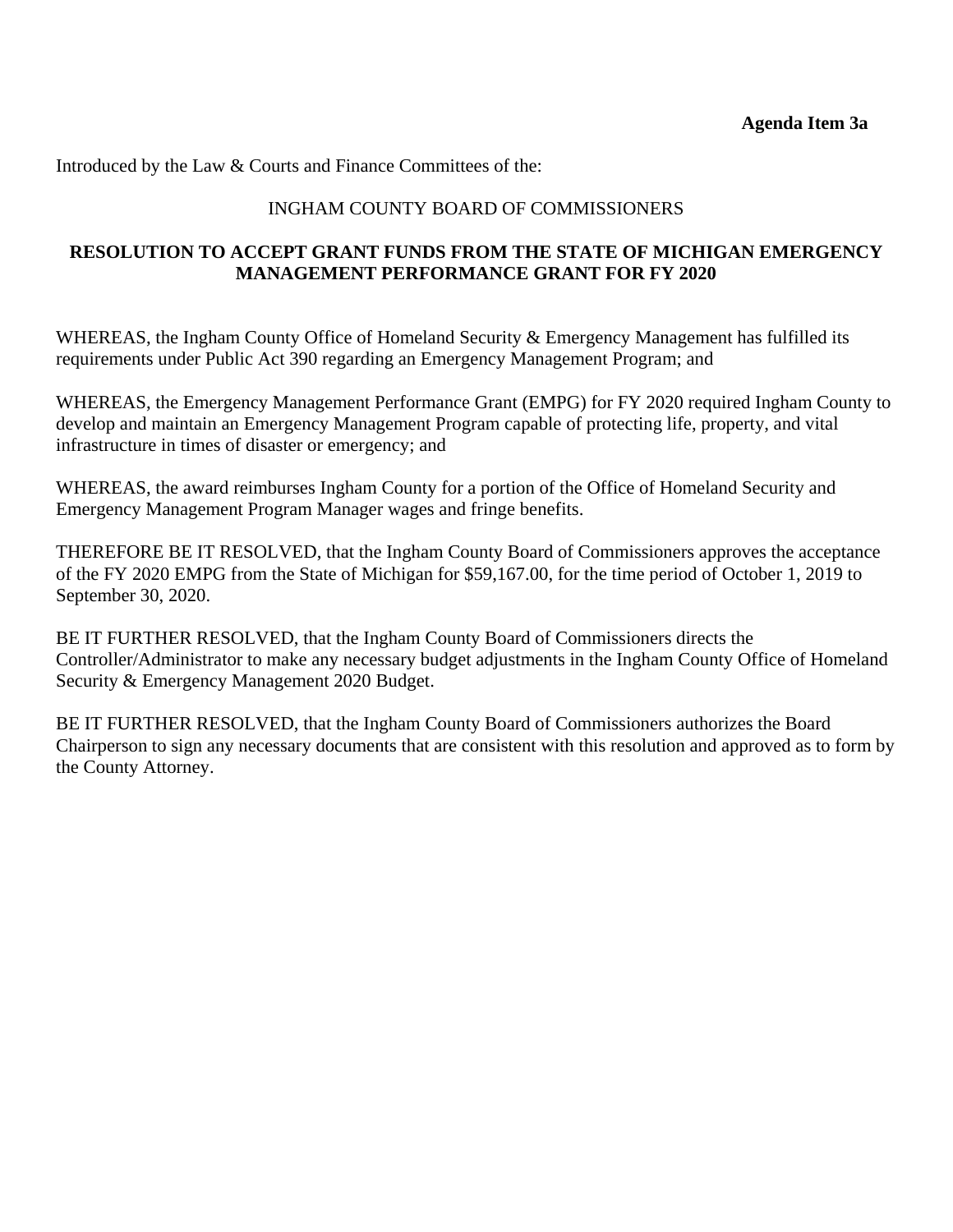**Agenda Item 3a**

Introduced by the Law & Courts and Finance Committees of the:

INGHAM COUNTY BOARD OF COMMISSIONERS

**RESOLUTION TO ACCEPT GRANT FUNDS FROM THE STATE OF MICHIGAN EMERGENCY MANAGEMENT PERFORMANCE GRANT FOR FY 2020**

WHEREAS, the Ingham County Office of Homeland Security & Emergency Management has fulfilled its requirements under Public Act 390 regarding an Emergency Management Program; and

WHEREAS, the Emergency Management Performance Grant (EMPG) for FY 2020 required Ingham County to develop and maintain an Emergency Management Program capable of protecting life, property, and vital infrastructure in times of disaster or emergency; and

WHEREAS, the award reimburses Ingham County for a portion of the Office of Homeland Security and Emergency Management Program Manager wages and fringe benefits.

THEREFORE BE IT RESOLVED, that the Ingham County Board of Commissioners approves the acceptance of the FY 2020 EMPG from the State of Michigan for $59,167.00, for the time period of October 1, 2019 to September 30, 2020.

BE IT FURTHER RESOLVED, that the Ingham County Board of Commissioners directs the Controller/Administrator to make any necessary budget adjustments in the Ingham County Office of Homeland Security & Emergency Management 2020 Budget.

BE IT FURTHER RESOLVED, that the Ingham County Board of Commissioners authorizes the Board Chairperson to sign any necessary documents that are consistent with this resolution and approved as to form by the County Attorney.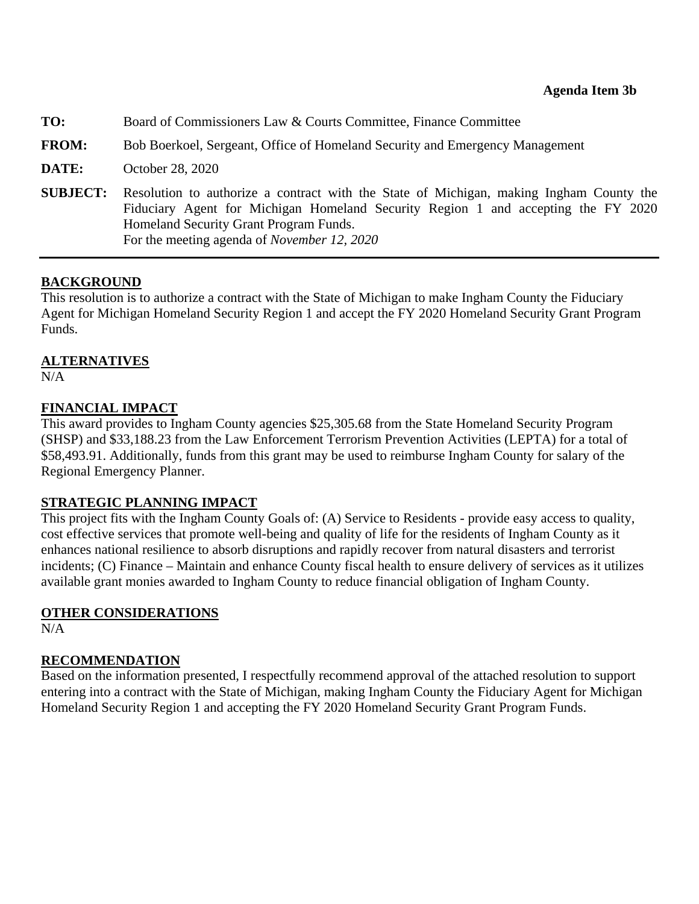**Agenda Item 3b**

**TO:** Board of Commissioners Law & Courts Committee, Finance Committee

**FROM:** Bob Boerkoel, Sergeant, Office of Homeland Security and Emergency Management

**DATE:** October 28, 2020

**SUBJECT:** Resolution to authorize a contract with the State of Michigan, making Ingham County the Fiduciary Agent for Michigan Homeland Security Region 1 and accepting the FY 2020 Homeland Security Grant Program Funds.
For the meeting agenda of *November 12, 2020*

---

**BACKGROUND**

This resolution is to authorize a contract with the State of Michigan to make Ingham County the Fiduciary Agent for Michigan Homeland Security Region 1 and accept the FY 2020 Homeland Security Grant Program Funds.

**ALTERNATIVES**

N/A

**FINANCIAL IMPACT**

This award provides to Ingham County agencies $25,305.68 from the State Homeland Security Program (SHSP) and $33,188.23 from the Law Enforcement Terrorism Prevention Activities (LEPTA) for a total of $58,493.91. Additionally, funds from this grant may be used to reimburse Ingham County for salary of the Regional Emergency Planner.

**STRATEGIC PLANNING IMPACT**

This project fits with the Ingham County Goals of: (A) Service to Residents - provide easy access to quality, cost effective services that promote well-being and quality of life for the residents of Ingham County as it enhances national resilience to absorb disruptions and rapidly recover from natural disasters and terrorist incidents; (C) Finance – Maintain and enhance County fiscal health to ensure delivery of services as it utilizes available grant monies awarded to Ingham County to reduce financial obligation of Ingham County.

**OTHER CONSIDERATIONS**

N/A

**RECOMMENDATION**

Based on the information presented, I respectfully recommend approval of the attached resolution to support entering into a contract with the State of Michigan, making Ingham County the Fiduciary Agent for Michigan Homeland Security Region 1 and accepting the FY 2020 Homeland Security Grant Program Funds.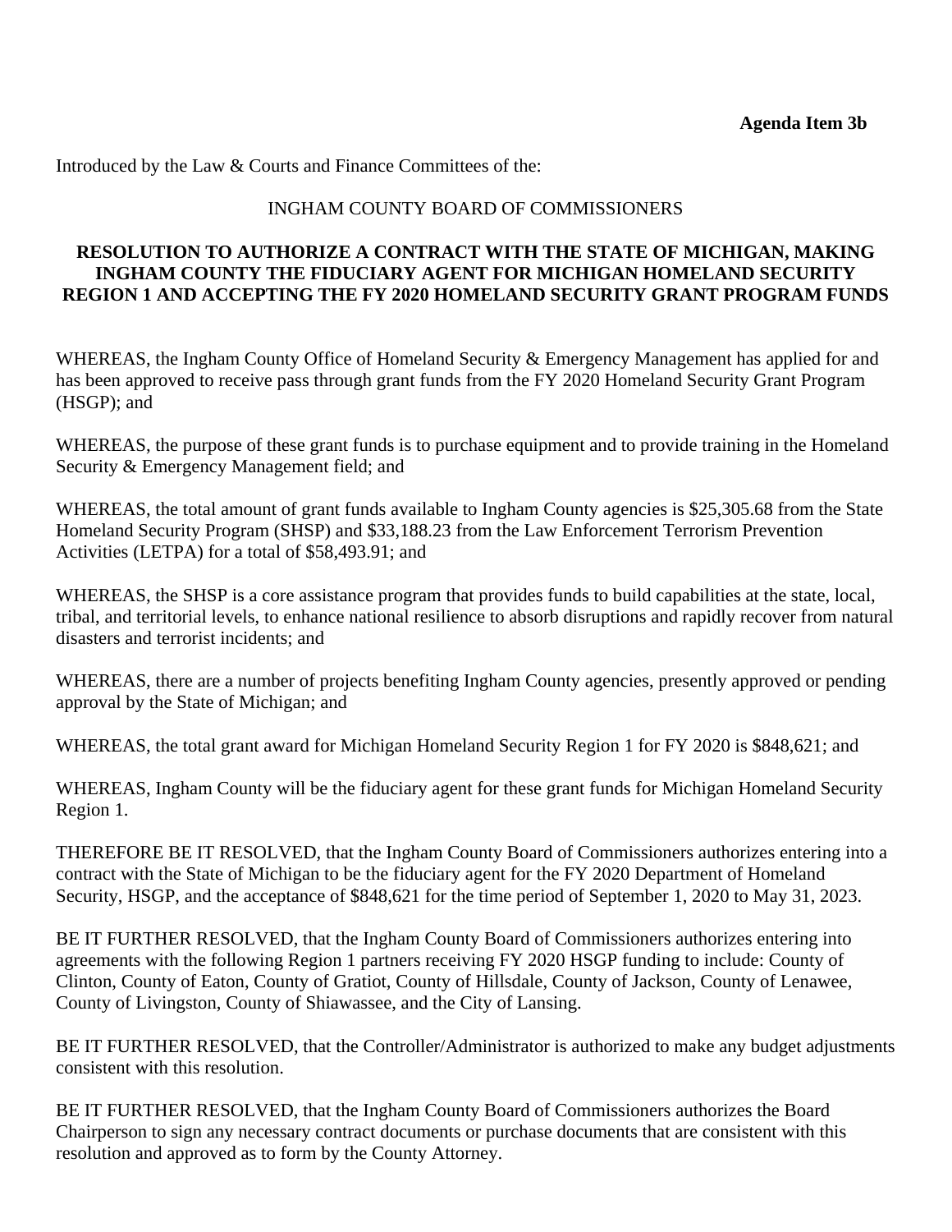**Agenda Item 3b**

Introduced by the Law & Courts and Finance Committees of the:

INGHAM COUNTY BOARD OF COMMISSIONERS

**RESOLUTION TO AUTHORIZE A CONTRACT WITH THE STATE OF MICHIGAN, MAKING INGHAM COUNTY THE FIDUCIARY AGENT FOR MICHIGAN HOMELAND SECURITY REGION 1 AND ACCEPTING THE FY 2020 HOMELAND SECURITY GRANT PROGRAM FUNDS**

WHEREAS, the Ingham County Office of Homeland Security & Emergency Management has applied for and has been approved to receive pass through grant funds from the FY 2020 Homeland Security Grant Program (HSGP); and

WHEREAS, the purpose of these grant funds is to purchase equipment and to provide training in the Homeland Security & Emergency Management field; and

WHEREAS, the total amount of grant funds available to Ingham County agencies is $25,305.68 from the State Homeland Security Program (SHSP) and $33,188.23 from the Law Enforcement Terrorism Prevention Activities (LETPA) for a total of $58,493.91; and

WHEREAS, the SHSP is a core assistance program that provides funds to build capabilities at the state, local, tribal, and territorial levels, to enhance national resilience to absorb disruptions and rapidly recover from natural disasters and terrorist incidents; and

WHEREAS, there are a number of projects benefiting Ingham County agencies, presently approved or pending approval by the State of Michigan; and

WHEREAS, the total grant award for Michigan Homeland Security Region 1 for FY 2020 is $848,621; and

WHEREAS, Ingham County will be the fiduciary agent for these grant funds for Michigan Homeland Security Region 1.

THEREFORE BE IT RESOLVED, that the Ingham County Board of Commissioners authorizes entering into a contract with the State of Michigan to be the fiduciary agent for the FY 2020 Department of Homeland Security, HSGP, and the acceptance of $848,621 for the time period of September 1, 2020 to May 31, 2023.

BE IT FURTHER RESOLVED, that the Ingham County Board of Commissioners authorizes entering into agreements with the following Region 1 partners receiving FY 2020 HSGP funding to include: County of Clinton, County of Eaton, County of Gratiot, County of Hillsdale, County of Jackson, County of Lenawee, County of Livingston, County of Shiawassee, and the City of Lansing.

BE IT FURTHER RESOLVED, that the Controller/Administrator is authorized to make any budget adjustments consistent with this resolution.

BE IT FURTHER RESOLVED, that the Ingham County Board of Commissioners authorizes the Board Chairperson to sign any necessary contract documents or purchase documents that are consistent with this resolution and approved as to form by the County Attorney.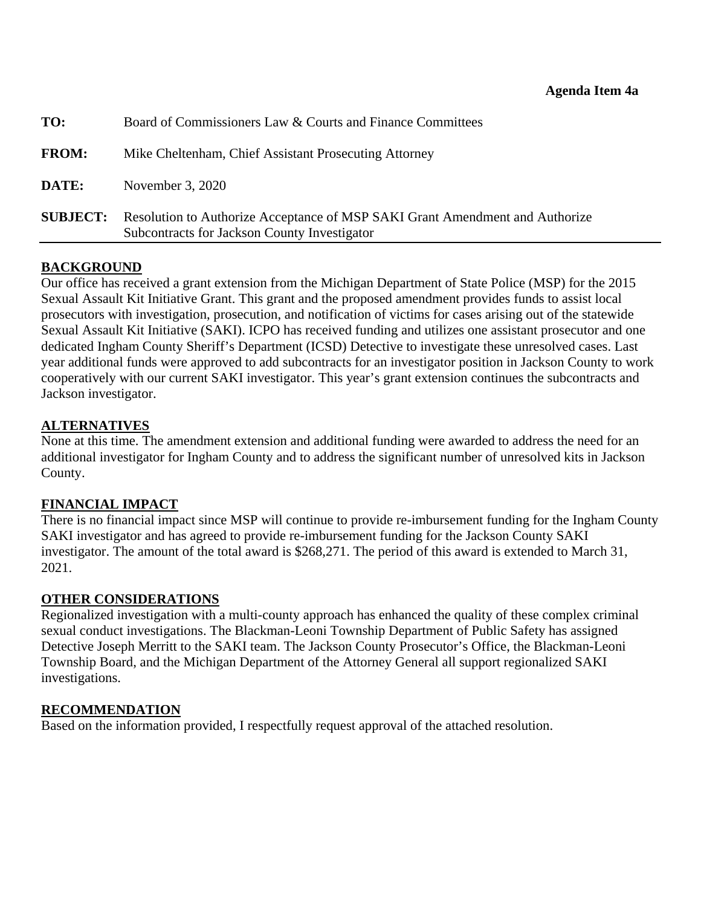**Agenda Item 4a**

**TO:** Board of Commissioners Law & Courts and Finance Committees

**FROM:** Mike Cheltenham, Chief Assistant Prosecuting Attorney

**DATE:** November 3, 2020

**SUBJECT:** Resolution to Authorize Acceptance of MSP SAKI Grant Amendment and Authorize Subcontracts for Jackson County Investigator

## BACKGROUND

Our office has received a grant extension from the Michigan Department of State Police (MSP) for the 2015 Sexual Assault Kit Initiative Grant. This grant and the proposed amendment provides funds to assist local prosecutors with investigation, prosecution, and notification of victims for cases arising out of the statewide Sexual Assault Kit Initiative (SAKI). ICPO has received funding and utilizes one assistant prosecutor and one dedicated Ingham County Sheriff's Department (ICSD) Detective to investigate these unresolved cases. Last year additional funds were approved to add subcontracts for an investigator position in Jackson County to work cooperatively with our current SAKI investigator. This year's grant extension continues the subcontracts and Jackson investigator.

## ALTERNATIVES

None at this time. The amendment extension and additional funding were awarded to address the need for an additional investigator for Ingham County and to address the significant number of unresolved kits in Jackson County.

## FINANCIAL IMPACT

There is no financial impact since MSP will continue to provide re-imbursement funding for the Ingham County SAKI investigator and has agreed to provide re-imbursement funding for the Jackson County SAKI investigator. The amount of the total award is $268,271. The period of this award is extended to March 31, 2021.

## OTHER CONSIDERATIONS

Regionalized investigation with a multi-county approach has enhanced the quality of these complex criminal sexual conduct investigations. The Blackman-Leoni Township Department of Public Safety has assigned Detective Joseph Merritt to the SAKI team. The Jackson County Prosecutor's Office, the Blackman-Leoni Township Board, and the Michigan Department of the Attorney General all support regionalized SAKI investigations.

## RECOMMENDATION

Based on the information provided, I respectfully request approval of the attached resolution.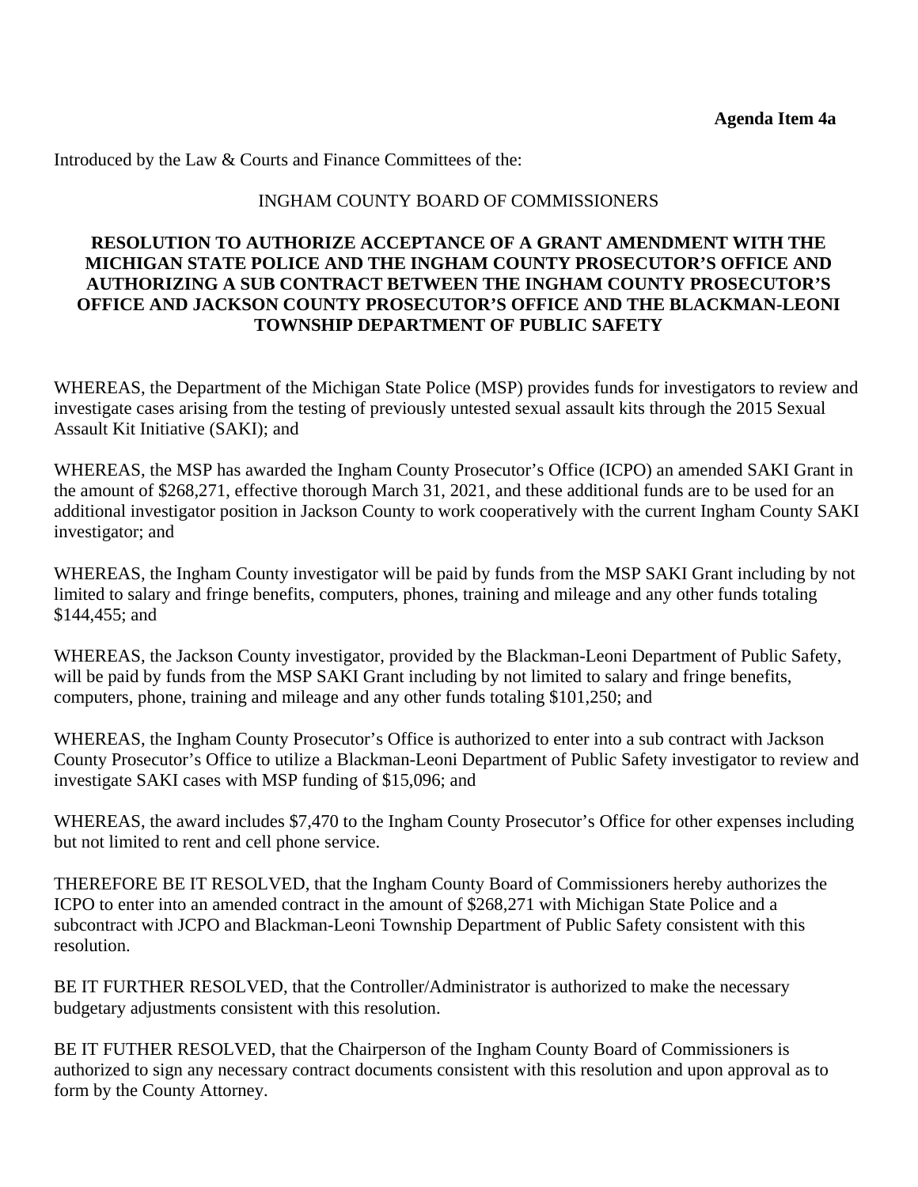**Agenda Item 4a**

Introduced by the Law & Courts and Finance Committees of the:

INGHAM COUNTY BOARD OF COMMISSIONERS

**RESOLUTION TO AUTHORIZE ACCEPTANCE OF A GRANT AMENDMENT WITH THE MICHIGAN STATE POLICE AND THE INGHAM COUNTY PROSECUTOR'S OFFICE AND AUTHORIZING A SUB CONTRACT BETWEEN THE INGHAM COUNTY PROSECUTOR'S OFFICE AND JACKSON COUNTY PROSECUTOR'S OFFICE AND THE BLACKMAN-LEONI TOWNSHIP DEPARTMENT OF PUBLIC SAFETY**

WHEREAS, the Department of the Michigan State Police (MSP) provides funds for investigators to review and investigate cases arising from the testing of previously untested sexual assault kits through the 2015 Sexual Assault Kit Initiative (SAKI); and

WHEREAS, the MSP has awarded the Ingham County Prosecutor's Office (ICPO) an amended SAKI Grant in the amount of $268,271, effective thorough March 31, 2021, and these additional funds are to be used for an additional investigator position in Jackson County to work cooperatively with the current Ingham County SAKI investigator; and

WHEREAS, the Ingham County investigator will be paid by funds from the MSP SAKI Grant including by not limited to salary and fringe benefits, computers, phones, training and mileage and any other funds totaling $144,455; and

WHEREAS, the Jackson County investigator, provided by the Blackman-Leoni Department of Public Safety, will be paid by funds from the MSP SAKI Grant including by not limited to salary and fringe benefits, computers, phone, training and mileage and any other funds totaling $101,250; and

WHEREAS, the Ingham County Prosecutor's Office is authorized to enter into a sub contract with Jackson County Prosecutor's Office to utilize a Blackman-Leoni Department of Public Safety investigator to review and investigate SAKI cases with MSP funding of $15,096; and

WHEREAS, the award includes $7,470 to the Ingham County Prosecutor's Office for other expenses including but not limited to rent and cell phone service.

THEREFORE BE IT RESOLVED, that the Ingham County Board of Commissioners hereby authorizes the ICPO to enter into an amended contract in the amount of $268,271 with Michigan State Police and a subcontract with JCPO and Blackman-Leoni Township Department of Public Safety consistent with this resolution.

BE IT FURTHER RESOLVED, that the Controller/Administrator is authorized to make the necessary budgetary adjustments consistent with this resolution.

BE IT FUTHER RESOLVED, that the Chairperson of the Ingham County Board of Commissioners is authorized to sign any necessary contract documents consistent with this resolution and upon approval as to form by the County Attorney.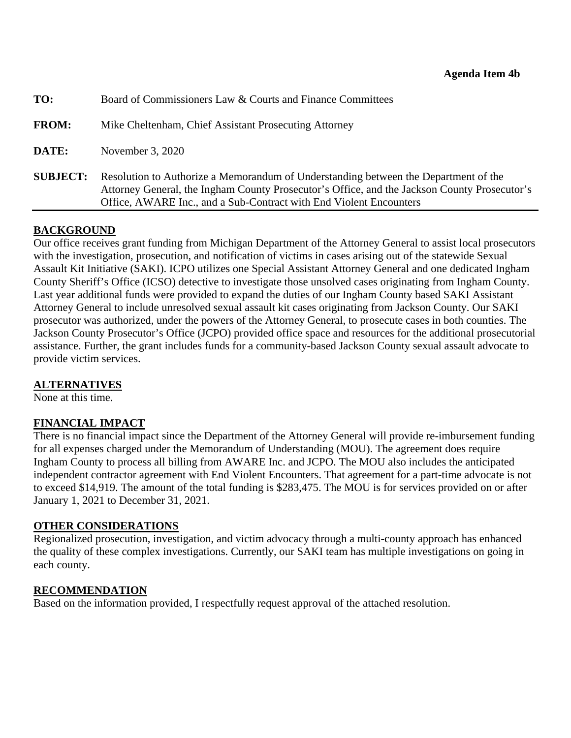**Agenda Item 4b**

**TO:** Board of Commissioners Law & Courts and Finance Committees

**FROM:** Mike Cheltenham, Chief Assistant Prosecuting Attorney

**DATE:** November 3, 2020

**SUBJECT:** Resolution to Authorize a Memorandum of Understanding between the Department of the Attorney General, the Ingham County Prosecutor's Office, and the Jackson County Prosecutor's Office, AWARE Inc., and a Sub-Contract with End Violent Encounters

## BACKGROUND

Our office receives grant funding from Michigan Department of the Attorney General to assist local prosecutors with the investigation, prosecution, and notification of victims in cases arising out of the statewide Sexual Assault Kit Initiative (SAKI). ICPO utilizes one Special Assistant Attorney General and one dedicated Ingham County Sheriff's Office (ICSO) detective to investigate those unsolved cases originating from Ingham County. Last year additional funds were provided to expand the duties of our Ingham County based SAKI Assistant Attorney General to include unresolved sexual assault kit cases originating from Jackson County. Our SAKI prosecutor was authorized, under the powers of the Attorney General, to prosecute cases in both counties. The Jackson County Prosecutor's Office (JCPO) provided office space and resources for the additional prosecutorial assistance. Further, the grant includes funds for a community-based Jackson County sexual assault advocate to provide victim services.

## ALTERNATIVES

None at this time.

## FINANCIAL IMPACT

There is no financial impact since the Department of the Attorney General will provide re-imbursement funding for all expenses charged under the Memorandum of Understanding (MOU). The agreement does require Ingham County to process all billing from AWARE Inc. and JCPO. The MOU also includes the anticipated independent contractor agreement with End Violent Encounters. That agreement for a part-time advocate is not to exceed $14,919. The amount of the total funding is $283,475. The MOU is for services provided on or after January 1, 2021 to December 31, 2021.

## OTHER CONSIDERATIONS

Regionalized prosecution, investigation, and victim advocacy through a multi-county approach has enhanced the quality of these complex investigations. Currently, our SAKI team has multiple investigations on going in each county.

## RECOMMENDATION

Based on the information provided, I respectfully request approval of the attached resolution.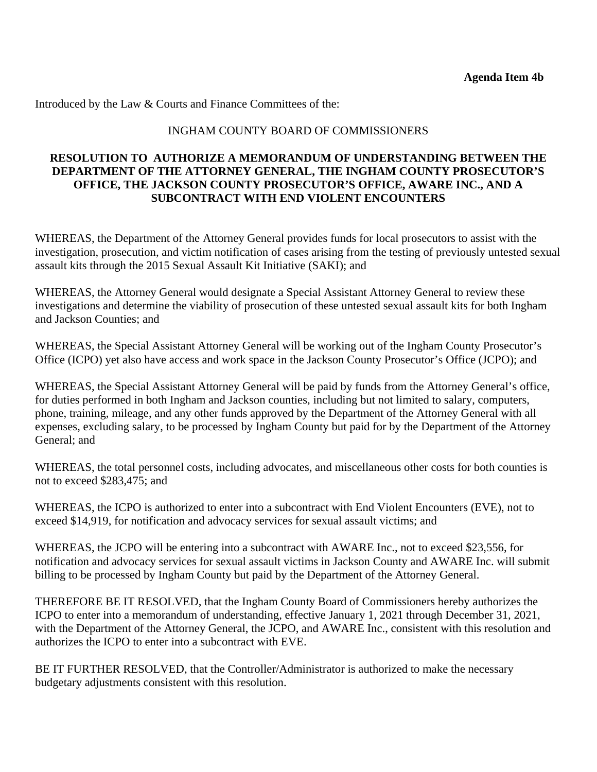**Agenda Item 4b**

Introduced by the Law & Courts and Finance Committees of the:

INGHAM COUNTY BOARD OF COMMISSIONERS

**RESOLUTION TO AUTHORIZE A MEMORANDUM OF UNDERSTANDING BETWEEN THE DEPARTMENT OF THE ATTORNEY GENERAL, THE INGHAM COUNTY PROSECUTOR'S OFFICE, THE JACKSON COUNTY PROSECUTOR'S OFFICE, AWARE INC., AND A SUBCONTRACT WITH END VIOLENT ENCOUNTERS**

WHEREAS, the Department of the Attorney General provides funds for local prosecutors to assist with the investigation, prosecution, and victim notification of cases arising from the testing of previously untested sexual assault kits through the 2015 Sexual Assault Kit Initiative (SAKI); and

WHEREAS, the Attorney General would designate a Special Assistant Attorney General to review these investigations and determine the viability of prosecution of these untested sexual assault kits for both Ingham and Jackson Counties; and

WHEREAS, the Special Assistant Attorney General will be working out of the Ingham County Prosecutor's Office (ICPO) yet also have access and work space in the Jackson County Prosecutor's Office (JCPO); and

WHEREAS, the Special Assistant Attorney General will be paid by funds from the Attorney General's office, for duties performed in both Ingham and Jackson counties, including but not limited to salary, computers, phone, training, mileage, and any other funds approved by the Department of the Attorney General with all expenses, excluding salary, to be processed by Ingham County but paid for by the Department of the Attorney General; and

WHEREAS, the total personnel costs, including advocates, and miscellaneous other costs for both counties is not to exceed $283,475; and

WHEREAS, the ICPO is authorized to enter into a subcontract with End Violent Encounters (EVE), not to exceed $14,919, for notification and advocacy services for sexual assault victims; and

WHEREAS, the JCPO will be entering into a subcontract with AWARE Inc., not to exceed $23,556, for notification and advocacy services for sexual assault victims in Jackson County and AWARE Inc. will submit billing to be processed by Ingham County but paid by the Department of the Attorney General.

THEREFORE BE IT RESOLVED, that the Ingham County Board of Commissioners hereby authorizes the ICPO to enter into a memorandum of understanding, effective January 1, 2021 through December 31, 2021, with the Department of the Attorney General, the JCPO, and AWARE Inc., consistent with this resolution and authorizes the ICPO to enter into a subcontract with EVE.

BE IT FURTHER RESOLVED, that the Controller/Administrator is authorized to make the necessary budgetary adjustments consistent with this resolution.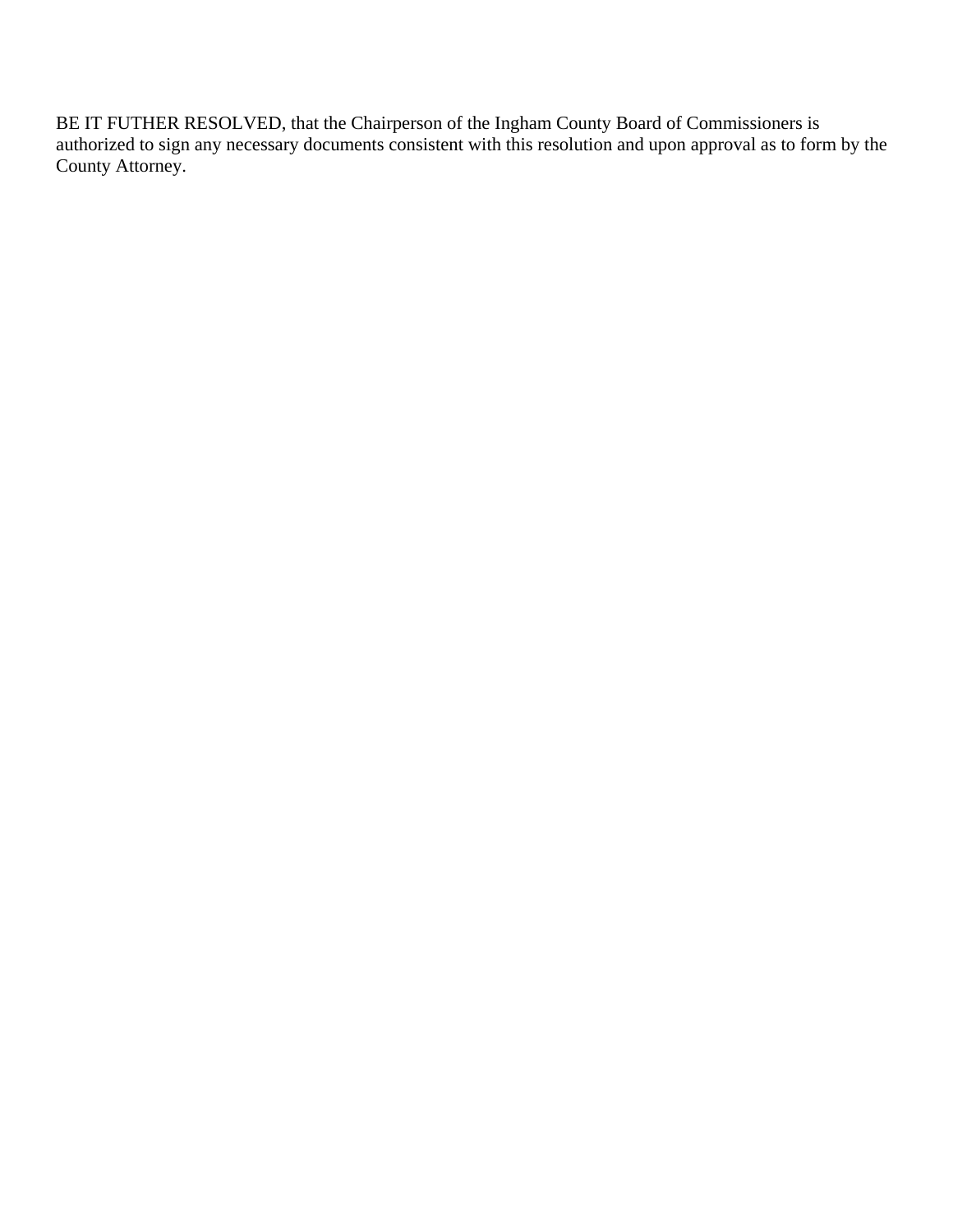BE IT FUTHER RESOLVED, that the Chairperson of the Ingham County Board of Commissioners is authorized to sign any necessary documents consistent with this resolution and upon approval as to form by the County Attorney.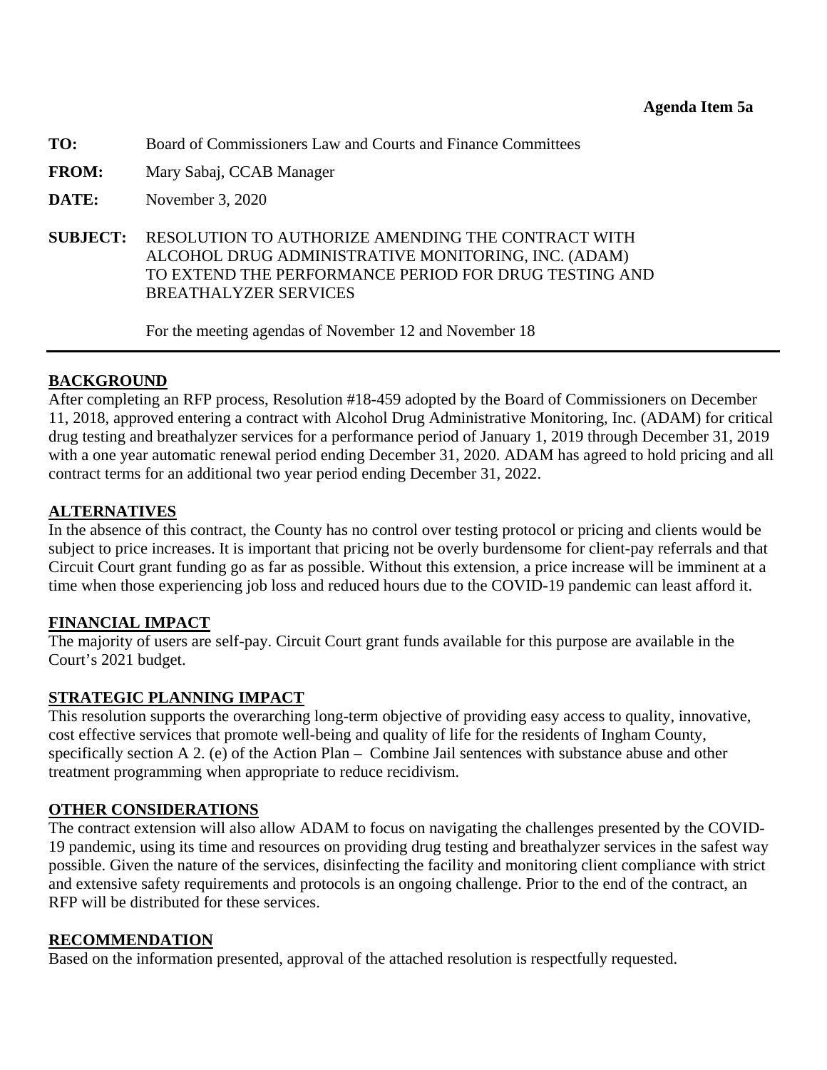**Agenda Item 5a**

**TO:** Board of Commissioners Law and Courts and Finance Committees

**FROM:** Mary Sabaj, CCAB Manager

**DATE:** November 3, 2020

**SUBJECT:** RESOLUTION TO AUTHORIZE AMENDING THE CONTRACT WITH ALCOHOL DRUG ADMINISTRATIVE MONITORING, INC. (ADAM) TO EXTEND THE PERFORMANCE PERIOD FOR DRUG TESTING AND BREATHALYZER SERVICES

For the meeting agendas of November 12 and November 18

---

## BACKGROUND

After completing an RFP process, Resolution #18-459 adopted by the Board of Commissioners on December 11, 2018, approved entering a contract with Alcohol Drug Administrative Monitoring, Inc. (ADAM) for critical drug testing and breathalyzer services for a performance period of January 1, 2019 through December 31, 2019 with a one year automatic renewal period ending December 31, 2020. ADAM has agreed to hold pricing and all contract terms for an additional two year period ending December 31, 2022.

## ALTERNATIVES

In the absence of this contract, the County has no control over testing protocol or pricing and clients would be subject to price increases. It is important that pricing not be overly burdensome for client-pay referrals and that Circuit Court grant funding go as far as possible. Without this extension, a price increase will be imminent at a time when those experiencing job loss and reduced hours due to the COVID-19 pandemic can least afford it.

## FINANCIAL IMPACT

The majority of users are self-pay. Circuit Court grant funds available for this purpose are available in the Court's 2021 budget.

## STRATEGIC PLANNING IMPACT

This resolution supports the overarching long-term objective of providing easy access to quality, innovative, cost effective services that promote well-being and quality of life for the residents of Ingham County, specifically section A 2. (e) of the Action Plan – Combine Jail sentences with substance abuse and other treatment programming when appropriate to reduce recidivism.

## OTHER CONSIDERATIONS

The contract extension will also allow ADAM to focus on navigating the challenges presented by the COVID-19 pandemic, using its time and resources on providing drug testing and breathalyzer services in the safest way possible. Given the nature of the services, disinfecting the facility and monitoring client compliance with strict and extensive safety requirements and protocols is an ongoing challenge. Prior to the end of the contract, an RFP will be distributed for these services.

## RECOMMENDATION

Based on the information presented, approval of the attached resolution is respectfully requested.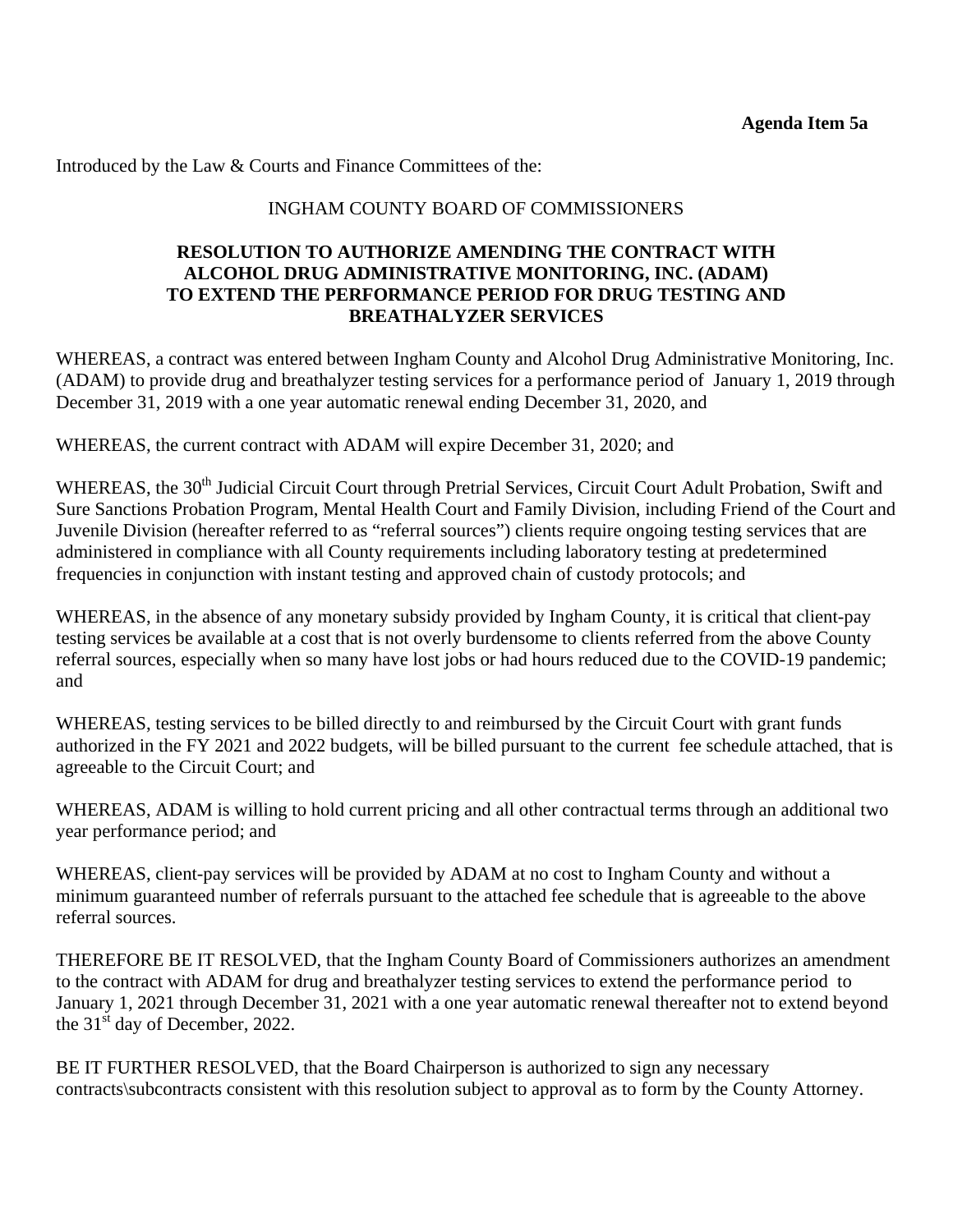**Agenda Item 5a**

Introduced by the Law & Courts and Finance Committees of the:

INGHAM COUNTY BOARD OF COMMISSIONERS

**RESOLUTION TO AUTHORIZE AMENDING THE CONTRACT WITH ALCOHOL DRUG ADMINISTRATIVE MONITORING, INC. (ADAM) TO EXTEND THE PERFORMANCE PERIOD FOR DRUG TESTING AND BREATHALYZER SERVICES**

WHEREAS, a contract was entered between Ingham County and Alcohol Drug Administrative Monitoring, Inc. (ADAM) to provide drug and breathalyzer testing services for a performance period of January 1, 2019 through December 31, 2019 with a one year automatic renewal ending December 31, 2020, and

WHEREAS, the current contract with ADAM will expire December 31, 2020; and

WHEREAS, the 30th Judicial Circuit Court through Pretrial Services, Circuit Court Adult Probation, Swift and Sure Sanctions Probation Program, Mental Health Court and Family Division, including Friend of the Court and Juvenile Division (hereafter referred to as "referral sources") clients require ongoing testing services that are administered in compliance with all County requirements including laboratory testing at predetermined frequencies in conjunction with instant testing and approved chain of custody protocols; and

WHEREAS, in the absence of any monetary subsidy provided by Ingham County, it is critical that client-pay testing services be available at a cost that is not overly burdensome to clients referred from the above County referral sources, especially when so many have lost jobs or had hours reduced due to the COVID-19 pandemic; and

WHEREAS, testing services to be billed directly to and reimbursed by the Circuit Court with grant funds authorized in the FY 2021 and 2022 budgets, will be billed pursuant to the current fee schedule attached, that is agreeable to the Circuit Court; and

WHEREAS, ADAM is willing to hold current pricing and all other contractual terms through an additional two year performance period; and

WHEREAS, client-pay services will be provided by ADAM at no cost to Ingham County and without a minimum guaranteed number of referrals pursuant to the attached fee schedule that is agreeable to the above referral sources.

THEREFORE BE IT RESOLVED, that the Ingham County Board of Commissioners authorizes an amendment to the contract with ADAM for drug and breathalyzer testing services to extend the performance period to January 1, 2021 through December 31, 2021 with a one year automatic renewal thereafter not to extend beyond the 31st day of December, 2022.

BE IT FURTHER RESOLVED, that the Board Chairperson is authorized to sign any necessary contracts\subcontracts consistent with this resolution subject to approval as to form by the County Attorney.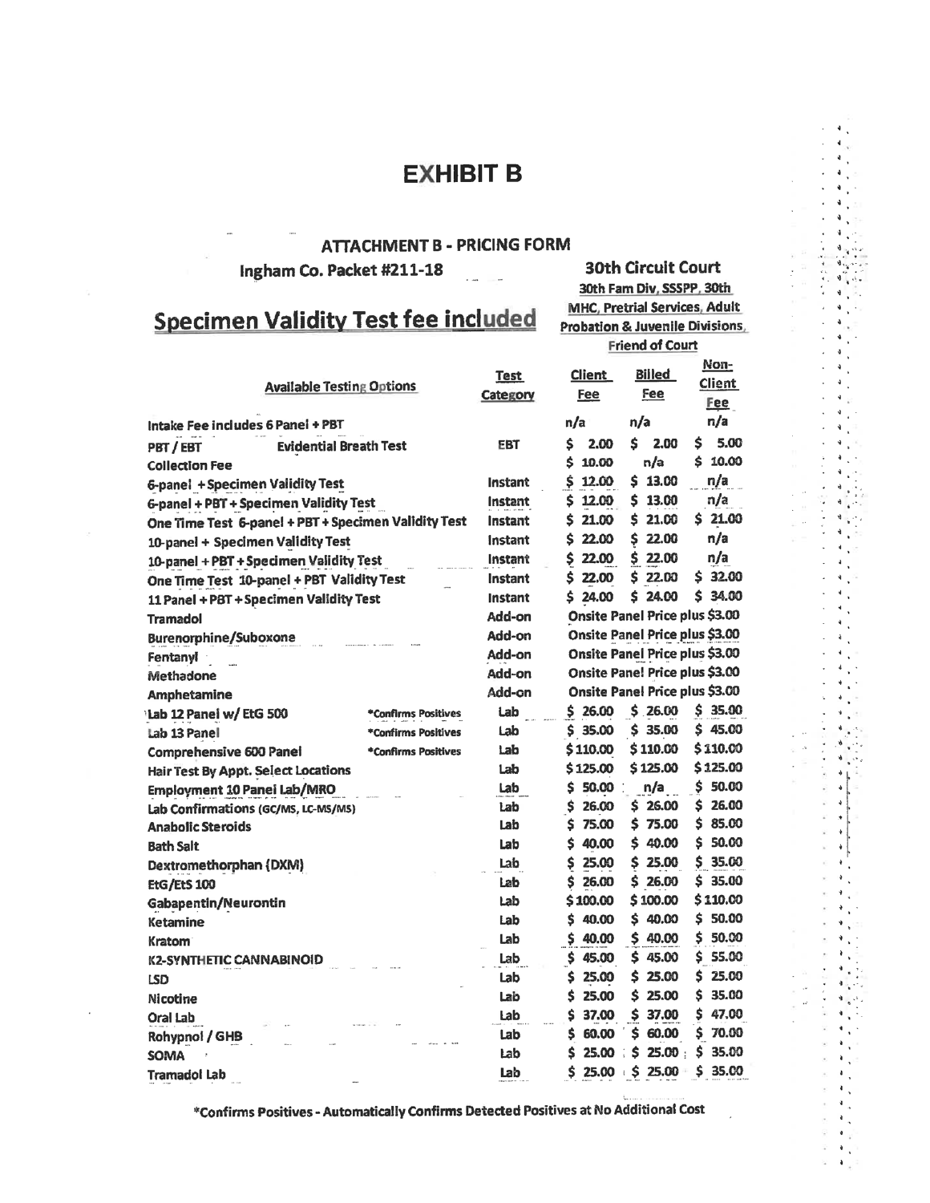# EXHIBIT B

## ATTACHMENT B - PRICING FORM

**Ingham Co. Packet #211-18**

**30th Circuit Court**
**30th Fam Div, SSSPP, 30th MHC, Pretrial Services, Adult Probation & Juvenile Divisions, Friend of Court**

## Specimen Validity Test fee included

| Available Testing Options | | Test Category | Client Fee | Billed Fee | Non-Client Fee |
|---|---|---|---|---|---|
| Intake Fee includes 6 Panel + PBT | | | n/a | n/a | n/a |
| PBT / EBT | Evidential Breath Test | EBT | $ 2.00 | $ 2.00 | $ 5.00 |
| Collection Fee | | | $ 10.00 | n/a | $ 10.00 |
| 6-panel + Specimen Validity Test | | Instant | $ 12.00 | $ 13.00 | n/a |
| 6-panel + PBT + Specimen Validity Test | | Instant | $ 12.00 | $ 13.00 | n/a |
| One Time Test 6-panel + PBT + Specimen Validity Test | | Instant | $ 21.00 | $ 21.00 | $ 21.00 |
| 10-panel + Specimen Validity Test | | Instant | $ 22.00 | $ 22.00 | n/a |
| 10-panel + PBT + Specimen Validity Test | | Instant | $ 22.00 | $ 22.00 | n/a |
| One Time Test 10-panel + PBT Validity Test | | Instant | $ 22.00 | $ 22.00 | $ 32.00 |
| 11 Panel + PBT + Specimen Validity Test | | Instant | $ 24.00 | $ 24.00 | $ 34.00 |
| Tramadol | | Add-on | Onsite Panel Price plus $3.00 | | |
| Burenorphine/Suboxone | | Add-on | Onsite Panel Price plus $3.00 | | |
| Fentanyl | | Add-on | Onsite Panel Price plus $3.00 | | |
| Methadone | | Add-on | Onsite Panel Price plus $3.00 | | |
| Amphetamine | | Add-on | Onsite Panel Price plus $3.00 | | |
| Lab 12 Panel w/ EtG 500 | *Confirms Positives | Lab | $ 26.00 | $ 26.00 | $ 35.00 |
| Lab 13 Panel | *Confirms Positives | Lab | $ 35.00 | $ 35.00 | $ 45.00 |
| Comprehensive 600 Panel | *Confirms Positives | Lab | $110.00 | $110.00 | $110.00 |
| Hair Test By Appt. Select Locations | | Lab | $125.00 | $125.00 | $125.00 |
| Employment 10 Panel Lab/MRO | | Lab | $ 50.00 | n/a | $ 50.00 |
| Lab Confirmations (GC/MS, LC-MS/MS) | | Lab | $ 26.00 | $ 26.00 | $ 26.00 |
| Anabolic Steroids | | Lab | $ 75.00 | $ 75.00 | $ 85.00 |
| Bath Salt | | Lab | $ 40.00 | $ 40.00 | $ 50.00 |
| Dextromethorphan (DXM) | | Lab | $ 25.00 | $ 25.00 | $ 35.00 |
| EtG/EtS 100 | | Lab | $ 26.00 | $ 26.00 | $ 35.00 |
| Gabapentin/Neurontin | | Lab | $100.00 | $100.00 | $110.00 |
| Ketamine | | Lab | $ 40.00 | $ 40.00 | $ 50.00 |
| Kratom | | Lab | $ 40.00 | $ 40.00 | $ 50.00 |
| K2-SYNTHETIC CANNABINOID | | Lab | $ 45.00 | $ 45.00 | $ 55.00 |
| LSD | | Lab | $ 25.00 | $ 25.00 | $ 25.00 |
| Nicotine | | Lab | $ 25.00 | $ 25.00 | $ 35.00 |
| Oral Lab | | Lab | $ 37.00 | $ 37.00 | $ 47.00 |
| Rohypnol / GHB | | Lab | $ 60.00 | $ 60.00 | $ 70.00 |
| SOMA | | Lab | $ 25.00 | $ 25.00 | $ 35.00 |
| Tramadol Lab | | Lab | $ 25.00 | $ 25.00 | $ 35.00 |

*Confirms Positives - Automatically Confirms Detected Positives at No Additional Cost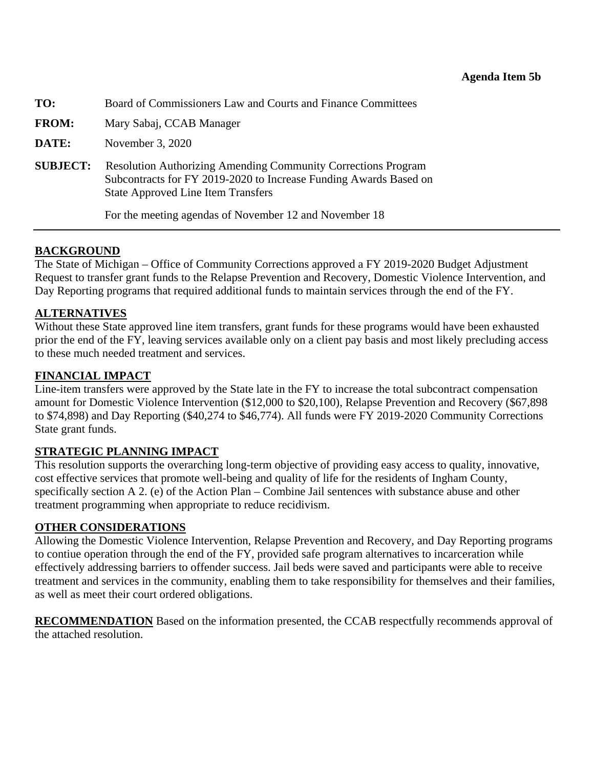**Agenda Item 5b**

**TO:** Board of Commissioners Law and Courts and Finance Committees

**FROM:** Mary Sabaj, CCAB Manager

**DATE:** November 3, 2020

**SUBJECT:** Resolution Authorizing Amending Community Corrections Program Subcontracts for FY 2019-2020 to Increase Funding Awards Based on State Approved Line Item Transfers

For the meeting agendas of November 12 and November 18

---

**BACKGROUND**

The State of Michigan – Office of Community Corrections approved a FY 2019-2020 Budget Adjustment Request to transfer grant funds to the Relapse Prevention and Recovery, Domestic Violence Intervention, and Day Reporting programs that required additional funds to maintain services through the end of the FY.

**ALTERNATIVES**

Without these State approved line item transfers, grant funds for these programs would have been exhausted prior the end of the FY, leaving services available only on a client pay basis and most likely precluding access to these much needed treatment and services.

**FINANCIAL IMPACT**

Line-item transfers were approved by the State late in the FY to increase the total subcontract compensation amount for Domestic Violence Intervention ($12,000 to $20,100), Relapse Prevention and Recovery ($67,898 to $74,898) and Day Reporting ($40,274 to $46,774). All funds were FY 2019-2020 Community Corrections State grant funds.

**STRATEGIC PLANNING IMPACT**

This resolution supports the overarching long-term objective of providing easy access to quality, innovative, cost effective services that promote well-being and quality of life for the residents of Ingham County, specifically section A 2. (e) of the Action Plan – Combine Jail sentences with substance abuse and other treatment programming when appropriate to reduce recidivism.

**OTHER CONSIDERATIONS**

Allowing the Domestic Violence Intervention, Relapse Prevention and Recovery, and Day Reporting programs to contiue operation through the end of the FY, provided safe program alternatives to incarceration while effectively addressing barriers to offender success. Jail beds were saved and participants were able to receive treatment and services in the community, enabling them to take responsibility for themselves and their families, as well as meet their court ordered obligations.

**RECOMMENDATION** Based on the information presented, the CCAB respectfully recommends approval of the attached resolution.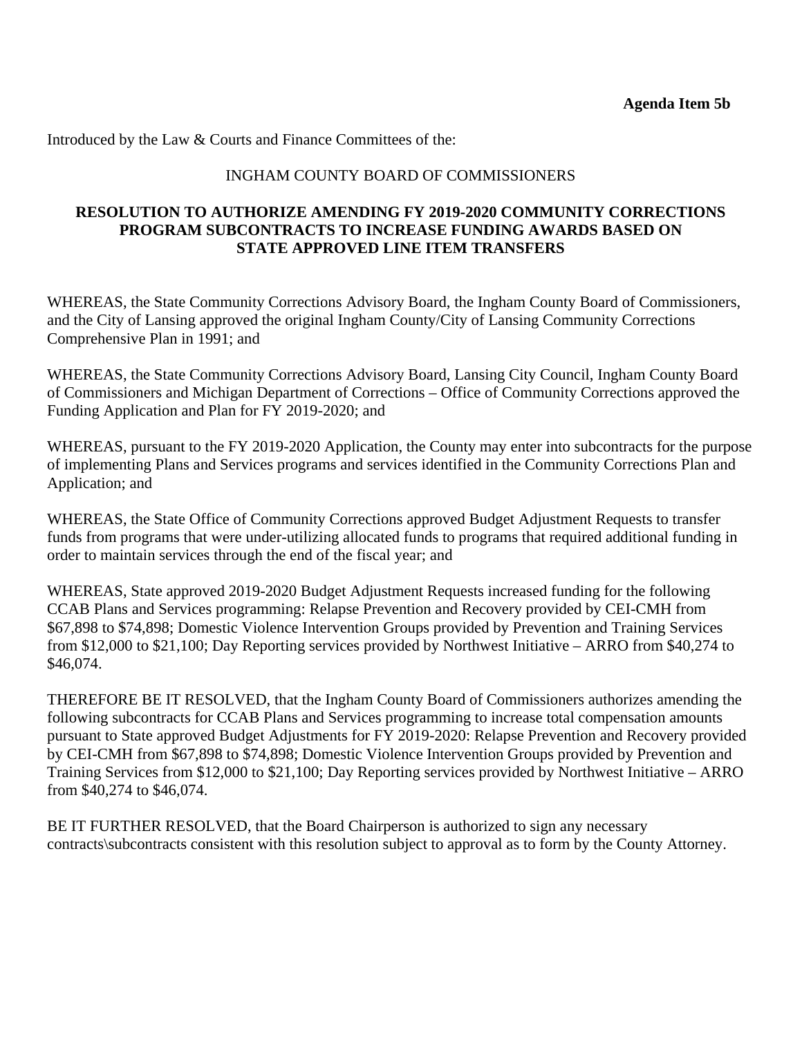**Agenda Item 5b**

Introduced by the Law & Courts and Finance Committees of the:

INGHAM COUNTY BOARD OF COMMISSIONERS

**RESOLUTION TO AUTHORIZE AMENDING FY 2019-2020 COMMUNITY CORRECTIONS PROGRAM SUBCONTRACTS TO INCREASE FUNDING AWARDS BASED ON STATE APPROVED LINE ITEM TRANSFERS**

WHEREAS, the State Community Corrections Advisory Board, the Ingham County Board of Commissioners, and the City of Lansing approved the original Ingham County/City of Lansing Community Corrections Comprehensive Plan in 1991; and

WHEREAS, the State Community Corrections Advisory Board, Lansing City Council, Ingham County Board of Commissioners and Michigan Department of Corrections – Office of Community Corrections approved the Funding Application and Plan for FY 2019-2020; and

WHEREAS, pursuant to the FY 2019-2020 Application, the County may enter into subcontracts for the purpose of implementing Plans and Services programs and services identified in the Community Corrections Plan and Application; and

WHEREAS, the State Office of Community Corrections approved Budget Adjustment Requests to transfer funds from programs that were under-utilizing allocated funds to programs that required additional funding in order to maintain services through the end of the fiscal year; and

WHEREAS, State approved 2019-2020 Budget Adjustment Requests increased funding for the following CCAB Plans and Services programming: Relapse Prevention and Recovery provided by CEI-CMH from $67,898 to $74,898; Domestic Violence Intervention Groups provided by Prevention and Training Services from $12,000 to $21,100; Day Reporting services provided by Northwest Initiative – ARRO from $40,274 to $46,074.

THEREFORE BE IT RESOLVED, that the Ingham County Board of Commissioners authorizes amending the following subcontracts for CCAB Plans and Services programming to increase total compensation amounts pursuant to State approved Budget Adjustments for FY 2019-2020: Relapse Prevention and Recovery provided by CEI-CMH from $67,898 to $74,898; Domestic Violence Intervention Groups provided by Prevention and Training Services from $12,000 to $21,100; Day Reporting services provided by Northwest Initiative – ARRO from $40,274 to $46,074.

BE IT FURTHER RESOLVED, that the Board Chairperson is authorized to sign any necessary contracts\subcontracts consistent with this resolution subject to approval as to form by the County Attorney.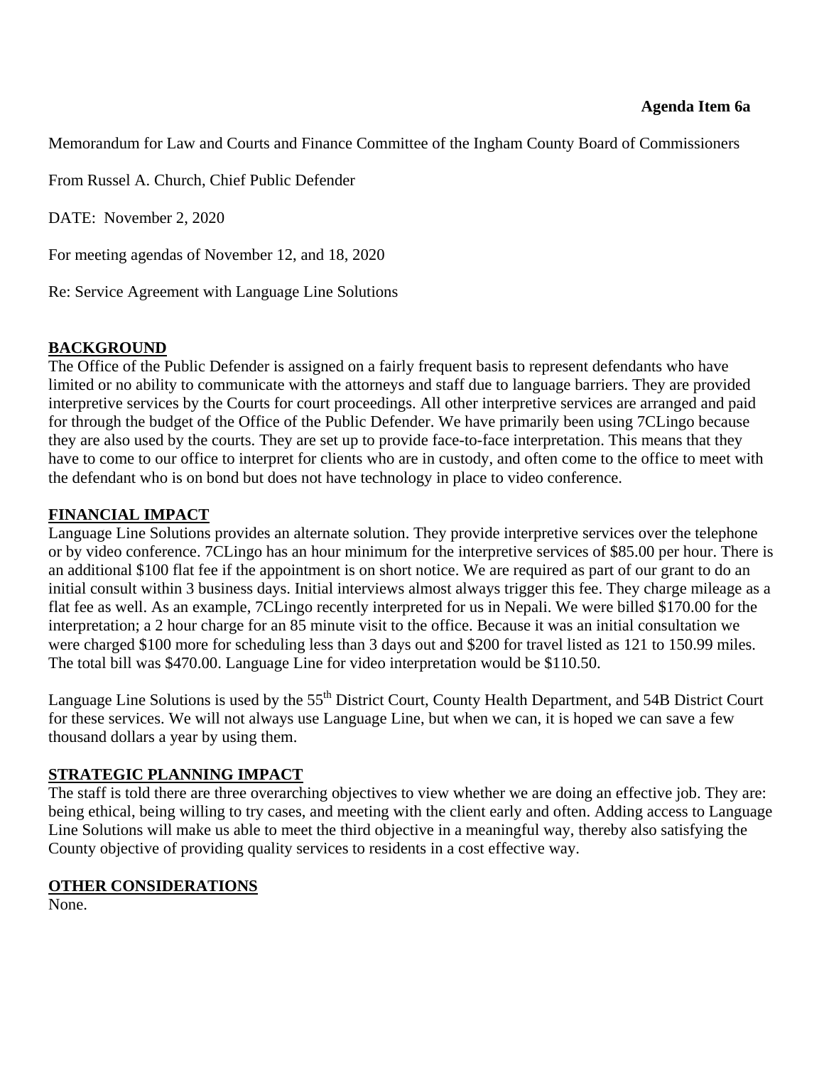**Agenda Item 6a**

Memorandum for Law and Courts and Finance Committee of the Ingham County Board of Commissioners

From Russel A. Church, Chief Public Defender

DATE: November 2, 2020

For meeting agendas of November 12, and 18, 2020

Re: Service Agreement with Language Line Solutions

## BACKGROUND

The Office of the Public Defender is assigned on a fairly frequent basis to represent defendants who have limited or no ability to communicate with the attorneys and staff due to language barriers. They are provided interpretive services by the Courts for court proceedings. All other interpretive services are arranged and paid for through the budget of the Office of the Public Defender. We have primarily been using 7CLingo because they are also used by the courts. They are set up to provide face-to-face interpretation. This means that they have to come to our office to interpret for clients who are in custody, and often come to the office to meet with the defendant who is on bond but does not have technology in place to video conference.

## FINANCIAL IMPACT

Language Line Solutions provides an alternate solution. They provide interpretive services over the telephone or by video conference. 7CLingo has an hour minimum for the interpretive services of $85.00 per hour. There is an additional $100 flat fee if the appointment is on short notice. We are required as part of our grant to do an initial consult within 3 business days. Initial interviews almost always trigger this fee. They charge mileage as a flat fee as well. As an example, 7CLingo recently interpreted for us in Nepali. We were billed $170.00 for the interpretation; a 2 hour charge for an 85 minute visit to the office. Because it was an initial consultation we were charged $100 more for scheduling less than 3 days out and $200 for travel listed as 121 to 150.99 miles. The total bill was $470.00. Language Line for video interpretation would be $110.50.

Language Line Solutions is used by the 55th District Court, County Health Department, and 54B District Court for these services. We will not always use Language Line, but when we can, it is hoped we can save a few thousand dollars a year by using them.

## STRATEGIC PLANNING IMPACT

The staff is told there are three overarching objectives to view whether we are doing an effective job. They are: being ethical, being willing to try cases, and meeting with the client early and often. Adding access to Language Line Solutions will make us able to meet the third objective in a meaningful way, thereby also satisfying the County objective of providing quality services to residents in a cost effective way.

## OTHER CONSIDERATIONS

None.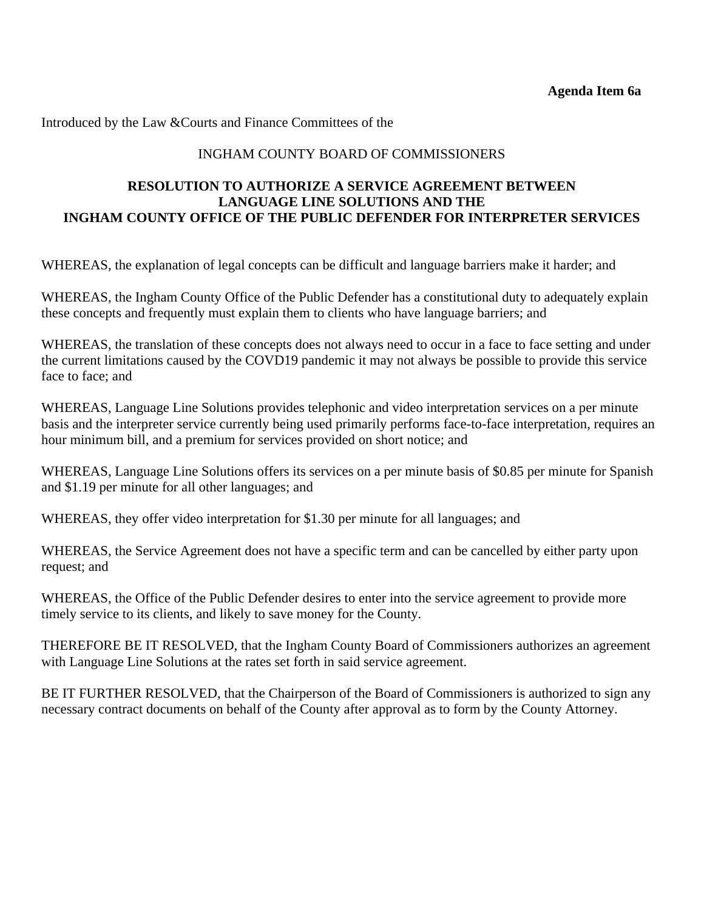**Agenda Item 6a**

Introduced by the Law &Courts and Finance Committees of the

INGHAM COUNTY BOARD OF COMMISSIONERS

**RESOLUTION TO AUTHORIZE A SERVICE AGREEMENT BETWEEN LANGUAGE LINE SOLUTIONS AND THE INGHAM COUNTY OFFICE OF THE PUBLIC DEFENDER FOR INTERPRETER SERVICES**

WHEREAS, the explanation of legal concepts can be difficult and language barriers make it harder; and

WHEREAS, the Ingham County Office of the Public Defender has a constitutional duty to adequately explain these concepts and frequently must explain them to clients who have language barriers; and

WHEREAS, the translation of these concepts does not always need to occur in a face to face setting and under the current limitations caused by the COVD19 pandemic it may not always be possible to provide this service face to face; and

WHEREAS, Language Line Solutions provides telephonic and video interpretation services on a per minute basis and the interpreter service currently being used primarily performs face-to-face interpretation, requires an hour minimum bill, and a premium for services provided on short notice; and

WHEREAS, Language Line Solutions offers its services on a per minute basis of $0.85 per minute for Spanish and $1.19 per minute for all other languages; and

WHEREAS, they offer video interpretation for $1.30 per minute for all languages; and

WHEREAS, the Service Agreement does not have a specific term and can be cancelled by either party upon request; and

WHEREAS, the Office of the Public Defender desires to enter into the service agreement to provide more timely service to its clients, and likely to save money for the County.

THEREFORE BE IT RESOLVED, that the Ingham County Board of Commissioners authorizes an agreement with Language Line Solutions at the rates set forth in said service agreement.

BE IT FURTHER RESOLVED, that the Chairperson of the Board of Commissioners is authorized to sign any necessary contract documents on behalf of the County after approval as to form by the County Attorney.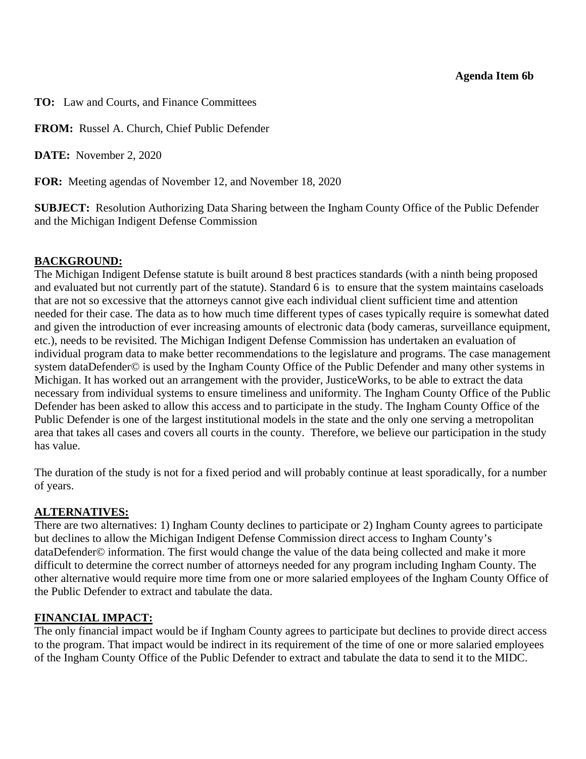**Agenda Item 6b**

**TO:** Law and Courts, and Finance Committees

**FROM:** Russel A. Church, Chief Public Defender

**DATE:** November 2, 2020

**FOR:** Meeting agendas of November 12, and November 18, 2020

**SUBJECT:** Resolution Authorizing Data Sharing between the Ingham County Office of the Public Defender and the Michigan Indigent Defense Commission

**BACKGROUND:**

The Michigan Indigent Defense statute is built around 8 best practices standards (with a ninth being proposed and evaluated but not currently part of the statute). Standard 6 is to ensure that the system maintains caseloads that are not so excessive that the attorneys cannot give each individual client sufficient time and attention needed for their case. The data as to how much time different types of cases typically require is somewhat dated and given the introduction of ever increasing amounts of electronic data (body cameras, surveillance equipment, etc.), needs to be revisited. The Michigan Indigent Defense Commission has undertaken an evaluation of individual program data to make better recommendations to the legislature and programs. The case management system dataDefender© is used by the Ingham County Office of the Public Defender and many other systems in Michigan. It has worked out an arrangement with the provider, JusticeWorks, to be able to extract the data necessary from individual systems to ensure timeliness and uniformity. The Ingham County Office of the Public Defender has been asked to allow this access and to participate in the study. The Ingham County Office of the Public Defender is one of the largest institutional models in the state and the only one serving a metropolitan area that takes all cases and covers all courts in the county. Therefore, we believe our participation in the study has value.

The duration of the study is not for a fixed period and will probably continue at least sporadically, for a number of years.

**ALTERNATIVES:**

There are two alternatives: 1) Ingham County declines to participate or 2) Ingham County agrees to participate but declines to allow the Michigan Indigent Defense Commission direct access to Ingham County's dataDefender© information. The first would change the value of the data being collected and make it more difficult to determine the correct number of attorneys needed for any program including Ingham County. The other alternative would require more time from one or more salaried employees of the Ingham County Office of the Public Defender to extract and tabulate the data.

**FINANCIAL IMPACT:**

The only financial impact would be if Ingham County agrees to participate but declines to provide direct access to the program. That impact would be indirect in its requirement of the time of one or more salaried employees of the Ingham County Office of the Public Defender to extract and tabulate the data to send it to the MIDC.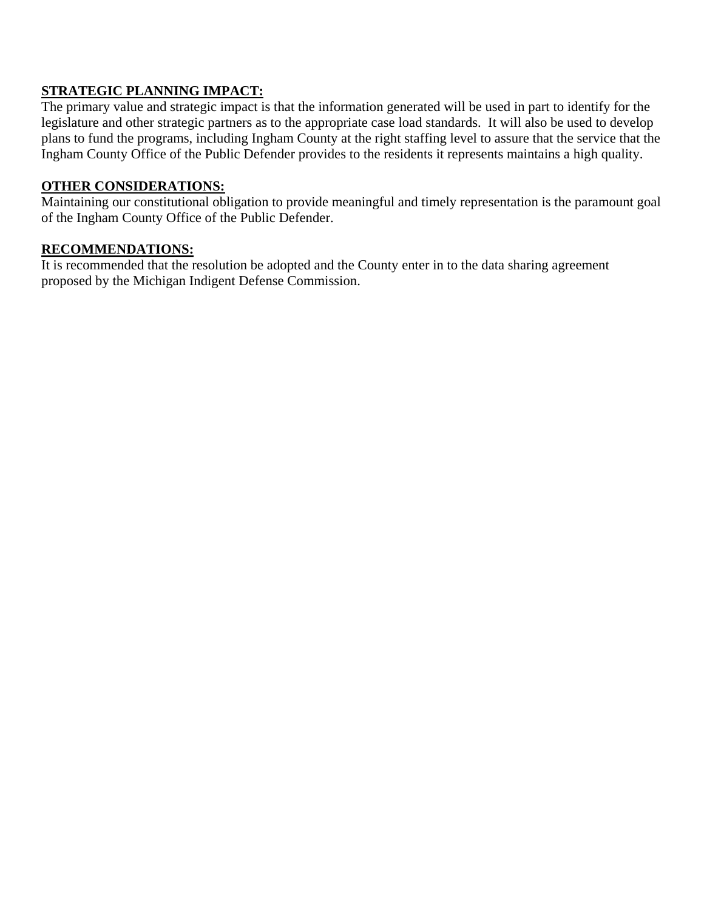**STRATEGIC PLANNING IMPACT:**

The primary value and strategic impact is that the information generated will be used in part to identify for the legislature and other strategic partners as to the appropriate case load standards. It will also be used to develop plans to fund the programs, including Ingham County at the right staffing level to assure that the service that the Ingham County Office of the Public Defender provides to the residents it represents maintains a high quality.

**OTHER CONSIDERATIONS:**

Maintaining our constitutional obligation to provide meaningful and timely representation is the paramount goal of the Ingham County Office of the Public Defender.

**RECOMMENDATIONS:**

It is recommended that the resolution be adopted and the County enter in to the data sharing agreement proposed by the Michigan Indigent Defense Commission.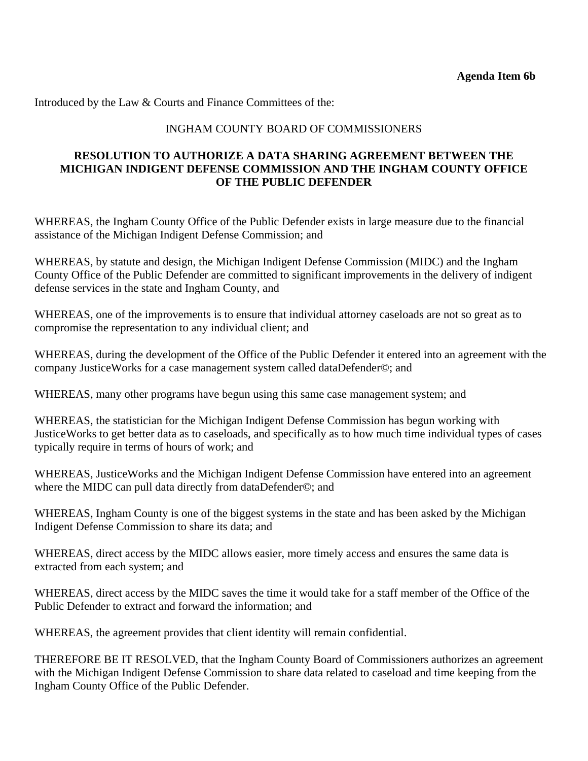**Agenda Item 6b**

Introduced by the Law & Courts and Finance Committees of the:

INGHAM COUNTY BOARD OF COMMISSIONERS

**RESOLUTION TO AUTHORIZE A DATA SHARING AGREEMENT BETWEEN THE MICHIGAN INDIGENT DEFENSE COMMISSION AND THE INGHAM COUNTY OFFICE OF THE PUBLIC DEFENDER**

WHEREAS, the Ingham County Office of the Public Defender exists in large measure due to the financial assistance of the Michigan Indigent Defense Commission; and

WHEREAS, by statute and design, the Michigan Indigent Defense Commission (MIDC) and the Ingham County Office of the Public Defender are committed to significant improvements in the delivery of indigent defense services in the state and Ingham County, and

WHEREAS, one of the improvements is to ensure that individual attorney caseloads are not so great as to compromise the representation to any individual client; and

WHEREAS, during the development of the Office of the Public Defender it entered into an agreement with the company JusticeWorks for a case management system called dataDefender©; and

WHEREAS, many other programs have begun using this same case management system; and

WHEREAS, the statistician for the Michigan Indigent Defense Commission has begun working with JusticeWorks to get better data as to caseloads, and specifically as to how much time individual types of cases typically require in terms of hours of work; and

WHEREAS, JusticeWorks and the Michigan Indigent Defense Commission have entered into an agreement where the MIDC can pull data directly from dataDefender©; and

WHEREAS, Ingham County is one of the biggest systems in the state and has been asked by the Michigan Indigent Defense Commission to share its data; and

WHEREAS, direct access by the MIDC allows easier, more timely access and ensures the same data is extracted from each system; and

WHEREAS, direct access by the MIDC saves the time it would take for a staff member of the Office of the Public Defender to extract and forward the information; and

WHEREAS, the agreement provides that client identity will remain confidential.

THEREFORE BE IT RESOLVED, that the Ingham County Board of Commissioners authorizes an agreement with the Michigan Indigent Defense Commission to share data related to caseload and time keeping from the Ingham County Office of the Public Defender.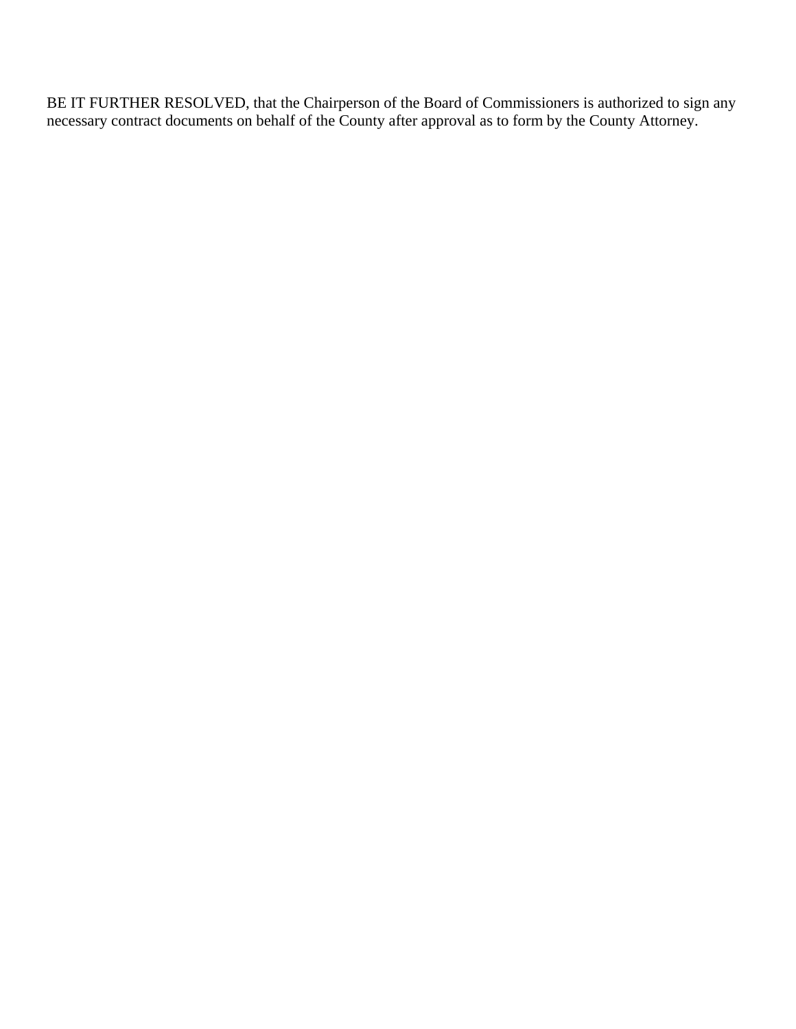BE IT FURTHER RESOLVED, that the Chairperson of the Board of Commissioners is authorized to sign any necessary contract documents on behalf of the County after approval as to form by the County Attorney.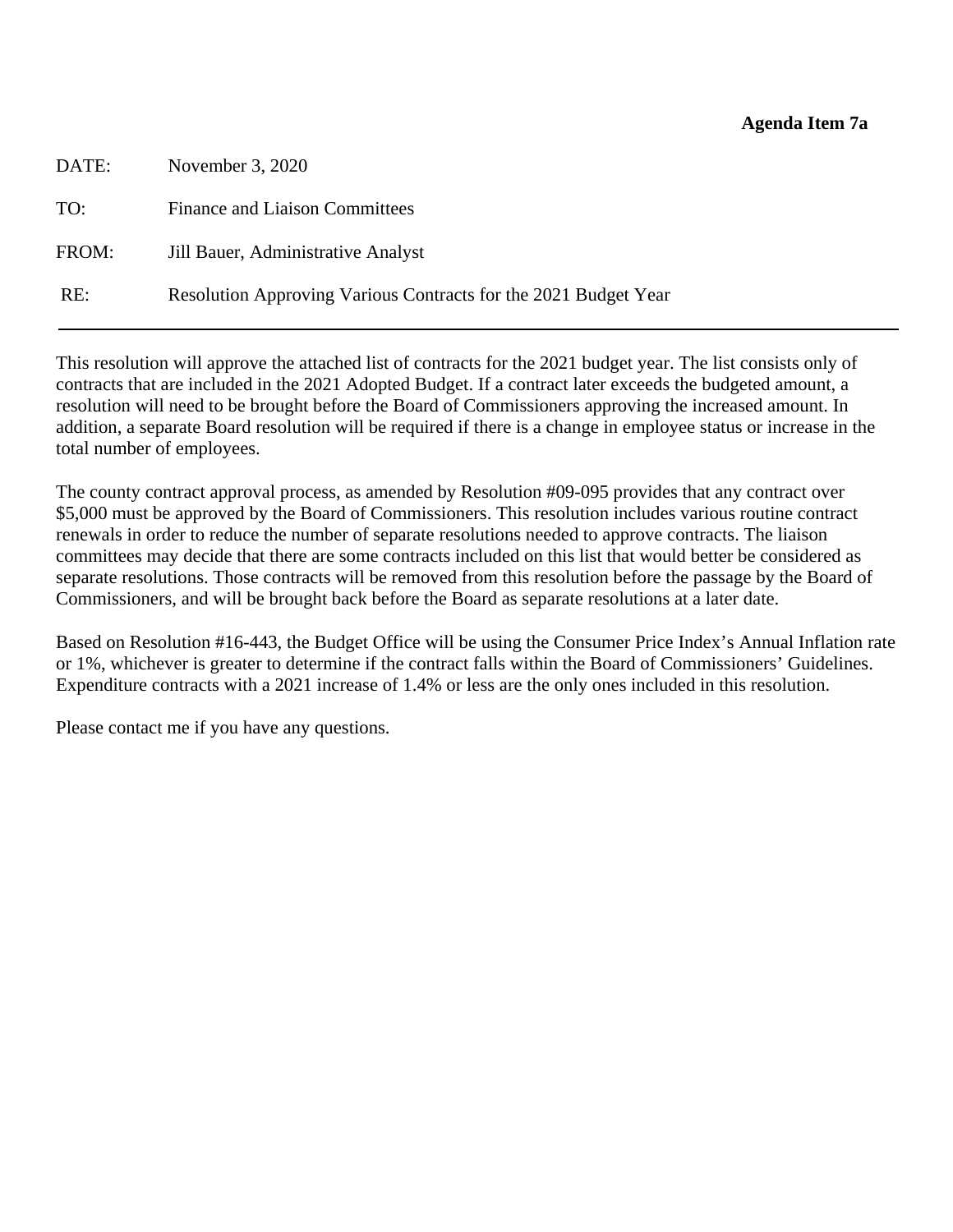**Agenda Item 7a**

| | |
|---|---|
| DATE: | November 3, 2020 |
| TO: | Finance and Liaison Committees |
| FROM: | Jill Bauer, Administrative Analyst |
| RE: | Resolution Approving Various Contracts for the 2021 Budget Year |

---

This resolution will approve the attached list of contracts for the 2021 budget year. The list consists only of contracts that are included in the 2021 Adopted Budget. If a contract later exceeds the budgeted amount, a resolution will need to be brought before the Board of Commissioners approving the increased amount. In addition, a separate Board resolution will be required if there is a change in employee status or increase in the total number of employees.

The county contract approval process, as amended by Resolution #09-095 provides that any contract over $5,000 must be approved by the Board of Commissioners. This resolution includes various routine contract renewals in order to reduce the number of separate resolutions needed to approve contracts. The liaison committees may decide that there are some contracts included on this list that would better be considered as separate resolutions. Those contracts will be removed from this resolution before the passage by the Board of Commissioners, and will be brought back before the Board as separate resolutions at a later date.

Based on Resolution #16-443, the Budget Office will be using the Consumer Price Index's Annual Inflation rate or 1%, whichever is greater to determine if the contract falls within the Board of Commissioners' Guidelines. Expenditure contracts with a 2021 increase of 1.4% or less are the only ones included in this resolution.

Please contact me if you have any questions.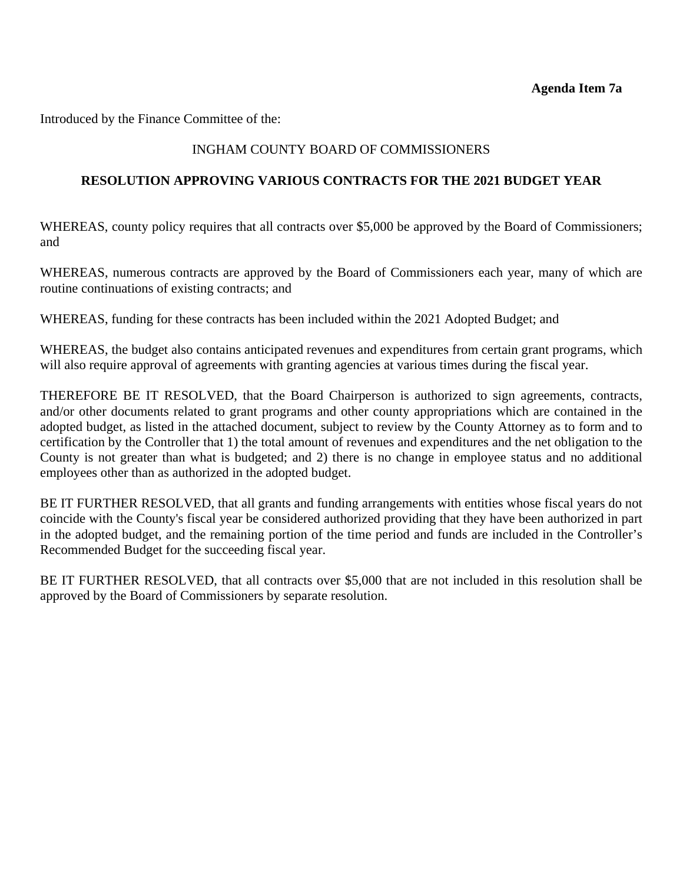**Agenda Item 7a**

Introduced by the Finance Committee of the:

INGHAM COUNTY BOARD OF COMMISSIONERS

**RESOLUTION APPROVING VARIOUS CONTRACTS FOR THE 2021 BUDGET YEAR**

WHEREAS, county policy requires that all contracts over $5,000 be approved by the Board of Commissioners; and

WHEREAS, numerous contracts are approved by the Board of Commissioners each year, many of which are routine continuations of existing contracts; and

WHEREAS, funding for these contracts has been included within the 2021 Adopted Budget; and

WHEREAS, the budget also contains anticipated revenues and expenditures from certain grant programs, which will also require approval of agreements with granting agencies at various times during the fiscal year.

THEREFORE BE IT RESOLVED, that the Board Chairperson is authorized to sign agreements, contracts, and/or other documents related to grant programs and other county appropriations which are contained in the adopted budget, as listed in the attached document, subject to review by the County Attorney as to form and to certification by the Controller that 1) the total amount of revenues and expenditures and the net obligation to the County is not greater than what is budgeted; and 2) there is no change in employee status and no additional employees other than as authorized in the adopted budget.

BE IT FURTHER RESOLVED, that all grants and funding arrangements with entities whose fiscal years do not coincide with the County's fiscal year be considered authorized providing that they have been authorized in part in the adopted budget, and the remaining portion of the time period and funds are included in the Controller's Recommended Budget for the succeeding fiscal year.

BE IT FURTHER RESOLVED, that all contracts over $5,000 that are not included in this resolution shall be approved by the Board of Commissioners by separate resolution.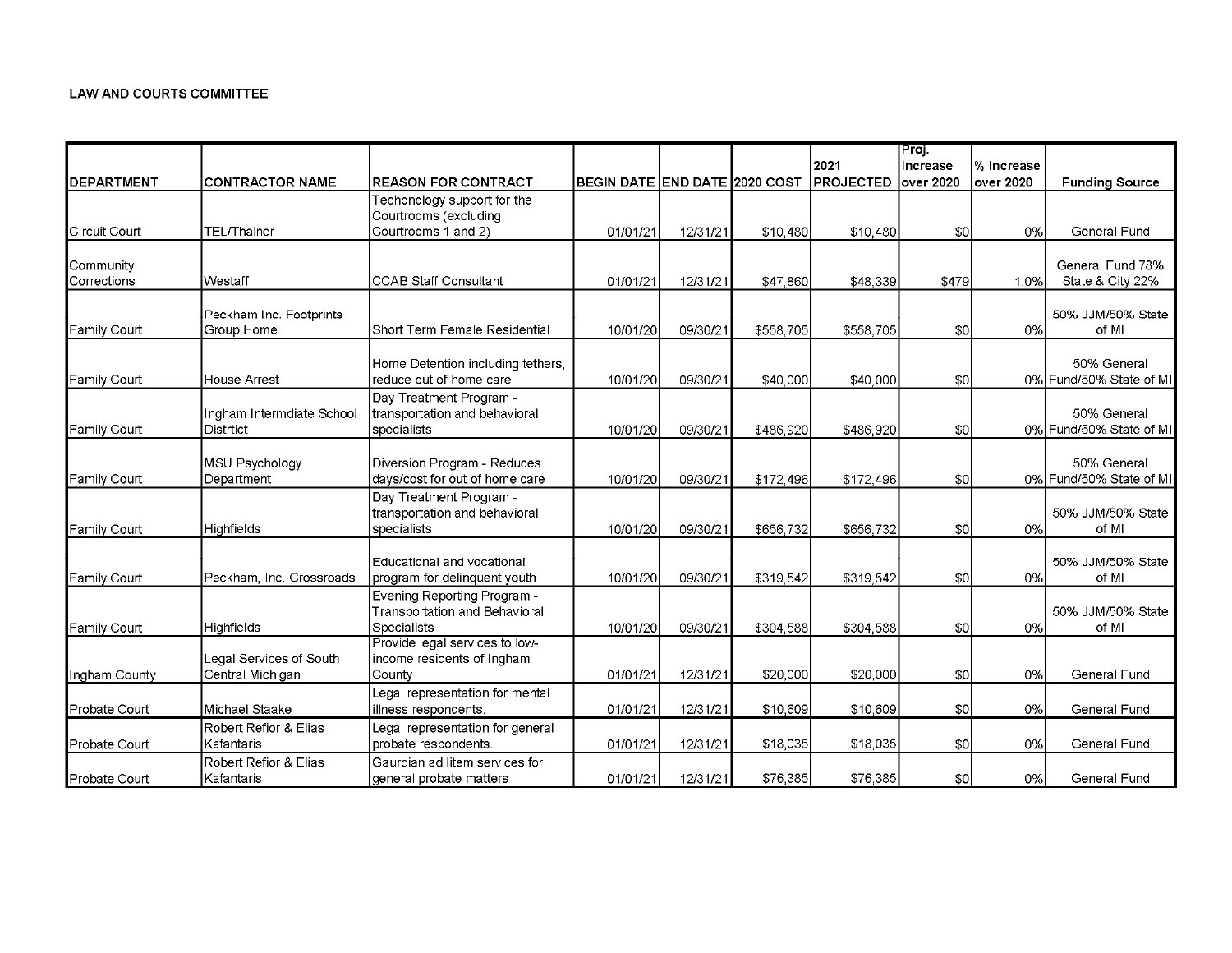## LAW AND COURTS COMMITTEE

| DEPARTMENT | CONTRACTOR NAME | REASON FOR CONTRACT | BEGIN DATE | END DATE | 2020 COST | 2021 PROJECTED | Proj. Increase over 2020 | % Increase over 2020 | Funding Source |
|---|---|---|---|---|---|---|---|---|---|
| Circuit Court | TEL/Thalner | Techonology support for the Courtrooms (excluding Courtrooms 1 and 2) | 01/01/21 | 12/31/21 | $10,480 | $10,480 | $0 | 0% | General Fund |
| Community Corrections | Westaff | CCAB Staff Consultant | 01/01/21 | 12/31/21 | $47,860 | $48,339 | $479 | 1.0% | General Fund 78% State & City 22% |
| Family Court | Peckham Inc. Footprints Group Home | Short Term Female Residential | 10/01/20 | 09/30/21 | $558,705 | $558,705 | $0 | 0% | 50% JJM/50% State of MI |
| Family Court | House Arrest | Home Detention including tethers, reduce out of home care | 10/01/20 | 09/30/21 | $40,000 | $40,000 | $0 | 0% | 50% General Fund/50% State of MI |
| Family Court | Ingham Intermdiate School Distrtict | Day Treatment Program - transportation and behavioral specialists | 10/01/20 | 09/30/21 | $486,920 | $486,920 | $0 | 0% | 50% General Fund/50% State of MI |
| Family Court | MSU Psychology Department | Diversion Program - Reduces days/cost for out of home care | 10/01/20 | 09/30/21 | $172,496 | $172,496 | $0 | 0% | 50% General Fund/50% State of MI |
| Family Court | Highfields | Day Treatment Program - transportation and behavioral specialists | 10/01/20 | 09/30/21 | $656,732 | $656,732 | $0 | 0% | 50% JJM/50% State of MI |
| Family Court | Peckham, Inc. Crossroads | Educational and vocational program for delinquent youth | 10/01/20 | 09/30/21 | $319,542 | $319,542 | $0 | 0% | 50% JJM/50% State of MI |
| Family Court | Highfields | Evening Reporting Program - Transportation and Behavioral Specialists | 10/01/20 | 09/30/21 | $304,588 | $304,588 | $0 | 0% | 50% JJM/50% State of MI |
| Ingham County | Legal Services of South Central Michigan | Provide legal services to low-income residents of Ingham County | 01/01/21 | 12/31/21 | $20,000 | $20,000 | $0 | 0% | General Fund |
| Probate Court | Michael Staake | Legal representation for mental illness respondents. | 01/01/21 | 12/31/21 | $10,609 | $10,609 | $0 | 0% | General Fund |
| Probate Court | Robert Refior & Elias Kafantaris | Legal representation for general probate respondents. | 01/01/21 | 12/31/21 | $18,035 | $18,035 | $0 | 0% | General Fund |
| Probate Court | Robert Refior & Elias Kafantaris | Gaurdian ad litem services for general probate matters | 01/01/21 | 12/31/21 | $76,385 | $76,385 | $0 | 0% | General Fund |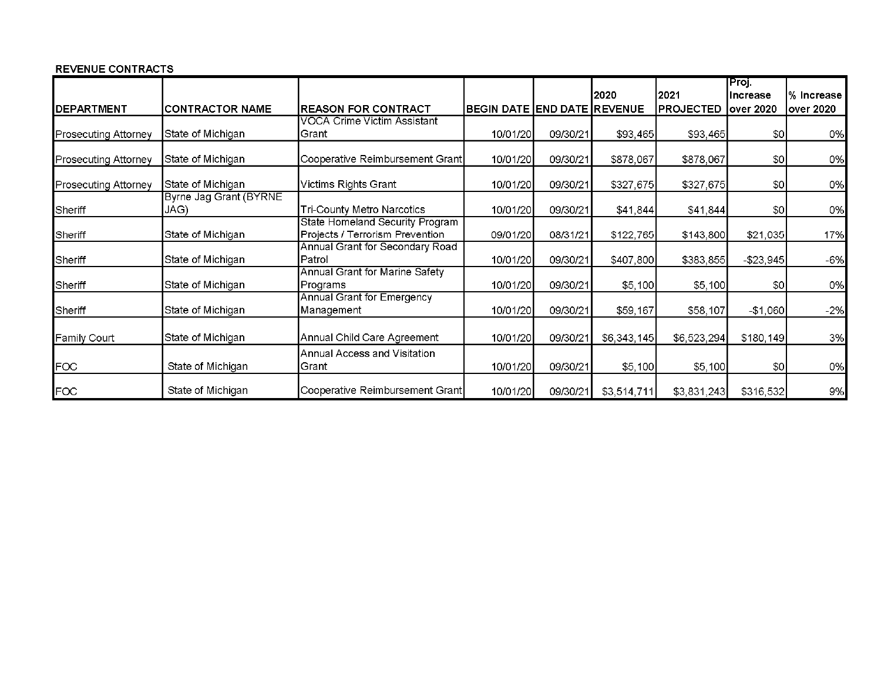**REVENUE CONTRACTS**

| DEPARTMENT | CONTRACTOR NAME | REASON FOR CONTRACT | BEGIN DATE | END DATE | 2020 REVENUE | 2021 PROJECTED | Proj. Increase over 2020 | % Increase over 2020 |
|---|---|---|---|---|---|---|---|---|
| Prosecuting Attorney | State of Michigan | VOCA Crime Victim Assistant Grant | 10/01/20 | 09/30/21 | $93,465 | $93,465 | $0 | 0% |
| Prosecuting Attorney | State of Michigan | Cooperative Reimbursement Grant | 10/01/20 | 09/30/21 | $878,067 | $878,067 | $0 | 0% |
| Prosecuting Attorney | State of Michigan | Victims Rights Grant | 10/01/20 | 09/30/21 | $327,675 | $327,675 | $0 | 0% |
| Sheriff | Byrne Jag Grant (BYRNE JAG) | Tri-County Metro Narcotics | 10/01/20 | 09/30/21 | $41,844 | $41,844 | $0 | 0% |
| Sheriff | State of Michigan | State Homeland Security Program Projects / Terrorism Prevention | 09/01/20 | 08/31/21 | $122,765 | $143,800 | $21,035 | 17% |
| Sheriff | State of Michigan | Annual Grant for Secondary Road Patrol | 10/01/20 | 09/30/21 | $407,800 | $383,855 | -$23,945 | -6% |
| Sheriff | State of Michigan | Annual Grant for Marine Safety Programs | 10/01/20 | 09/30/21 | $5,100 | $5,100 | $0 | 0% |
| Sheriff | State of Michigan | Annual Grant for Emergency Management | 10/01/20 | 09/30/21 | $59,167 | $58,107 | -$1,060 | -2% |
| Family Court | State of Michigan | Annual Child Care Agreement | 10/01/20 | 09/30/21 | $6,343,145 | $6,523,294 | $180,149 | 3% |
| FOC | State of Michigan | Annual Access and Visitation Grant | 10/01/20 | 09/30/21 | $5,100 | $5,100 | $0 | 0% |
| FOC | State of Michigan | Cooperative Reimbursement Grant | 10/01/20 | 09/30/21 | $3,514,711 | $3,831,243 | $316,532 | 9% |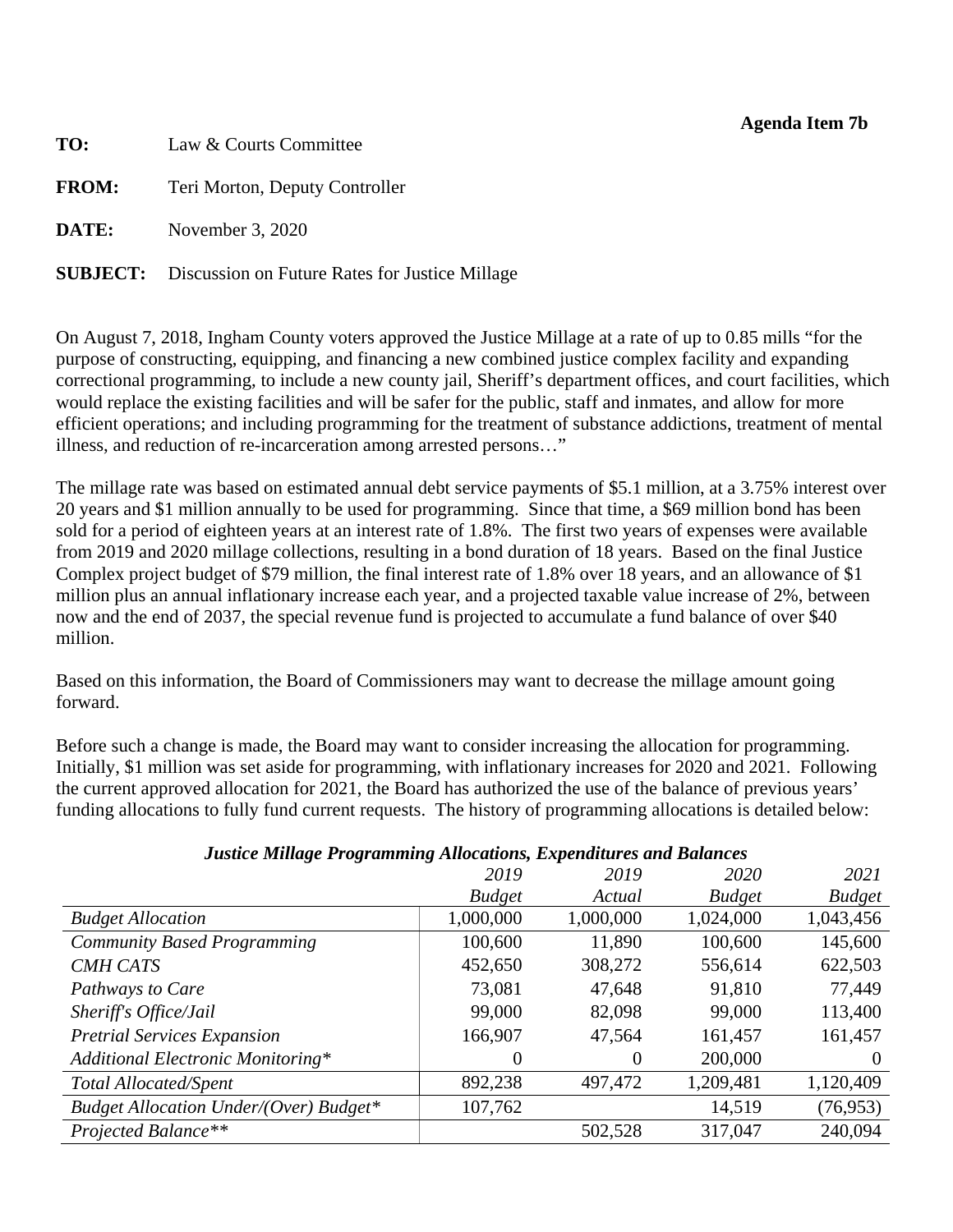**Agenda Item 7b**

**TO:** Law & Courts Committee

**FROM:** Teri Morton, Deputy Controller

**DATE:** November 3, 2020

**SUBJECT:** Discussion on Future Rates for Justice Millage

On August 7, 2018, Ingham County voters approved the Justice Millage at a rate of up to 0.85 mills "for the purpose of constructing, equipping, and financing a new combined justice complex facility and expanding correctional programming, to include a new county jail, Sheriff's department offices, and court facilities, which would replace the existing facilities and will be safer for the public, staff and inmates, and allow for more efficient operations; and including programming for the treatment of substance addictions, treatment of mental illness, and reduction of re-incarceration among arrested persons…"

The millage rate was based on estimated annual debt service payments of $5.1 million, at a 3.75% interest over 20 years and $1 million annually to be used for programming. Since that time, a $69 million bond has been sold for a period of eighteen years at an interest rate of 1.8%. The first two years of expenses were available from 2019 and 2020 millage collections, resulting in a bond duration of 18 years. Based on the final Justice Complex project budget of $79 million, the final interest rate of 1.8% over 18 years, and an allowance of $1 million plus an annual inflationary increase each year, and a projected taxable value increase of 2%, between now and the end of 2037, the special revenue fund is projected to accumulate a fund balance of over $40 million.

Based on this information, the Board of Commissioners may want to decrease the millage amount going forward.

Before such a change is made, the Board may want to consider increasing the allocation for programming. Initially, $1 million was set aside for programming, with inflationary increases for 2020 and 2021. Following the current approved allocation for 2021, the Board has authorized the use of the balance of previous years' funding allocations to fully fund current requests. The history of programming allocations is detailed below:

***Justice Millage Programming Allocations, Expenditures and Balances***

| | *2019 Budget* | *2019 Actual* | *2020 Budget* | *2021 Budget* |
|---|---|---|---|---|
| *Budget Allocation* | 1,000,000 | 1,000,000 | 1,024,000 | 1,043,456 |
| *Community Based Programming* | 100,600 | 11,890 | 100,600 | 145,600 |
| *CMH CATS* | 452,650 | 308,272 | 556,614 | 622,503 |
| *Pathways to Care* | 73,081 | 47,648 | 91,810 | 77,449 |
| *Sheriff's Office/Jail* | 99,000 | 82,098 | 99,000 | 113,400 |
| *Pretrial Services Expansion* | 166,907 | 47,564 | 161,457 | 161,457 |
| *Additional Electronic Monitoring** | 0 | 0 | 200,000 | 0 |
| *Total Allocated/Spent* | 892,238 | 497,472 | 1,209,481 | 1,120,409 |
| *Budget Allocation Under/(Over) Budget** | 107,762 | | 14,519 | (76,953) |
| *Projected Balance*** | | 502,528 | 317,047 | 240,094 |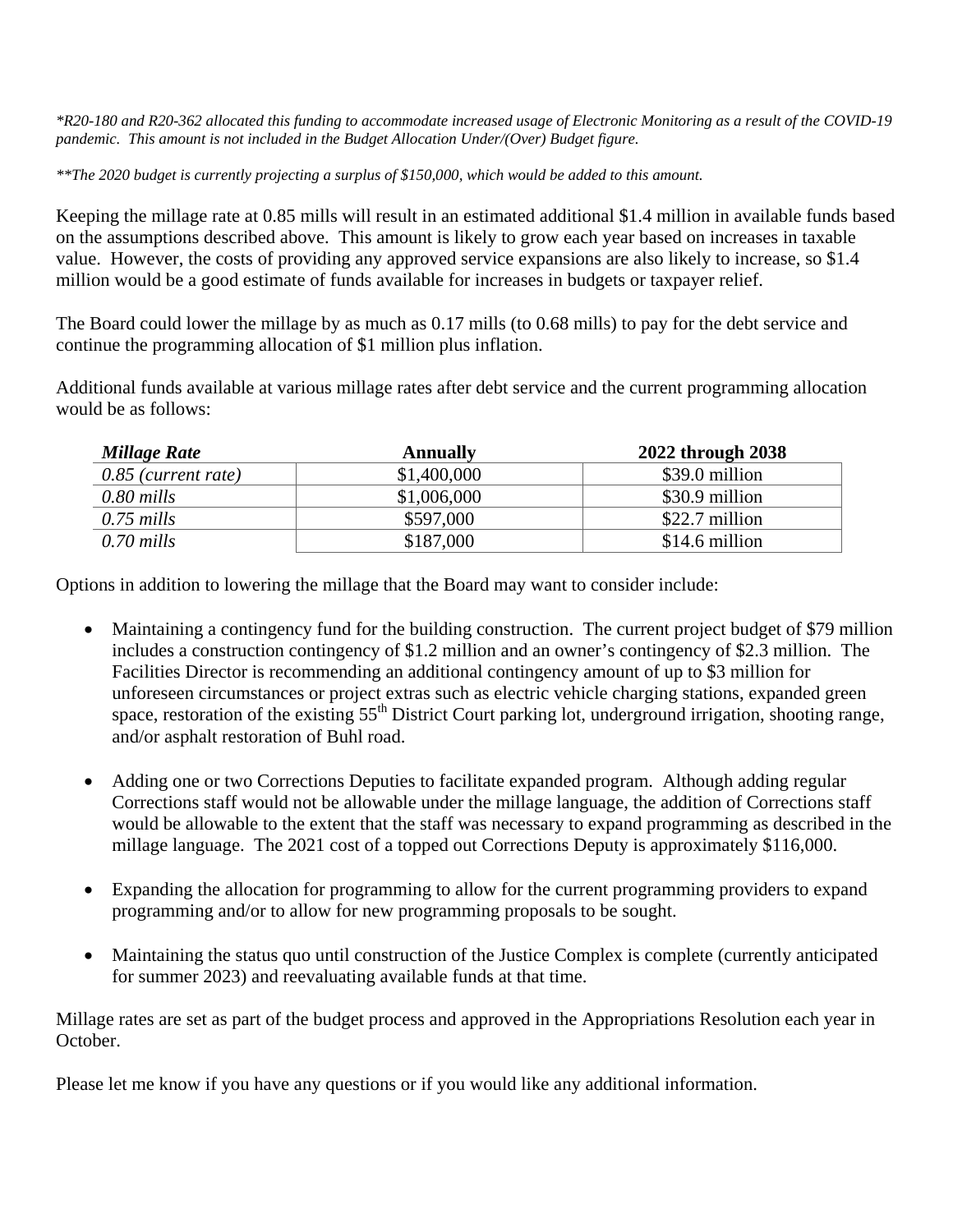*\*R20-180 and R20-362 allocated this funding to accommodate increased usage of Electronic Monitoring as a result of the COVID-19 pandemic. This amount is not included in the Budget Allocation Under/(Over) Budget figure.*

*\*\*The 2020 budget is currently projecting a surplus of $150,000, which would be added to this amount.*

Keeping the millage rate at 0.85 mills will result in an estimated additional $1.4 million in available funds based on the assumptions described above. This amount is likely to grow each year based on increases in taxable value. However, the costs of providing any approved service expansions are also likely to increase, so $1.4 million would be a good estimate of funds available for increases in budgets or taxpayer relief.

The Board could lower the millage by as much as 0.17 mills (to 0.68 mills) to pay for the debt service and continue the programming allocation of $1 million plus inflation.

Additional funds available at various millage rates after debt service and the current programming allocation would be as follows:

| ***Millage Rate*** | **Annually** | **2022 through 2038** |
|---|---|---|
| *0.85 (current rate)* | $1,400,000 | $39.0 million |
| *0.80 mills* | $1,006,000 | $30.9 million |
| *0.75 mills* | $597,000 | $22.7 million |
| *0.70 mills* | $187,000 | $14.6 million |

Options in addition to lowering the millage that the Board may want to consider include:

- Maintaining a contingency fund for the building construction. The current project budget of $79 million includes a construction contingency of $1.2 million and an owner's contingency of $2.3 million. The Facilities Director is recommending an additional contingency amount of up to $3 million for unforeseen circumstances or project extras such as electric vehicle charging stations, expanded green space, restoration of the existing 55th District Court parking lot, underground irrigation, shooting range, and/or asphalt restoration of Buhl road.

- Adding one or two Corrections Deputies to facilitate expanded program. Although adding regular Corrections staff would not be allowable under the millage language, the addition of Corrections staff would be allowable to the extent that the staff was necessary to expand programming as described in the millage language. The 2021 cost of a topped out Corrections Deputy is approximately $116,000.

- Expanding the allocation for programming to allow for the current programming providers to expand programming and/or to allow for new programming proposals to be sought.

- Maintaining the status quo until construction of the Justice Complex is complete (currently anticipated for summer 2023) and reevaluating available funds at that time.

Millage rates are set as part of the budget process and approved in the Appropriations Resolution each year in October.

Please let me know if you have any questions or if you would like any additional information.